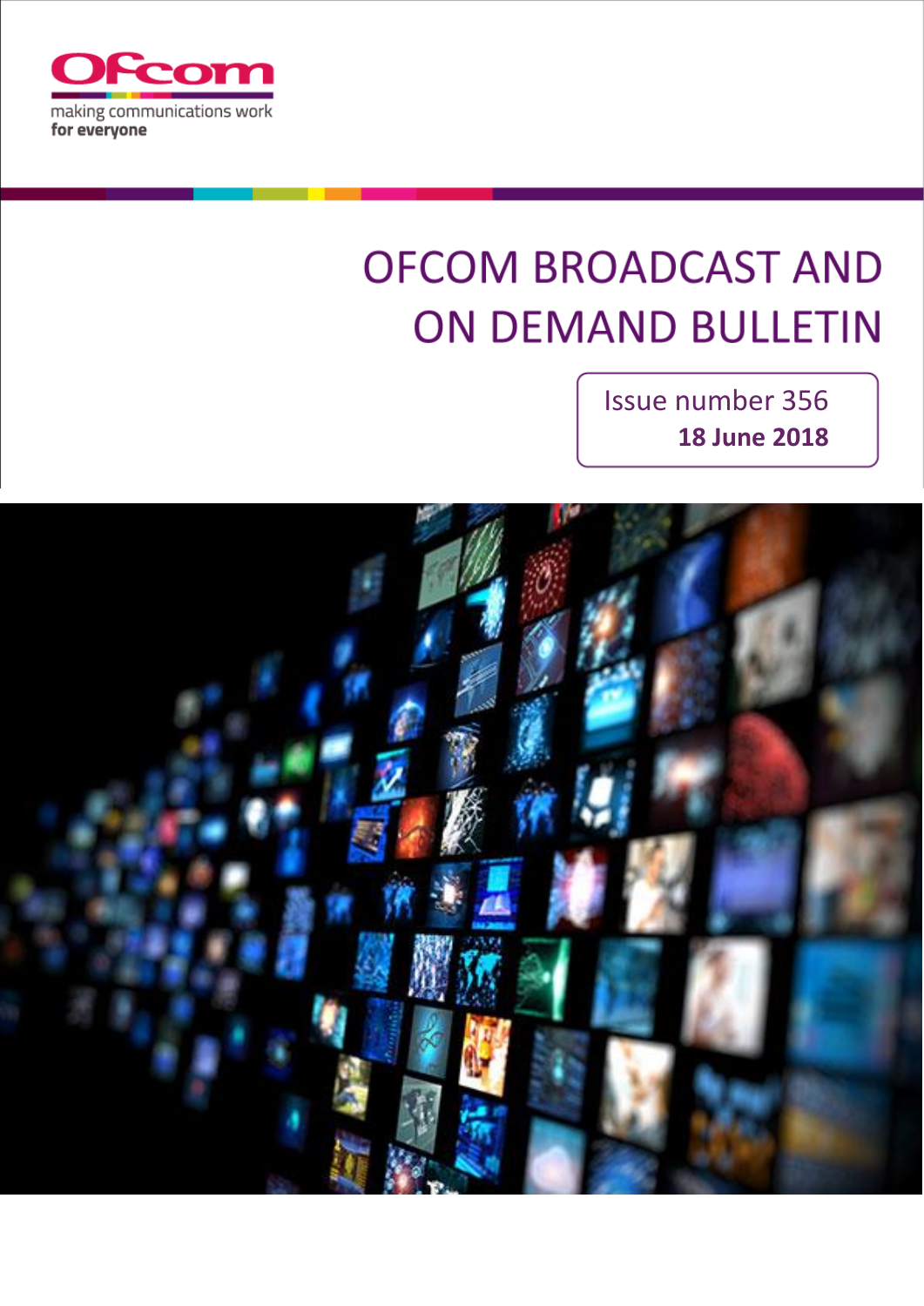Ofcom

making communications work
for everyone

# OFCOM BROADCAST AND ON DEMAND BULLETIN

Issue number 356

**18 June 2018**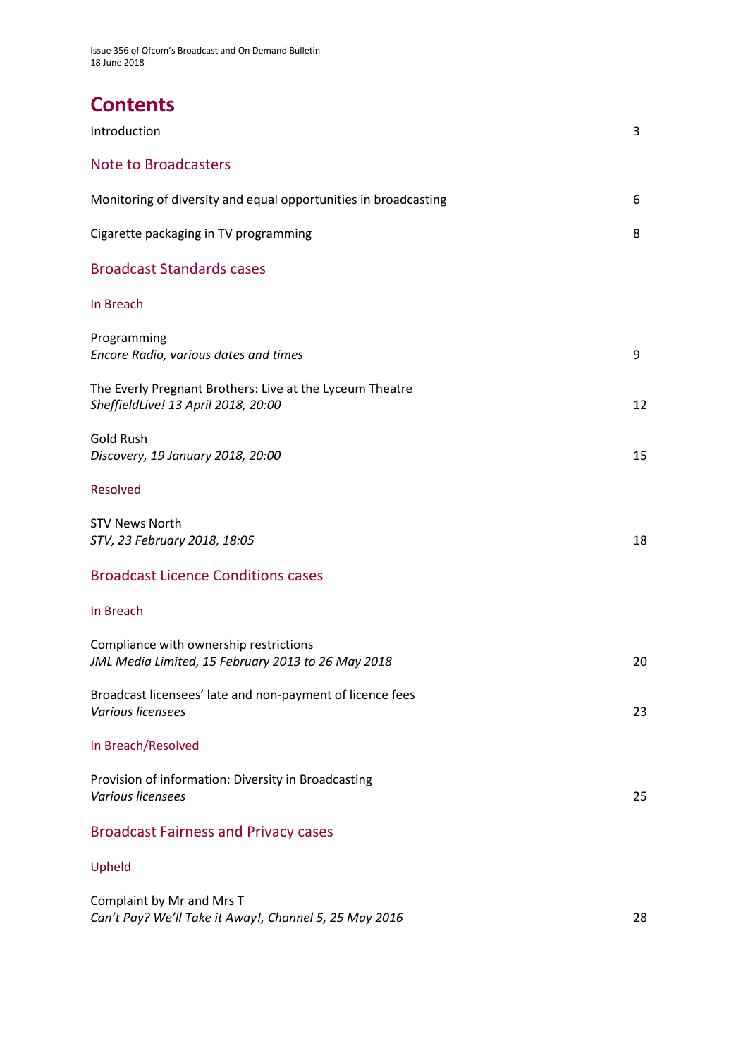# Contents

| | |
|---|---|
| Introduction | 3 |
| **Note to Broadcasters** | |
| Monitoring of diversity and equal opportunities in broadcasting | 6 |
| Cigarette packaging in TV programming | 8 |
| **Broadcast Standards cases** | |
| In Breach | |
| Programming<br>*Encore Radio, various dates and times* | 9 |
| The Everly Pregnant Brothers: Live at the Lyceum Theatre<br>*SheffieldLive! 13 April 2018, 20:00* | 12 |
| Gold Rush<br>*Discovery, 19 January 2018, 20:00* | 15 |
| Resolved | |
| STV News North<br>*STV, 23 February 2018, 18:05* | 18 |
| **Broadcast Licence Conditions cases** | |
| In Breach | |
| Compliance with ownership restrictions<br>*JML Media Limited, 15 February 2013 to 26 May 2018* | 20 |
| Broadcast licensees' late and non-payment of licence fees<br>*Various licensees* | 23 |
| In Breach/Resolved | |
| Provision of information: Diversity in Broadcasting<br>*Various licensees* | 25 |
| **Broadcast Fairness and Privacy cases** | |
| Upheld | |
| Complaint by Mr and Mrs T<br>*Can't Pay? We'll Take it Away!, Channel 5, 25 May 2016* | 28 |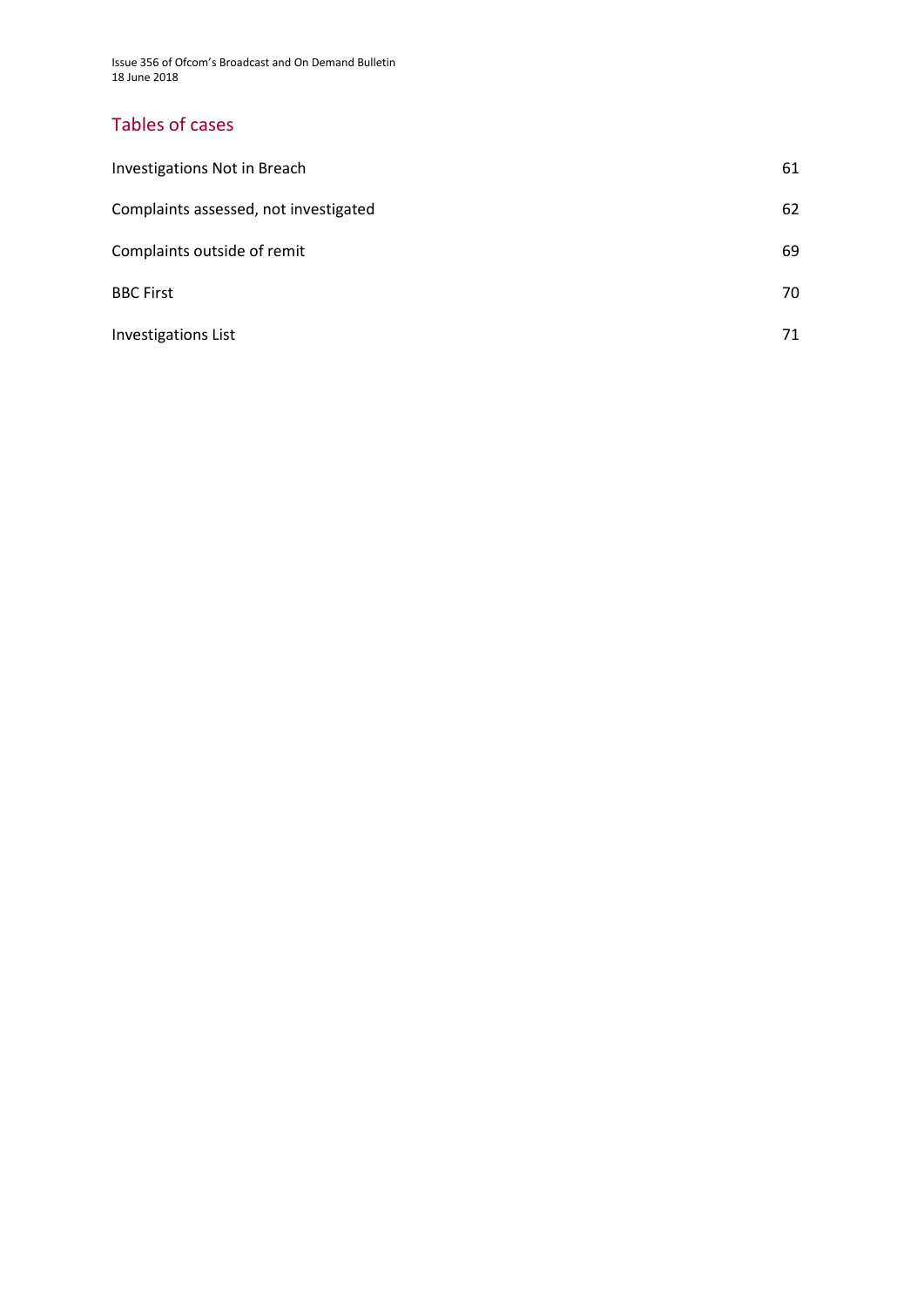## Tables of cases

| | |
|---|---|
| Investigations Not in Breach | 61 |
| Complaints assessed, not investigated | 62 |
| Complaints outside of remit | 69 |
| BBC First | 70 |
| Investigations List | 71 |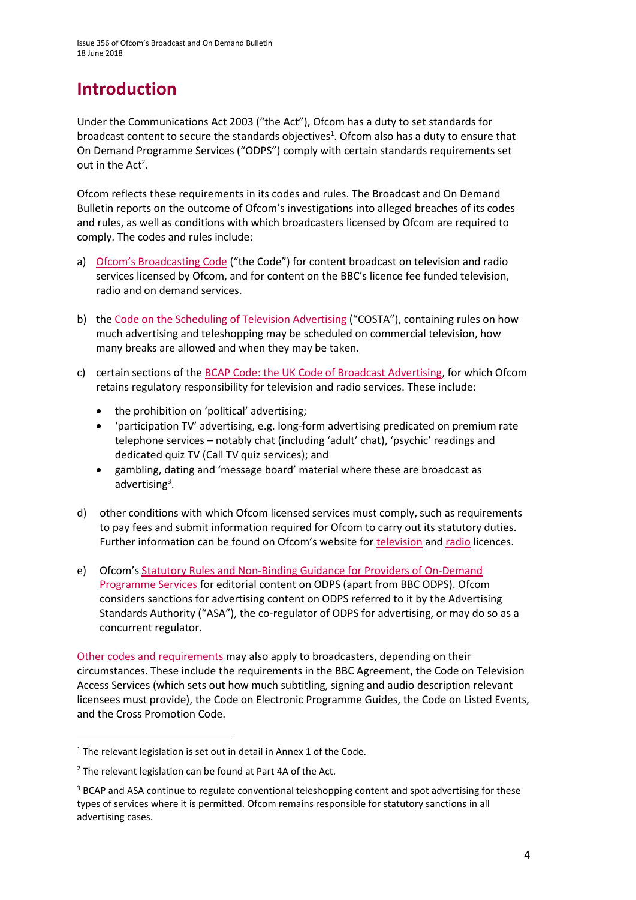# Introduction

Under the Communications Act 2003 ("the Act"), Ofcom has a duty to set standards for broadcast content to secure the standards objectives[1]. Ofcom also has a duty to ensure that On Demand Programme Services ("ODPS") comply with certain standards requirements set out in the Act[2].

Ofcom reflects these requirements in its codes and rules. The Broadcast and On Demand Bulletin reports on the outcome of Ofcom's investigations into alleged breaches of its codes and rules, as well as conditions with which broadcasters licensed by Ofcom are required to comply. The codes and rules include:

a) Ofcom's Broadcasting Code ("the Code") for content broadcast on television and radio services licensed by Ofcom, and for content on the BBC's licence fee funded television, radio and on demand services.

b) the Code on the Scheduling of Television Advertising ("COSTA"), containing rules on how much advertising and teleshopping may be scheduled on commercial television, how many breaks are allowed and when they may be taken.

c) certain sections of the BCAP Code: the UK Code of Broadcast Advertising, for which Ofcom retains regulatory responsibility for television and radio services. These include:
   - the prohibition on 'political' advertising;
   - 'participation TV' advertising, e.g. long-form advertising predicated on premium rate telephone services – notably chat (including 'adult' chat), 'psychic' readings and dedicated quiz TV (Call TV quiz services); and
   - gambling, dating and 'message board' material where these are broadcast as advertising[3].

d) other conditions with which Ofcom licensed services must comply, such as requirements to pay fees and submit information required for Ofcom to carry out its statutory duties. Further information can be found on Ofcom's website for television and radio licences.

e) Ofcom's Statutory Rules and Non-Binding Guidance for Providers of On-Demand Programme Services for editorial content on ODPS (apart from BBC ODPS). Ofcom considers sanctions for advertising content on ODPS referred to it by the Advertising Standards Authority ("ASA"), the co-regulator of ODPS for advertising, or may do so as a concurrent regulator.

Other codes and requirements may also apply to broadcasters, depending on their circumstances. These include the requirements in the BBC Agreement, the Code on Television Access Services (which sets out how much subtitling, signing and audio description relevant licensees must provide), the Code on Electronic Programme Guides, the Code on Listed Events, and the Cross Promotion Code.

---

[1] The relevant legislation is set out in detail in Annex 1 of the Code.

[2] The relevant legislation can be found at Part 4A of the Act.

[3] BCAP and ASA continue to regulate conventional teleshopping content and spot advertising for these types of services where it is permitted. Ofcom remains responsible for statutory sanctions in all advertising cases.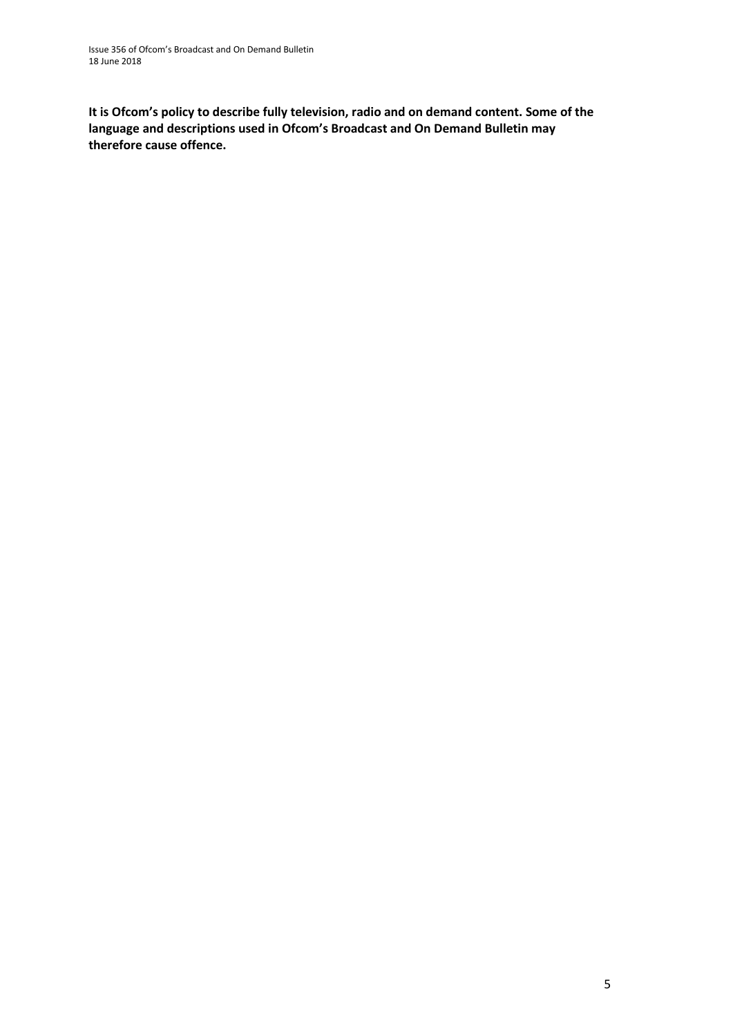**It is Ofcom's policy to describe fully television, radio and on demand content. Some of the language and descriptions used in Ofcom's Broadcast and On Demand Bulletin may therefore cause offence.**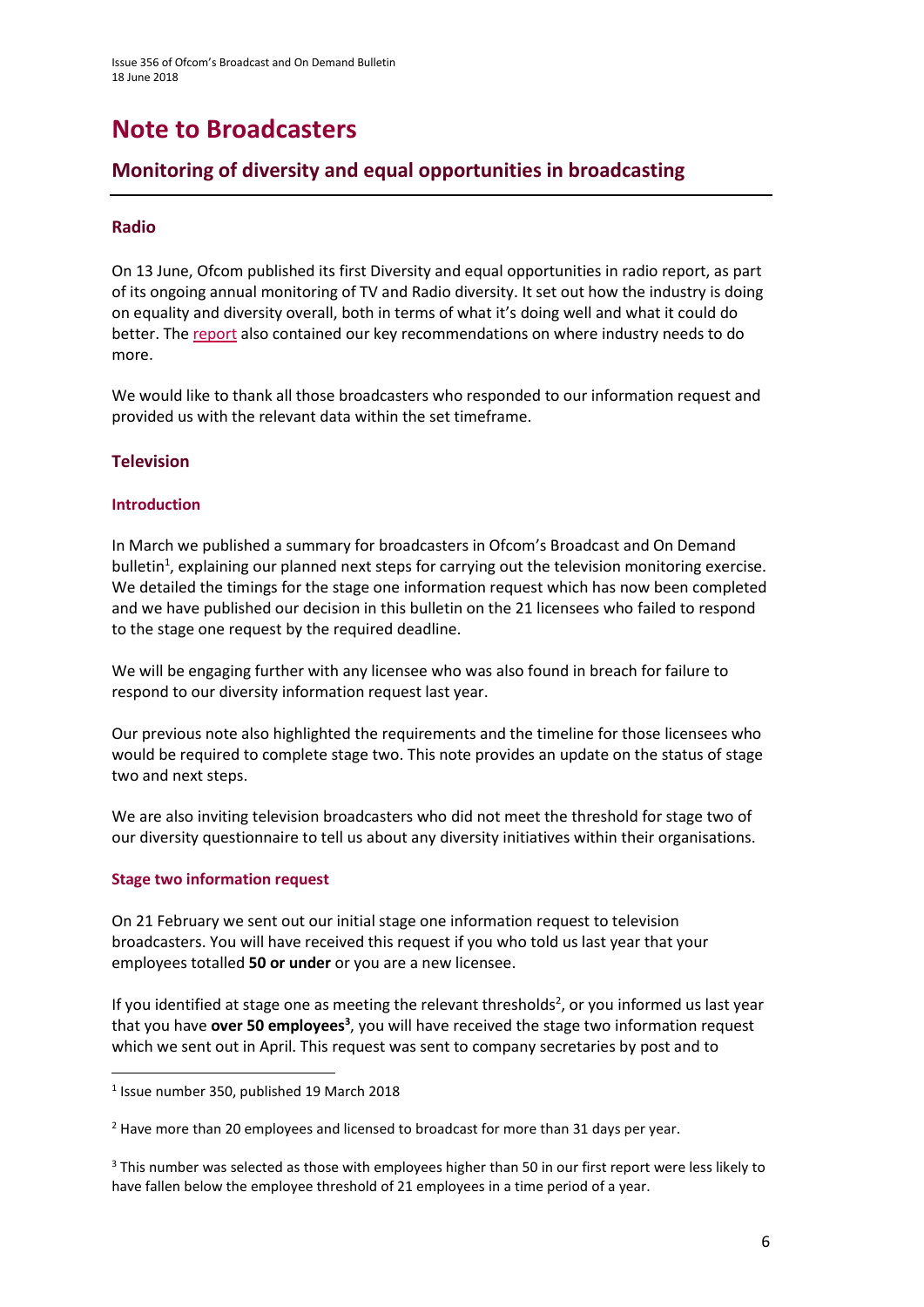# Note to Broadcasters

## Monitoring of diversity and equal opportunities in broadcasting

### Radio

On 13 June, Ofcom published its first Diversity and equal opportunities in radio report, as part of its ongoing annual monitoring of TV and Radio diversity. It set out how the industry is doing on equality and diversity overall, both in terms of what it's doing well and what it could do better. The report also contained our key recommendations on where industry needs to do more.

We would like to thank all those broadcasters who responded to our information request and provided us with the relevant data within the set timeframe.

### Television

#### Introduction

In March we published a summary for broadcasters in Ofcom's Broadcast and On Demand bulletin[1], explaining our planned next steps for carrying out the television monitoring exercise. We detailed the timings for the stage one information request which has now been completed and we have published our decision in this bulletin on the 21 licensees who failed to respond to the stage one request by the required deadline.

We will be engaging further with any licensee who was also found in breach for failure to respond to our diversity information request last year.

Our previous note also highlighted the requirements and the timeline for those licensees who would be required to complete stage two. This note provides an update on the status of stage two and next steps.

We are also inviting television broadcasters who did not meet the threshold for stage two of our diversity questionnaire to tell us about any diversity initiatives within their organisations.

#### Stage two information request

On 21 February we sent out our initial stage one information request to television broadcasters. You will have received this request if you who told us last year that your employees totalled **50 or under** or you are a new licensee.

If you identified at stage one as meeting the relevant thresholds[2], or you informed us last year that you have **over 50 employees[3]**, you will have received the stage two information request which we sent out in April. This request was sent to company secretaries by post and to

---

[1] Issue number 350, published 19 March 2018

[2] Have more than 20 employees and licensed to broadcast for more than 31 days per year.

[3] This number was selected as those with employees higher than 50 in our first report were less likely to have fallen below the employee threshold of 21 employees in a time period of a year.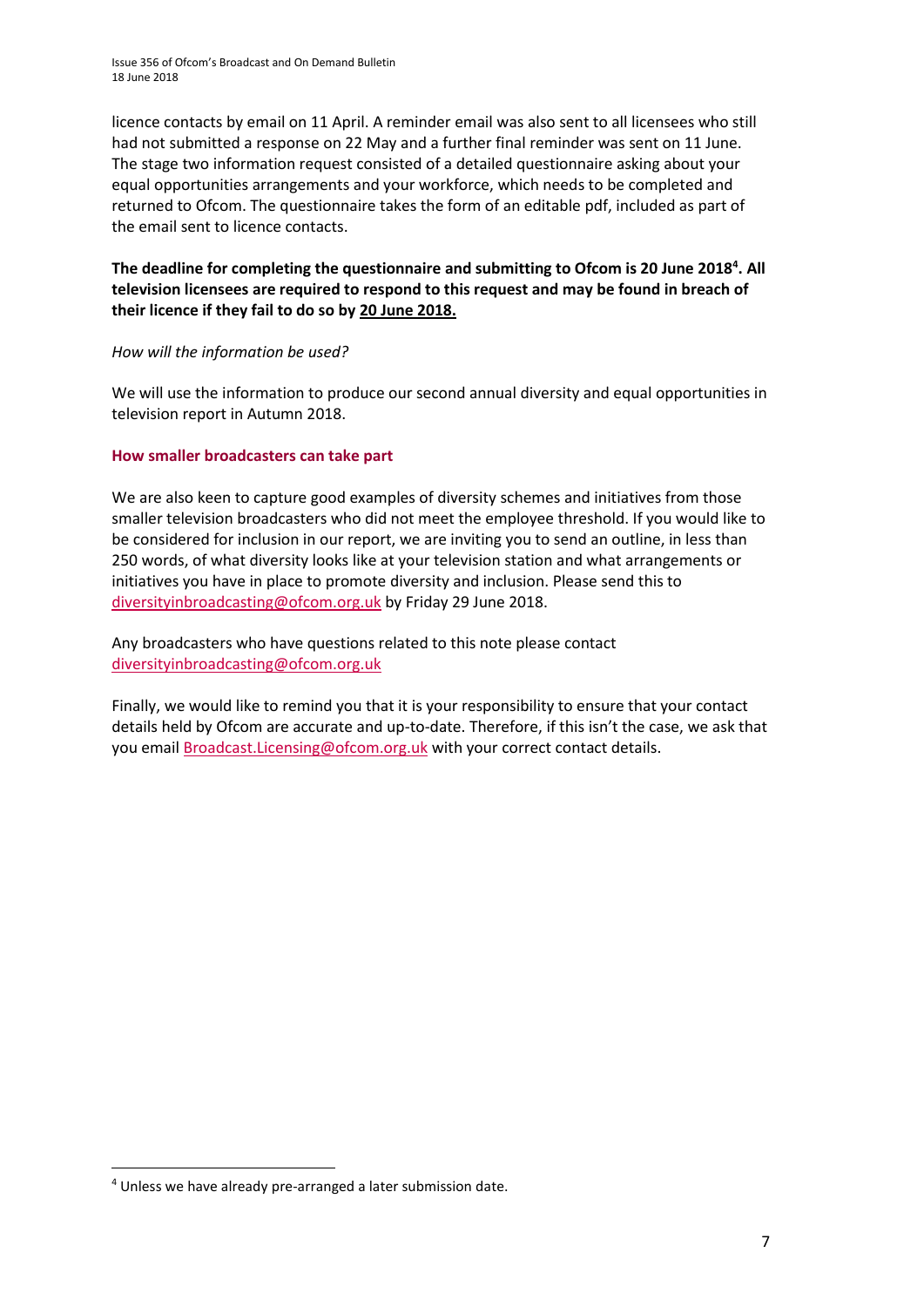licence contacts by email on 11 April. A reminder email was also sent to all licensees who still had not submitted a response on 22 May and a further final reminder was sent on 11 June. The stage two information request consisted of a detailed questionnaire asking about your equal opportunities arrangements and your workforce, which needs to be completed and returned to Ofcom. The questionnaire takes the form of an editable pdf, included as part of the email sent to licence contacts.

**The deadline for completing the questionnaire and submitting to Ofcom is 20 June 2018[4]. All television licensees are required to respond to this request and may be found in breach of their licence if they fail to do so by 20 June 2018.**

*How will the information be used?*

We will use the information to produce our second annual diversity and equal opportunities in television report in Autumn 2018.

### How smaller broadcasters can take part

We are also keen to capture good examples of diversity schemes and initiatives from those smaller television broadcasters who did not meet the employee threshold. If you would like to be considered for inclusion in our report, we are inviting you to send an outline, in less than 250 words, of what diversity looks like at your television station and what arrangements or initiatives you have in place to promote diversity and inclusion. Please send this to diversityinbroadcasting@ofcom.org.uk by Friday 29 June 2018.

Any broadcasters who have questions related to this note please contact diversityinbroadcasting@ofcom.org.uk

Finally, we would like to remind you that it is your responsibility to ensure that your contact details held by Ofcom are accurate and up-to-date. Therefore, if this isn't the case, we ask that you email Broadcast.Licensing@ofcom.org.uk with your correct contact details.

---

[4] Unless we have already pre-arranged a later submission date.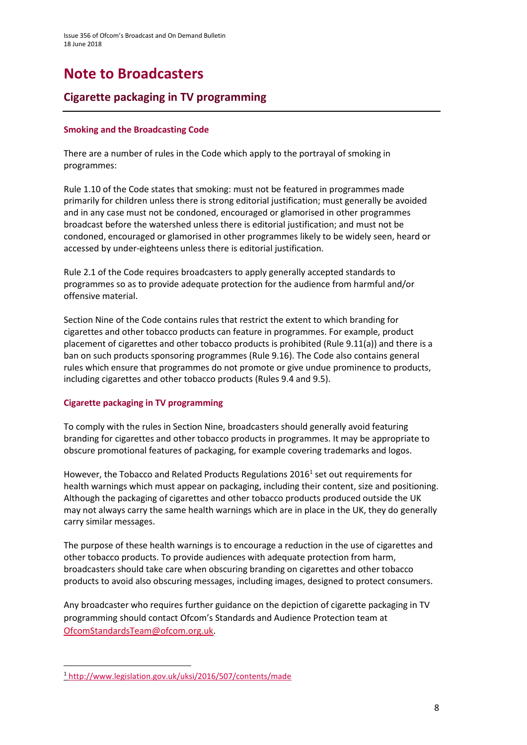# Note to Broadcasters

## Cigarette packaging in TV programming

### Smoking and the Broadcasting Code

There are a number of rules in the Code which apply to the portrayal of smoking in programmes:

Rule 1.10 of the Code states that smoking: must not be featured in programmes made primarily for children unless there is strong editorial justification; must generally be avoided and in any case must not be condoned, encouraged or glamorised in other programmes broadcast before the watershed unless there is editorial justification; and must not be condoned, encouraged or glamorised in other programmes likely to be widely seen, heard or accessed by under-eighteens unless there is editorial justification.

Rule 2.1 of the Code requires broadcasters to apply generally accepted standards to programmes so as to provide adequate protection for the audience from harmful and/or offensive material.

Section Nine of the Code contains rules that restrict the extent to which branding for cigarettes and other tobacco products can feature in programmes. For example, product placement of cigarettes and other tobacco products is prohibited (Rule 9.11(a)) and there is a ban on such products sponsoring programmes (Rule 9.16). The Code also contains general rules which ensure that programmes do not promote or give undue prominence to products, including cigarettes and other tobacco products (Rules 9.4 and 9.5).

### Cigarette packaging in TV programming

To comply with the rules in Section Nine, broadcasters should generally avoid featuring branding for cigarettes and other tobacco products in programmes. It may be appropriate to obscure promotional features of packaging, for example covering trademarks and logos.

However, the Tobacco and Related Products Regulations 2016[1] set out requirements for health warnings which must appear on packaging, including their content, size and positioning. Although the packaging of cigarettes and other tobacco products produced outside the UK may not always carry the same health warnings which are in place in the UK, they do generally carry similar messages.

The purpose of these health warnings is to encourage a reduction in the use of cigarettes and other tobacco products. To provide audiences with adequate protection from harm, broadcasters should take care when obscuring branding on cigarettes and other tobacco products to avoid also obscuring messages, including images, designed to protect consumers.

Any broadcaster who requires further guidance on the depiction of cigarette packaging in TV programming should contact Ofcom's Standards and Audience Protection team at OfcomStandardsTeam@ofcom.org.uk.

---

[1] http://www.legislation.gov.uk/uksi/2016/507/contents/made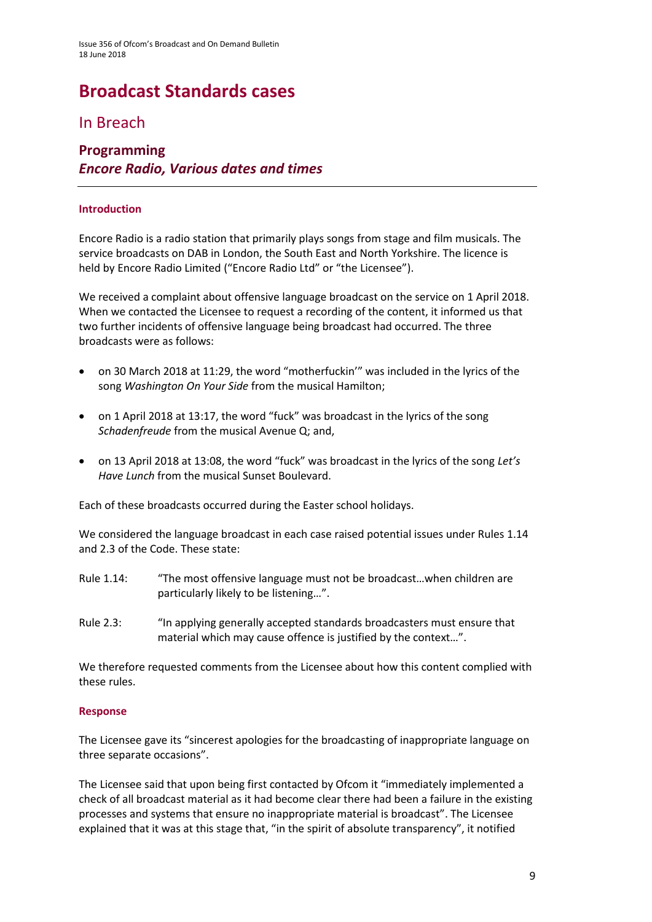# Broadcast Standards cases

## In Breach

### Programming
### *Encore Radio, Various dates and times*

---

#### Introduction

Encore Radio is a radio station that primarily plays songs from stage and film musicals. The service broadcasts on DAB in London, the South East and North Yorkshire. The licence is held by Encore Radio Limited ("Encore Radio Ltd" or "the Licensee").

We received a complaint about offensive language broadcast on the service on 1 April 2018. When we contacted the Licensee to request a recording of the content, it informed us that two further incidents of offensive language being broadcast had occurred. The three broadcasts were as follows:

- on 30 March 2018 at 11:29, the word "motherfuckin'" was included in the lyrics of the song *Washington On Your Side* from the musical Hamilton;
- on 1 April 2018 at 13:17, the word "fuck" was broadcast in the lyrics of the song *Schadenfreude* from the musical Avenue Q; and,
- on 13 April 2018 at 13:08, the word "fuck" was broadcast in the lyrics of the song *Let's Have Lunch* from the musical Sunset Boulevard.

Each of these broadcasts occurred during the Easter school holidays.

We considered the language broadcast in each case raised potential issues under Rules 1.14 and 2.3 of the Code. These state:

Rule 1.14: "The most offensive language must not be broadcast…when children are particularly likely to be listening…".

Rule 2.3: "In applying generally accepted standards broadcasters must ensure that material which may cause offence is justified by the context…".

We therefore requested comments from the Licensee about how this content complied with these rules.

#### Response

The Licensee gave its "sincerest apologies for the broadcasting of inappropriate language on three separate occasions".

The Licensee said that upon being first contacted by Ofcom it "immediately implemented a check of all broadcast material as it had become clear there had been a failure in the existing processes and systems that ensure no inappropriate material is broadcast". The Licensee explained that it was at this stage that, "in the spirit of absolute transparency", it notified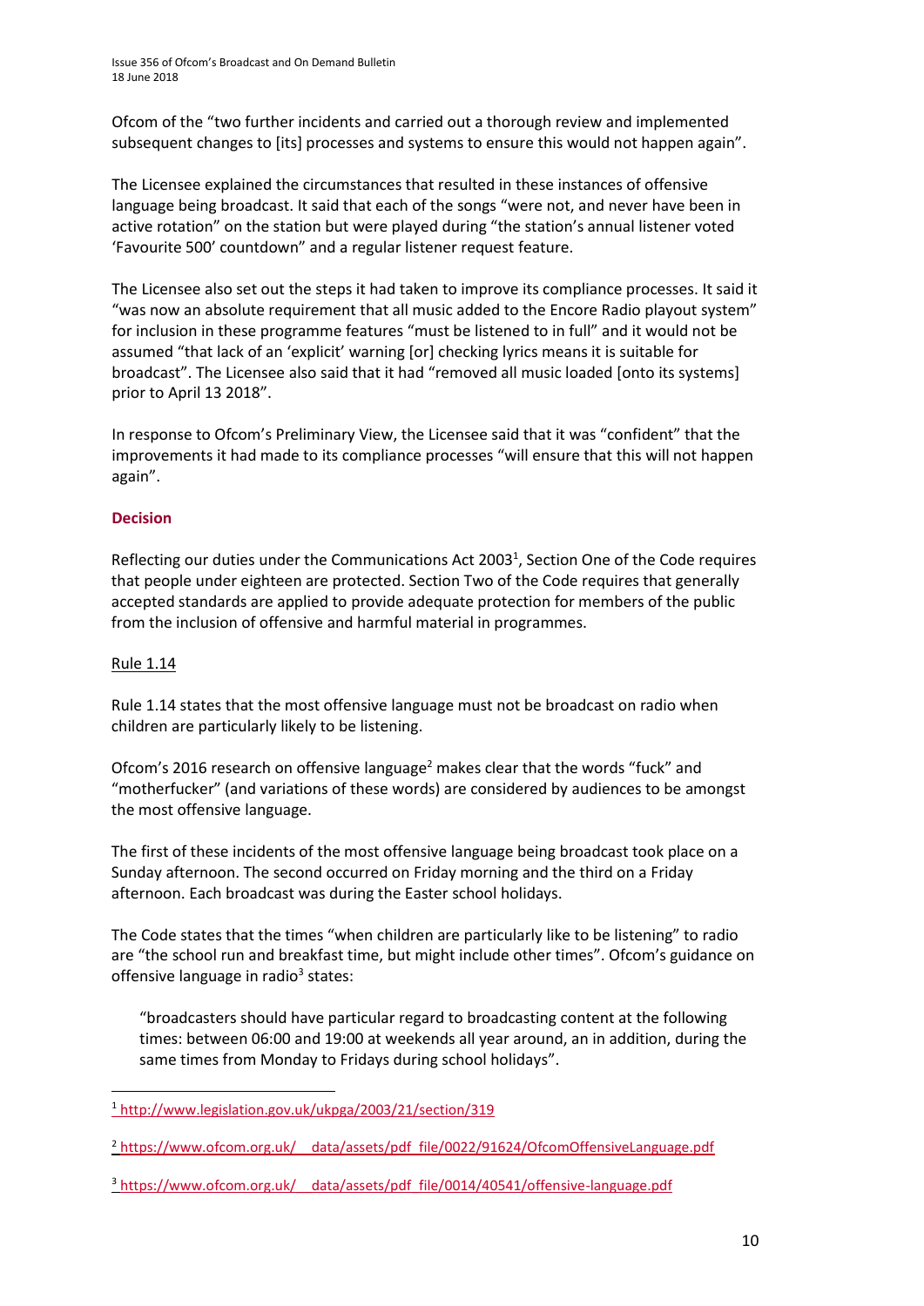Ofcom of the "two further incidents and carried out a thorough review and implemented subsequent changes to [its] processes and systems to ensure this would not happen again".

The Licensee explained the circumstances that resulted in these instances of offensive language being broadcast. It said that each of the songs "were not, and never have been in active rotation" on the station but were played during "the station's annual listener voted 'Favourite 500' countdown" and a regular listener request feature.

The Licensee also set out the steps it had taken to improve its compliance processes. It said it "was now an absolute requirement that all music added to the Encore Radio playout system" for inclusion in these programme features "must be listened to in full" and it would not be assumed "that lack of an 'explicit' warning [or] checking lyrics means it is suitable for broadcast". The Licensee also said that it had "removed all music loaded [onto its systems] prior to April 13 2018".

In response to Ofcom's Preliminary View, the Licensee said that it was "confident" that the improvements it had made to its compliance processes "will ensure that this will not happen again".

## Decision

Reflecting our duties under the Communications Act 2003[1], Section One of the Code requires that people under eighteen are protected. Section Two of the Code requires that generally accepted standards are applied to provide adequate protection for members of the public from the inclusion of offensive and harmful material in programmes.

### Rule 1.14

Rule 1.14 states that the most offensive language must not be broadcast on radio when children are particularly likely to be listening.

Ofcom's 2016 research on offensive language[2] makes clear that the words "fuck" and "motherfucker" (and variations of these words) are considered by audiences to be amongst the most offensive language.

The first of these incidents of the most offensive language being broadcast took place on a Sunday afternoon. The second occurred on Friday morning and the third on a Friday afternoon. Each broadcast was during the Easter school holidays.

The Code states that the times "when children are particularly like to be listening" to radio are "the school run and breakfast time, but might include other times". Ofcom's guidance on offensive language in radio[3] states:

> "broadcasters should have particular regard to broadcasting content at the following times: between 06:00 and 19:00 at weekends all year around, an in addition, during the same times from Monday to Fridays during school holidays".

---

[1] http://www.legislation.gov.uk/ukpga/2003/21/section/319

[2] https://www.ofcom.org.uk/__data/assets/pdf_file/0022/91624/OfcomOffensiveLanguage.pdf

[3] https://www.ofcom.org.uk/__data/assets/pdf_file/0014/40541/offensive-language.pdf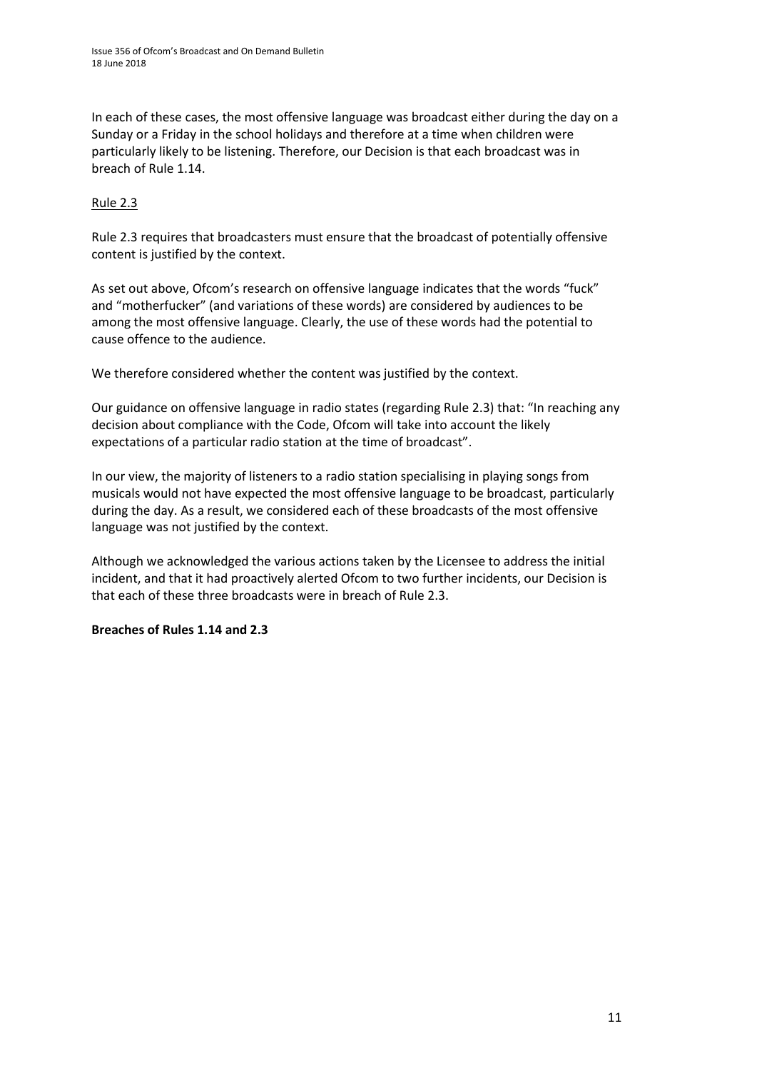In each of these cases, the most offensive language was broadcast either during the day on a Sunday or a Friday in the school holidays and therefore at a time when children were particularly likely to be listening. Therefore, our Decision is that each broadcast was in breach of Rule 1.14.

Rule 2.3

Rule 2.3 requires that broadcasters must ensure that the broadcast of potentially offensive content is justified by the context.

As set out above, Ofcom's research on offensive language indicates that the words "fuck" and "motherfucker" (and variations of these words) are considered by audiences to be among the most offensive language. Clearly, the use of these words had the potential to cause offence to the audience.

We therefore considered whether the content was justified by the context.

Our guidance on offensive language in radio states (regarding Rule 2.3) that: "In reaching any decision about compliance with the Code, Ofcom will take into account the likely expectations of a particular radio station at the time of broadcast".

In our view, the majority of listeners to a radio station specialising in playing songs from musicals would not have expected the most offensive language to be broadcast, particularly during the day. As a result, we considered each of these broadcasts of the most offensive language was not justified by the context.

Although we acknowledged the various actions taken by the Licensee to address the initial incident, and that it had proactively alerted Ofcom to two further incidents, our Decision is that each of these three broadcasts were in breach of Rule 2.3.

**Breaches of Rules 1.14 and 2.3**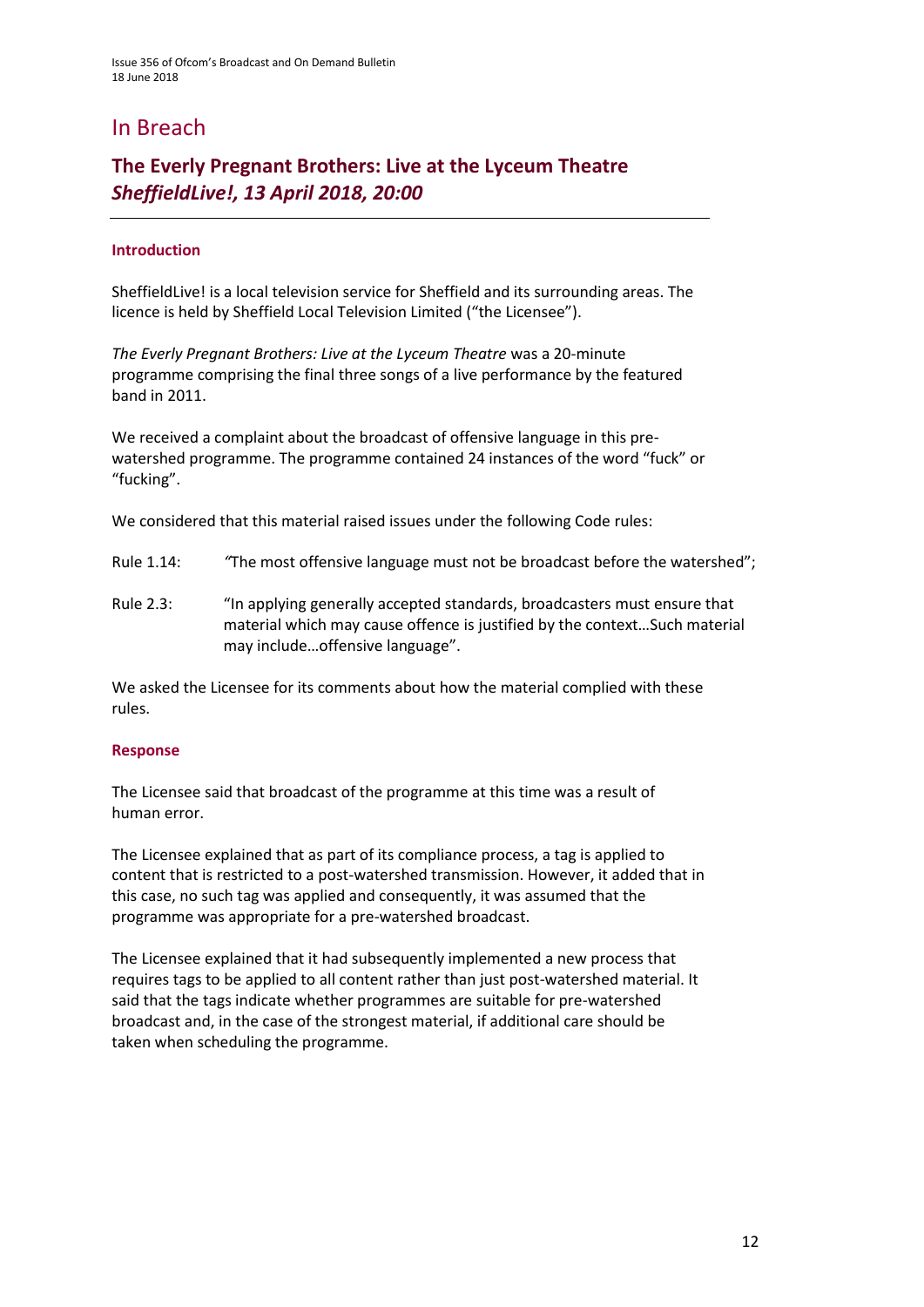# In Breach

## The Everly Pregnant Brothers: Live at the Lyceum Theatre *SheffieldLive!, 13 April 2018, 20:00*

### Introduction

SheffieldLive! is a local television service for Sheffield and its surrounding areas. The licence is held by Sheffield Local Television Limited ("the Licensee").

*The Everly Pregnant Brothers: Live at the Lyceum Theatre* was a 20-minute programme comprising the final three songs of a live performance by the featured band in 2011.

We received a complaint about the broadcast of offensive language in this pre-watershed programme. The programme contained 24 instances of the word "fuck" or "fucking".

We considered that this material raised issues under the following Code rules:

Rule 1.14: "The most offensive language must not be broadcast before the watershed";

Rule 2.3: "In applying generally accepted standards, broadcasters must ensure that material which may cause offence is justified by the context…Such material may include…offensive language".

We asked the Licensee for its comments about how the material complied with these rules.

### Response

The Licensee said that broadcast of the programme at this time was a result of human error.

The Licensee explained that as part of its compliance process, a tag is applied to content that is restricted to a post-watershed transmission. However, it added that in this case, no such tag was applied and consequently, it was assumed that the programme was appropriate for a pre-watershed broadcast.

The Licensee explained that it had subsequently implemented a new process that requires tags to be applied to all content rather than just post-watershed material. It said that the tags indicate whether programmes are suitable for pre-watershed broadcast and, in the case of the strongest material, if additional care should be taken when scheduling the programme.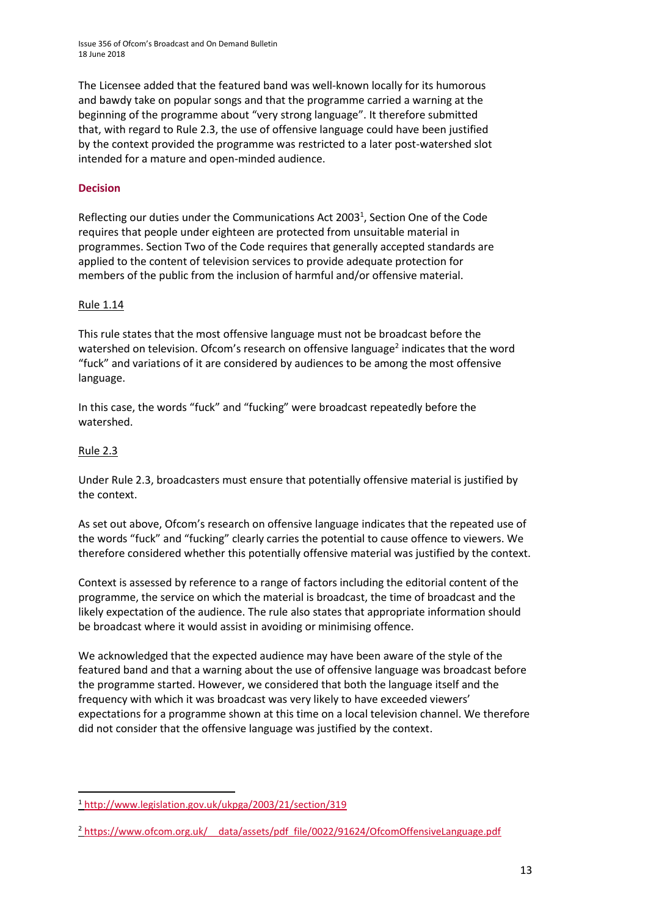The Licensee added that the featured band was well-known locally for its humorous and bawdy take on popular songs and that the programme carried a warning at the beginning of the programme about "very strong language". It therefore submitted that, with regard to Rule 2.3, the use of offensive language could have been justified by the context provided the programme was restricted to a later post-watershed slot intended for a mature and open-minded audience.

## Decision

Reflecting our duties under the Communications Act 2003[1], Section One of the Code requires that people under eighteen are protected from unsuitable material in programmes. Section Two of the Code requires that generally accepted standards are applied to the content of television services to provide adequate protection for members of the public from the inclusion of harmful and/or offensive material.

### Rule 1.14

This rule states that the most offensive language must not be broadcast before the watershed on television. Ofcom's research on offensive language[2] indicates that the word "fuck" and variations of it are considered by audiences to be among the most offensive language.

In this case, the words "fuck" and "fucking" were broadcast repeatedly before the watershed.

### Rule 2.3

Under Rule 2.3, broadcasters must ensure that potentially offensive material is justified by the context.

As set out above, Ofcom's research on offensive language indicates that the repeated use of the words "fuck" and "fucking" clearly carries the potential to cause offence to viewers. We therefore considered whether this potentially offensive material was justified by the context.

Context is assessed by reference to a range of factors including the editorial content of the programme, the service on which the material is broadcast, the time of broadcast and the likely expectation of the audience. The rule also states that appropriate information should be broadcast where it would assist in avoiding or minimising offence.

We acknowledged that the expected audience may have been aware of the style of the featured band and that a warning about the use of offensive language was broadcast before the programme started. However, we considered that both the language itself and the frequency with which it was broadcast was very likely to have exceeded viewers' expectations for a programme shown at this time on a local television channel. We therefore did not consider that the offensive language was justified by the context.

---

[1] http://www.legislation.gov.uk/ukpga/2003/21/section/319

[2] https://www.ofcom.org.uk/__data/assets/pdf_file/0022/91624/OfcomOffensiveLanguage.pdf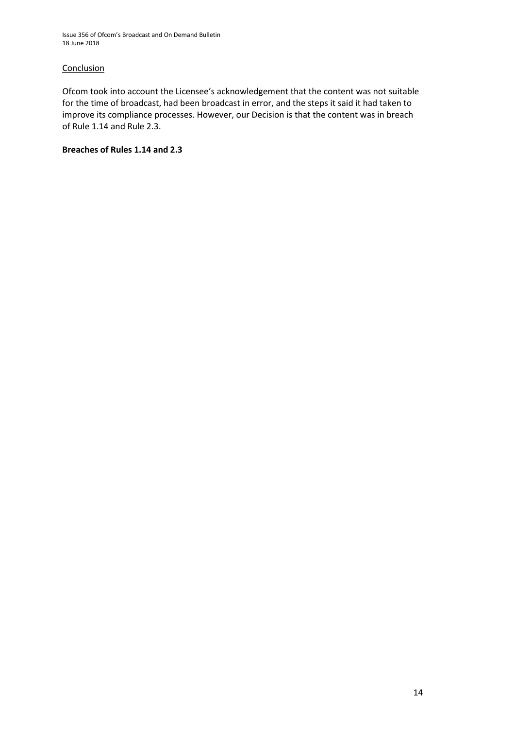<u>Conclusion</u>

Ofcom took into account the Licensee's acknowledgement that the content was not suitable for the time of broadcast, had been broadcast in error, and the steps it said it had taken to improve its compliance processes. However, our Decision is that the content was in breach of Rule 1.14 and Rule 2.3.

**Breaches of Rules 1.14 and 2.3**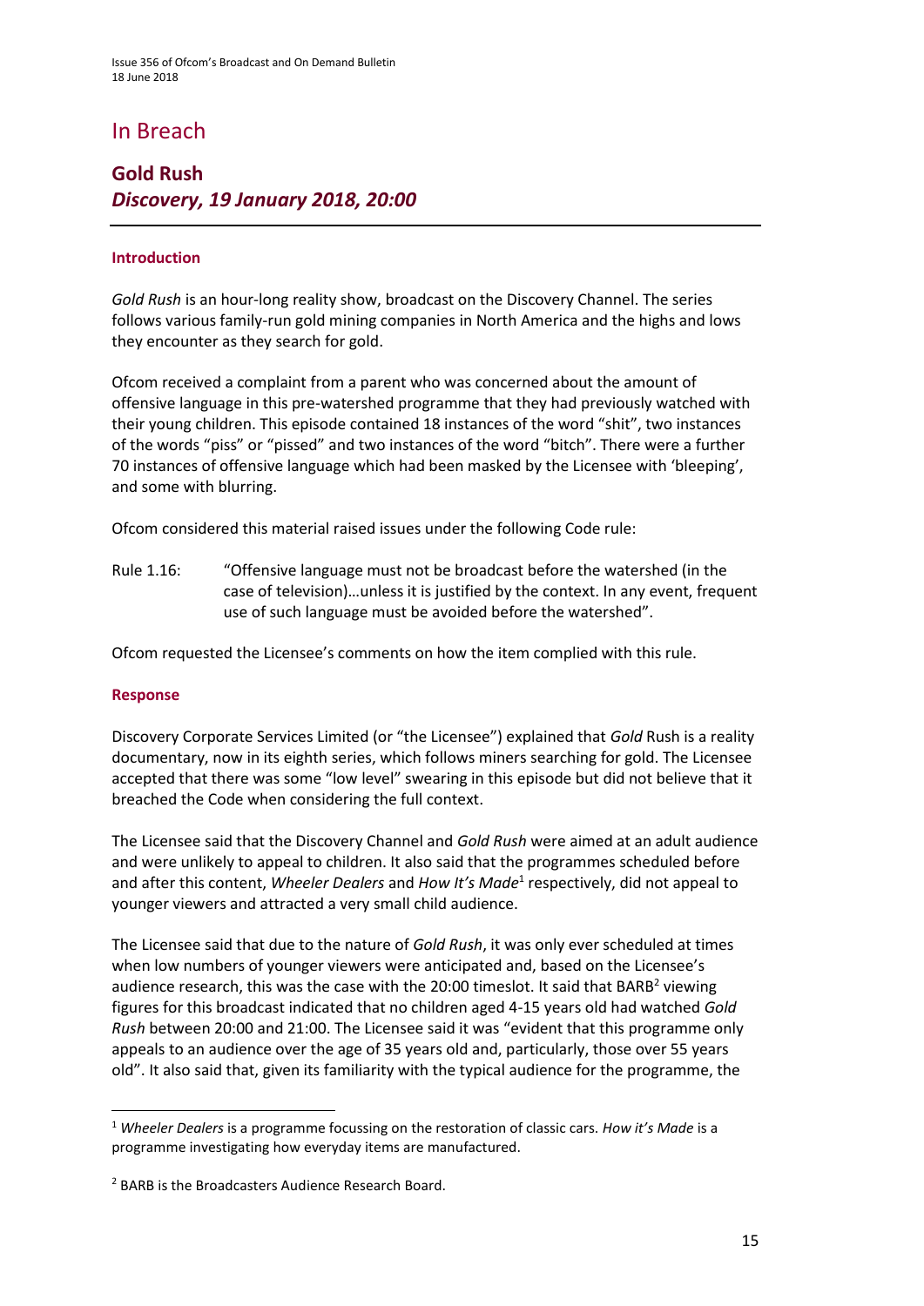# In Breach

## Gold Rush
### *Discovery, 19 January 2018, 20:00*

#### Introduction

*Gold Rush* is an hour-long reality show, broadcast on the Discovery Channel. The series follows various family-run gold mining companies in North America and the highs and lows they encounter as they search for gold.

Ofcom received a complaint from a parent who was concerned about the amount of offensive language in this pre-watershed programme that they had previously watched with their young children. This episode contained 18 instances of the word "shit", two instances of the words "piss" or "pissed" and two instances of the word "bitch". There were a further 70 instances of offensive language which had been masked by the Licensee with 'bleeping', and some with blurring.

Ofcom considered this material raised issues under the following Code rule:

Rule 1.16: "Offensive language must not be broadcast before the watershed (in the case of television)…unless it is justified by the context. In any event, frequent use of such language must be avoided before the watershed".

Ofcom requested the Licensee's comments on how the item complied with this rule.

#### Response

Discovery Corporate Services Limited (or "the Licensee") explained that *Gold* Rush is a reality documentary, now in its eighth series, which follows miners searching for gold. The Licensee accepted that there was some "low level" swearing in this episode but did not believe that it breached the Code when considering the full context.

The Licensee said that the Discovery Channel and *Gold Rush* were aimed at an adult audience and were unlikely to appeal to children. It also said that the programmes scheduled before and after this content, *Wheeler Dealers* and *How It's Made*[1] respectively, did not appeal to younger viewers and attracted a very small child audience.

The Licensee said that due to the nature of *Gold Rush*, it was only ever scheduled at times when low numbers of younger viewers were anticipated and, based on the Licensee's audience research, this was the case with the 20:00 timeslot. It said that BARB[2] viewing figures for this broadcast indicated that no children aged 4-15 years old had watched *Gold Rush* between 20:00 and 21:00. The Licensee said it was "evident that this programme only appeals to an audience over the age of 35 years old and, particularly, those over 55 years old". It also said that, given its familiarity with the typical audience for the programme, the

---

[1] *Wheeler Dealers* is a programme focussing on the restoration of classic cars. *How it's Made* is a programme investigating how everyday items are manufactured.

[2] BARB is the Broadcasters Audience Research Board.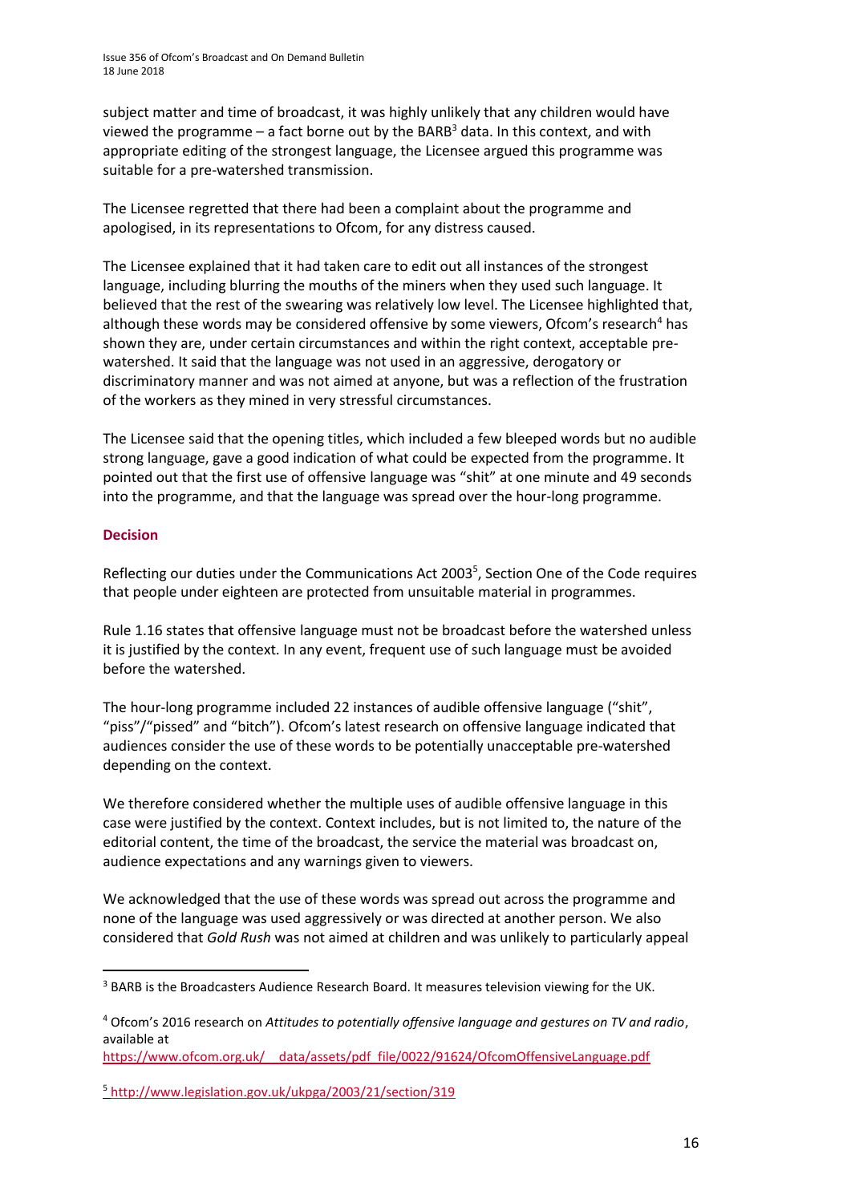subject matter and time of broadcast, it was highly unlikely that any children would have viewed the programme – a fact borne out by the BARB[3] data. In this context, and with appropriate editing of the strongest language, the Licensee argued this programme was suitable for a pre-watershed transmission.

The Licensee regretted that there had been a complaint about the programme and apologised, in its representations to Ofcom, for any distress caused.

The Licensee explained that it had taken care to edit out all instances of the strongest language, including blurring the mouths of the miners when they used such language. It believed that the rest of the swearing was relatively low level. The Licensee highlighted that, although these words may be considered offensive by some viewers, Ofcom's research[4] has shown they are, under certain circumstances and within the right context, acceptable pre-watershed. It said that the language was not used in an aggressive, derogatory or discriminatory manner and was not aimed at anyone, but was a reflection of the frustration of the workers as they mined in very stressful circumstances.

The Licensee said that the opening titles, which included a few bleeped words but no audible strong language, gave a good indication of what could be expected from the programme. It pointed out that the first use of offensive language was "shit" at one minute and 49 seconds into the programme, and that the language was spread over the hour-long programme.

### Decision

Reflecting our duties under the Communications Act 2003[5], Section One of the Code requires that people under eighteen are protected from unsuitable material in programmes.

Rule 1.16 states that offensive language must not be broadcast before the watershed unless it is justified by the context. In any event, frequent use of such language must be avoided before the watershed.

The hour-long programme included 22 instances of audible offensive language ("shit", "piss"/"pissed" and "bitch"). Ofcom's latest research on offensive language indicated that audiences consider the use of these words to be potentially unacceptable pre-watershed depending on the context.

We therefore considered whether the multiple uses of audible offensive language in this case were justified by the context. Context includes, but is not limited to, the nature of the editorial content, the time of the broadcast, the service the material was broadcast on, audience expectations and any warnings given to viewers.

We acknowledged that the use of these words was spread out across the programme and none of the language was used aggressively or was directed at another person. We also considered that *Gold Rush* was not aimed at children and was unlikely to particularly appeal

---

[3] BARB is the Broadcasters Audience Research Board. It measures television viewing for the UK.

[4] Ofcom's 2016 research on *Attitudes to potentially offensive language and gestures on TV and radio*, available at https://www.ofcom.org.uk/__data/assets/pdf_file/0022/91624/OfcomOffensiveLanguage.pdf

[5] http://www.legislation.gov.uk/ukpga/2003/21/section/319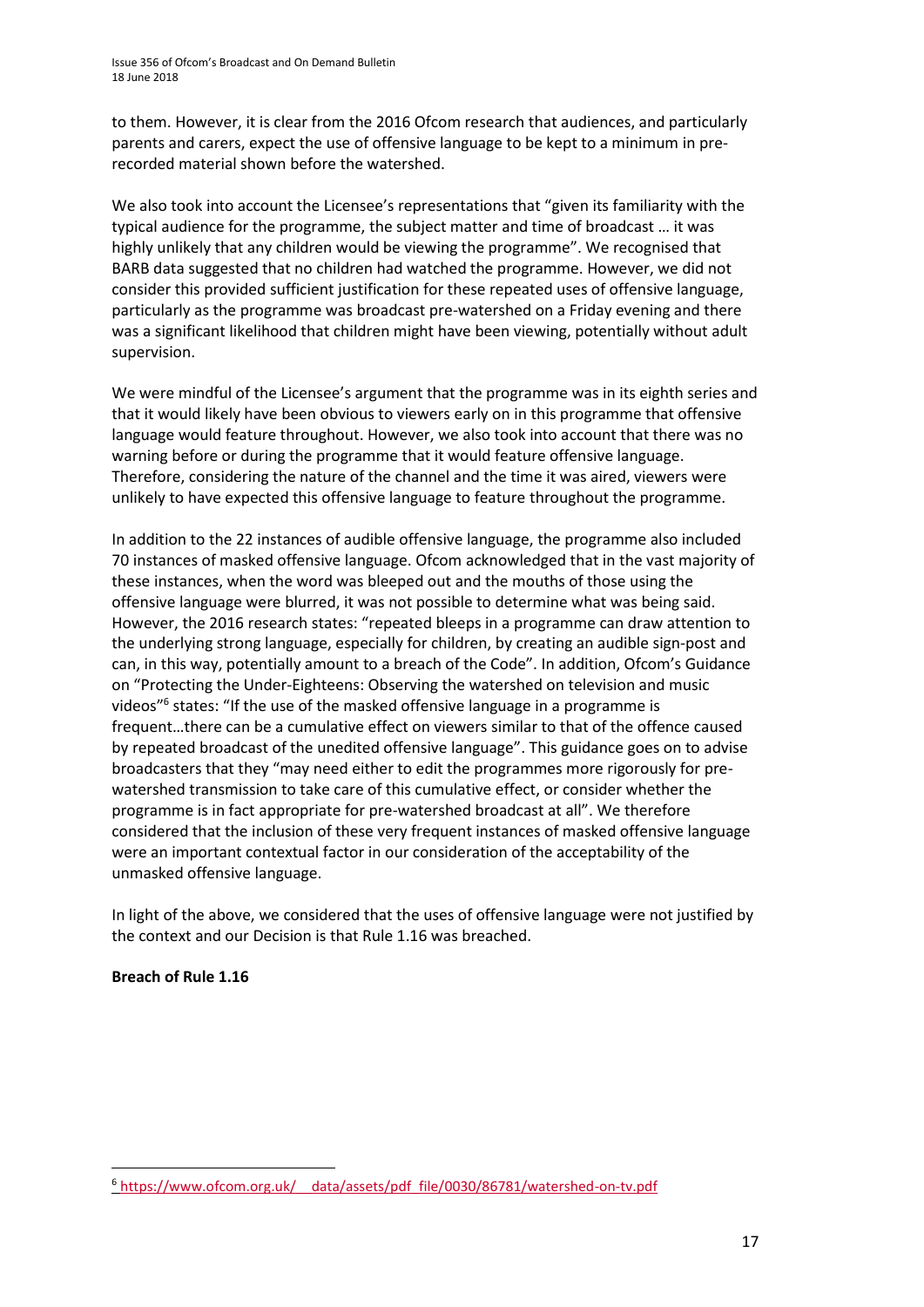to them. However, it is clear from the 2016 Ofcom research that audiences, and particularly parents and carers, expect the use of offensive language to be kept to a minimum in pre-recorded material shown before the watershed.

We also took into account the Licensee's representations that "given its familiarity with the typical audience for the programme, the subject matter and time of broadcast … it was highly unlikely that any children would be viewing the programme". We recognised that BARB data suggested that no children had watched the programme. However, we did not consider this provided sufficient justification for these repeated uses of offensive language, particularly as the programme was broadcast pre-watershed on a Friday evening and there was a significant likelihood that children might have been viewing, potentially without adult supervision.

We were mindful of the Licensee's argument that the programme was in its eighth series and that it would likely have been obvious to viewers early on in this programme that offensive language would feature throughout. However, we also took into account that there was no warning before or during the programme that it would feature offensive language. Therefore, considering the nature of the channel and the time it was aired, viewers were unlikely to have expected this offensive language to feature throughout the programme.

In addition to the 22 instances of audible offensive language, the programme also included 70 instances of masked offensive language. Ofcom acknowledged that in the vast majority of these instances, when the word was bleeped out and the mouths of those using the offensive language were blurred, it was not possible to determine what was being said. However, the 2016 research states: "repeated bleeps in a programme can draw attention to the underlying strong language, especially for children, by creating an audible sign-post and can, in this way, potentially amount to a breach of the Code". In addition, Ofcom's Guidance on "Protecting the Under-Eighteens: Observing the watershed on television and music videos"[6] states: "If the use of the masked offensive language in a programme is frequent…there can be a cumulative effect on viewers similar to that of the offence caused by repeated broadcast of the unedited offensive language". This guidance goes on to advise broadcasters that they "may need either to edit the programmes more rigorously for pre-watershed transmission to take care of this cumulative effect, or consider whether the programme is in fact appropriate for pre-watershed broadcast at all". We therefore considered that the inclusion of these very frequent instances of masked offensive language were an important contextual factor in our consideration of the acceptability of the unmasked offensive language.

In light of the above, we considered that the uses of offensive language were not justified by the context and our Decision is that Rule 1.16 was breached.

**Breach of Rule 1.16**

---

[6] https://www.ofcom.org.uk/__data/assets/pdf_file/0030/86781/watershed-on-tv.pdf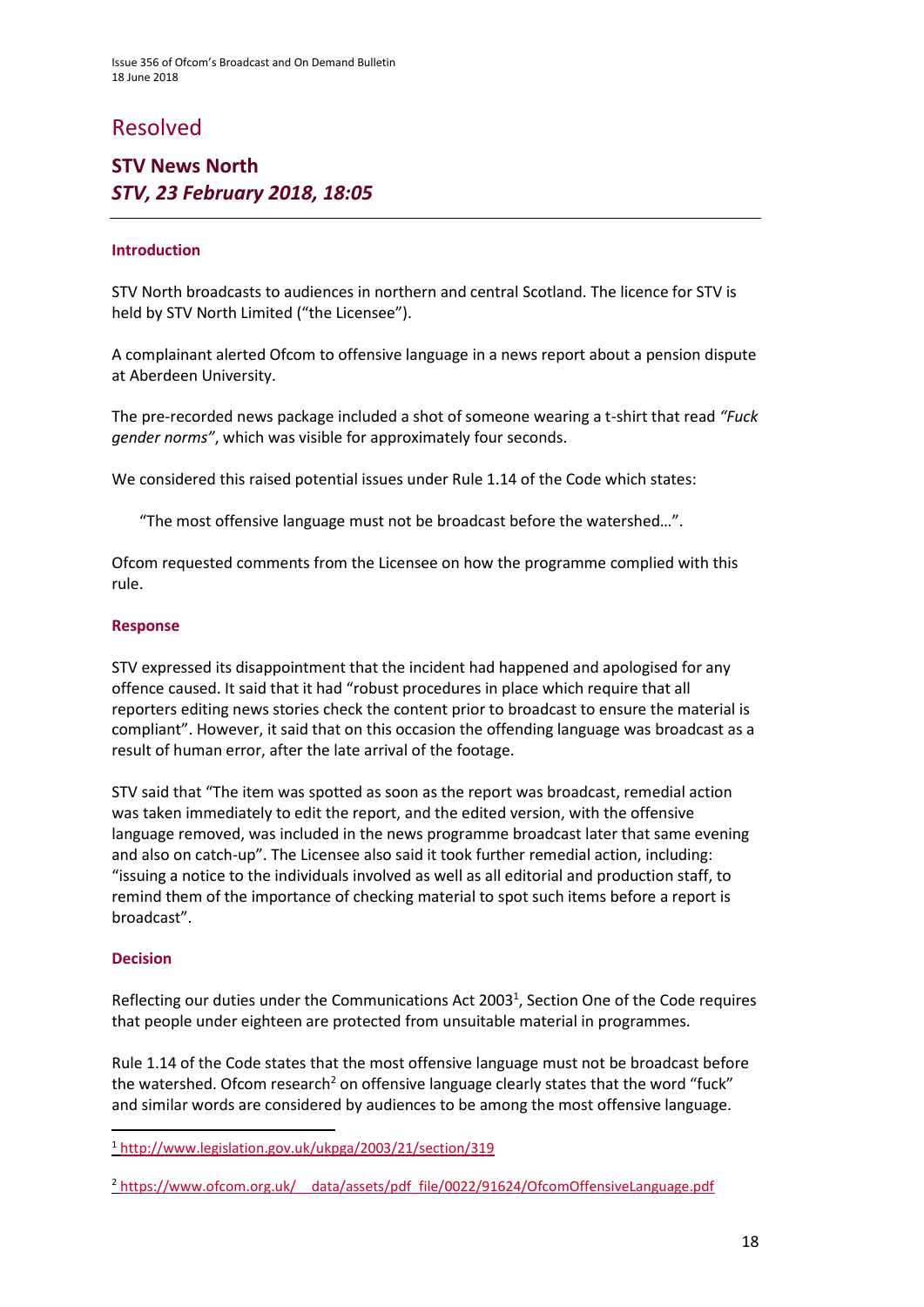# Resolved

## STV News North
### *STV, 23 February 2018, 18:05*

---

**Introduction**

STV North broadcasts to audiences in northern and central Scotland. The licence for STV is held by STV North Limited ("the Licensee").

A complainant alerted Ofcom to offensive language in a news report about a pension dispute at Aberdeen University.

The pre-recorded news package included a shot of someone wearing a t-shirt that read *"Fuck gender norms"*, which was visible for approximately four seconds.

We considered this raised potential issues under Rule 1.14 of the Code which states:

> "The most offensive language must not be broadcast before the watershed…".

Ofcom requested comments from the Licensee on how the programme complied with this rule.

**Response**

STV expressed its disappointment that the incident had happened and apologised for any offence caused. It said that it had "robust procedures in place which require that all reporters editing news stories check the content prior to broadcast to ensure the material is compliant". However, it said that on this occasion the offending language was broadcast as a result of human error, after the late arrival of the footage.

STV said that "The item was spotted as soon as the report was broadcast, remedial action was taken immediately to edit the report, and the edited version, with the offensive language removed, was included in the news programme broadcast later that same evening and also on catch-up". The Licensee also said it took further remedial action, including: "issuing a notice to the individuals involved as well as all editorial and production staff, to remind them of the importance of checking material to spot such items before a report is broadcast".

**Decision**

Reflecting our duties under the Communications Act 2003[1], Section One of the Code requires that people under eighteen are protected from unsuitable material in programmes.

Rule 1.14 of the Code states that the most offensive language must not be broadcast before the watershed. Ofcom research[2] on offensive language clearly states that the word "fuck" and similar words are considered by audiences to be among the most offensive language.

---

[1] http://www.legislation.gov.uk/ukpga/2003/21/section/319

[2] https://www.ofcom.org.uk/__data/assets/pdf_file/0022/91624/OfcomOffensiveLanguage.pdf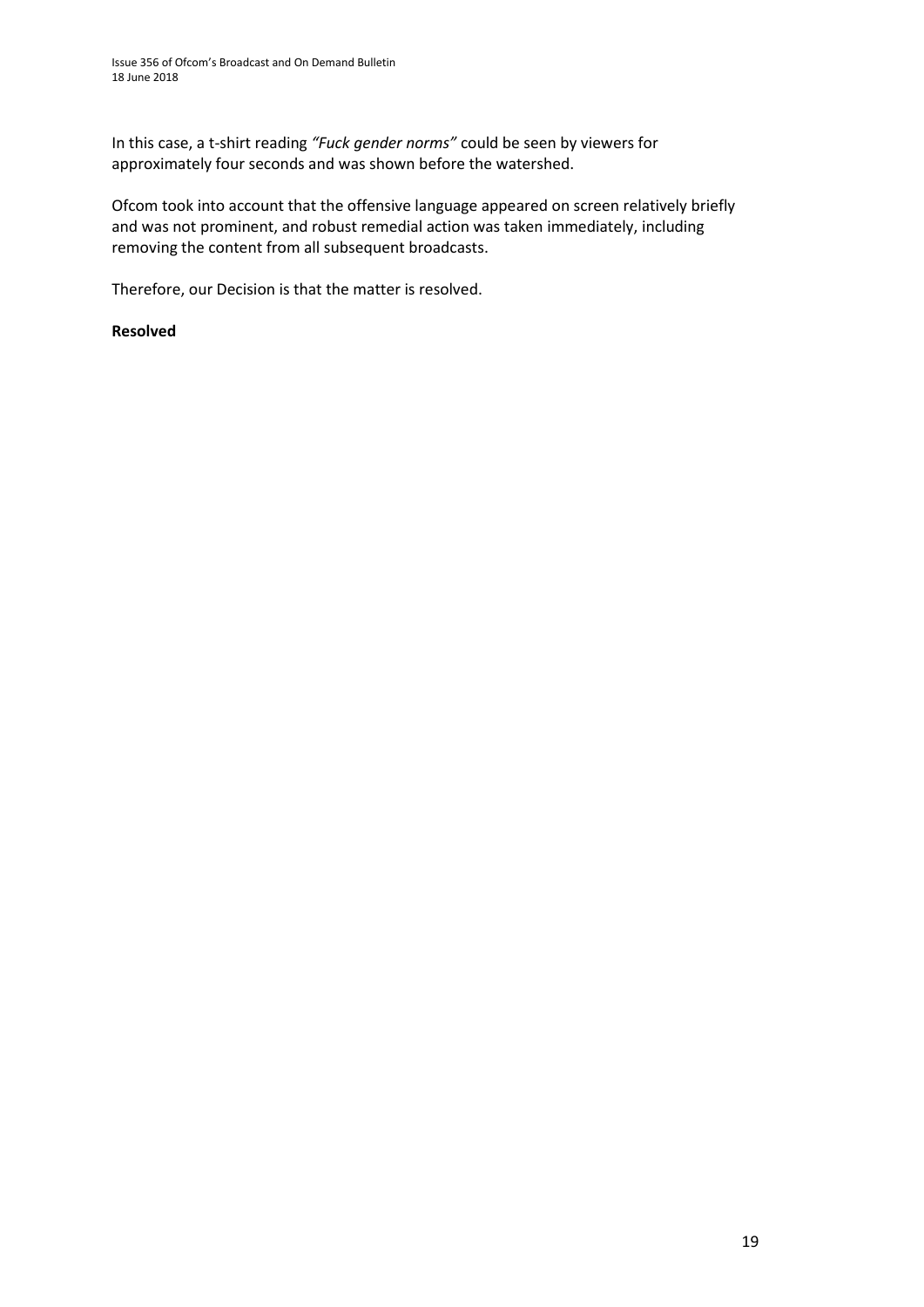In this case, a t-shirt reading *"Fuck gender norms"* could be seen by viewers for approximately four seconds and was shown before the watershed.

Ofcom took into account that the offensive language appeared on screen relatively briefly and was not prominent, and robust remedial action was taken immediately, including removing the content from all subsequent broadcasts.

Therefore, our Decision is that the matter is resolved.

**Resolved**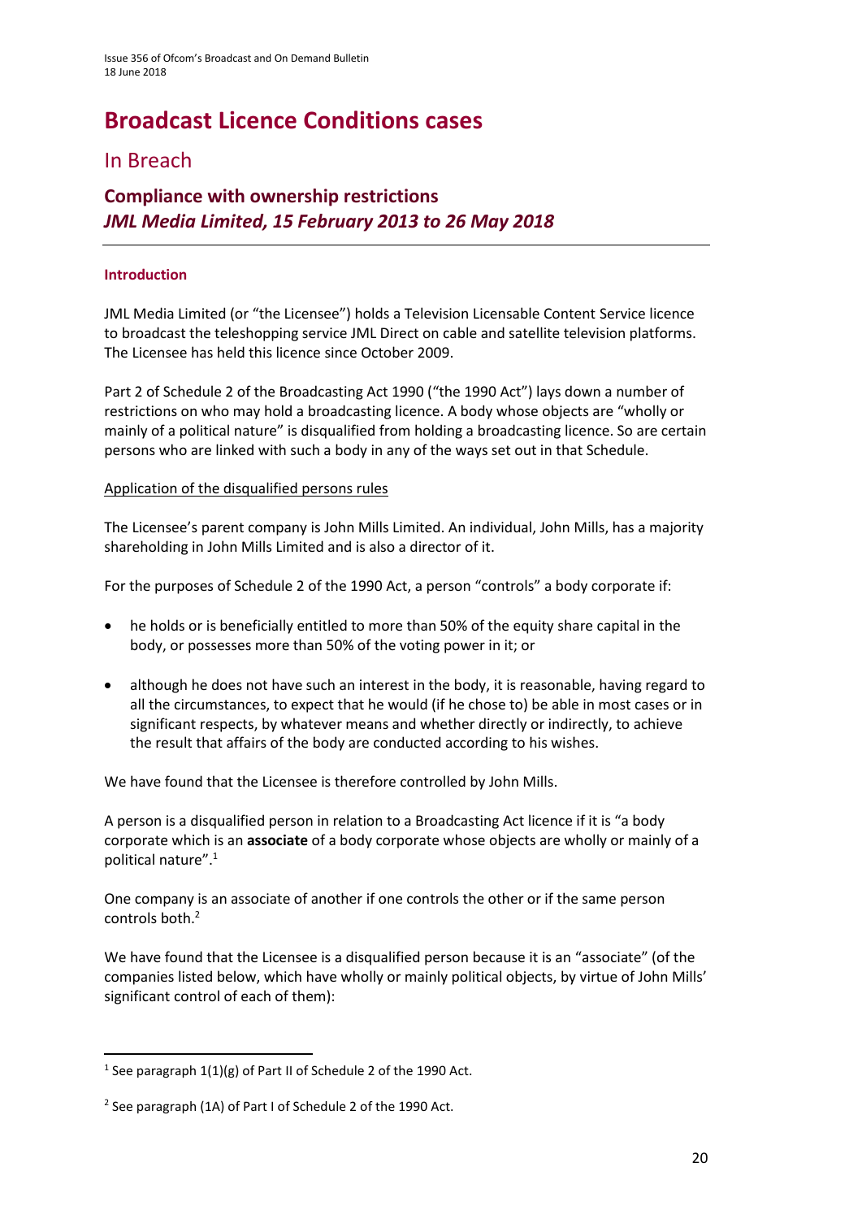# Broadcast Licence Conditions cases

## In Breach

### Compliance with ownership restrictions
### *JML Media Limited, 15 February 2013 to 26 May 2018*

---

**Introduction**

JML Media Limited (or "the Licensee") holds a Television Licensable Content Service licence to broadcast the teleshopping service JML Direct on cable and satellite television platforms. The Licensee has held this licence since October 2009.

Part 2 of Schedule 2 of the Broadcasting Act 1990 ("the 1990 Act") lays down a number of restrictions on who may hold a broadcasting licence. A body whose objects are "wholly or mainly of a political nature" is disqualified from holding a broadcasting licence. So are certain persons who are linked with such a body in any of the ways set out in that Schedule.

Application of the disqualified persons rules

The Licensee's parent company is John Mills Limited. An individual, John Mills, has a majority shareholding in John Mills Limited and is also a director of it.

For the purposes of Schedule 2 of the 1990 Act, a person "controls" a body corporate if:

- he holds or is beneficially entitled to more than 50% of the equity share capital in the body, or possesses more than 50% of the voting power in it; or
- although he does not have such an interest in the body, it is reasonable, having regard to all the circumstances, to expect that he would (if he chose to) be able in most cases or in significant respects, by whatever means and whether directly or indirectly, to achieve the result that affairs of the body are conducted according to his wishes.

We have found that the Licensee is therefore controlled by John Mills.

A person is a disqualified person in relation to a Broadcasting Act licence if it is "a body corporate which is an **associate** of a body corporate whose objects are wholly or mainly of a political nature".[1]

One company is an associate of another if one controls the other or if the same person controls both.[2]

We have found that the Licensee is a disqualified person because it is an "associate" (of the companies listed below, which have wholly or mainly political objects, by virtue of John Mills' significant control of each of them):

---

[1] See paragraph 1(1)(g) of Part II of Schedule 2 of the 1990 Act.

[2] See paragraph (1A) of Part I of Schedule 2 of the 1990 Act.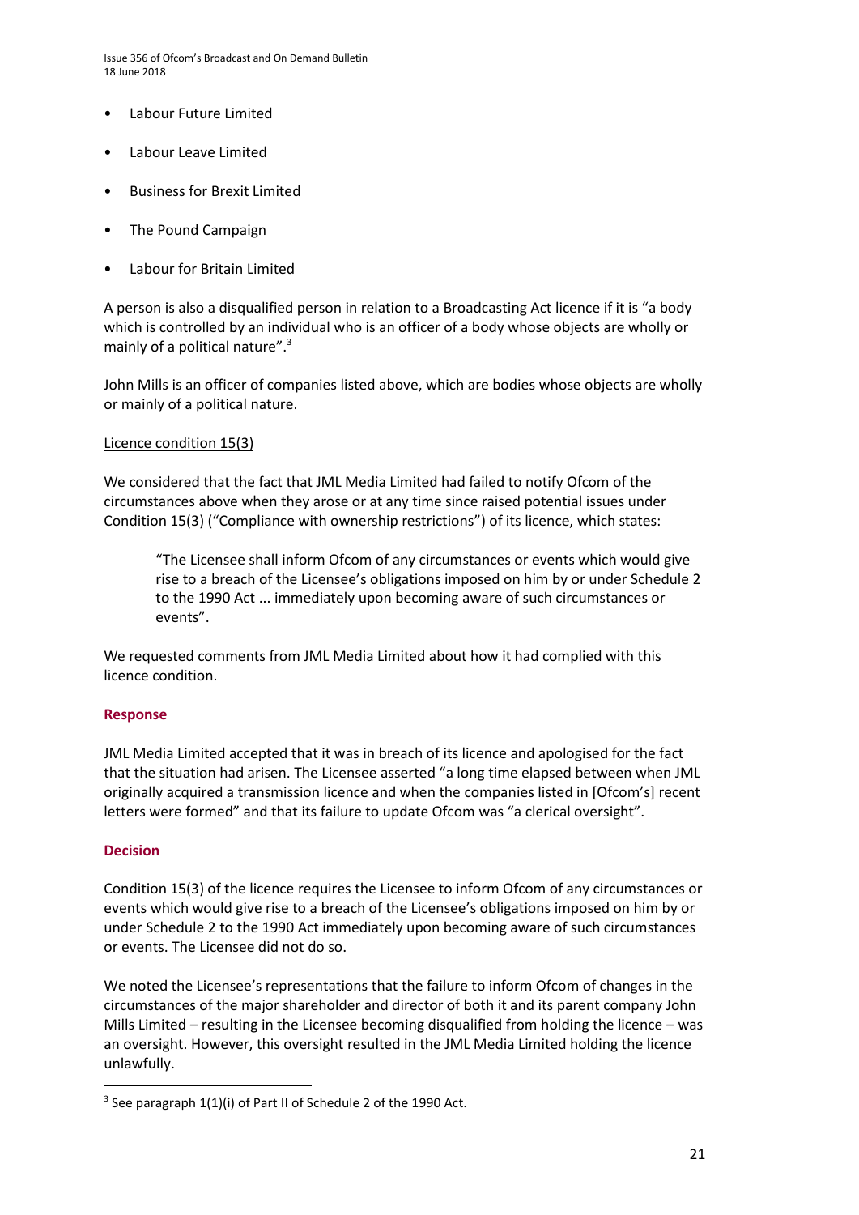- Labour Future Limited
- Labour Leave Limited
- Business for Brexit Limited
- The Pound Campaign
- Labour for Britain Limited

A person is also a disqualified person in relation to a Broadcasting Act licence if it is "a body which is controlled by an individual who is an officer of a body whose objects are wholly or mainly of a political nature".[3]

John Mills is an officer of companies listed above, which are bodies whose objects are wholly or mainly of a political nature.

Licence condition 15(3)

We considered that the fact that JML Media Limited had failed to notify Ofcom of the circumstances above when they arose or at any time since raised potential issues under Condition 15(3) ("Compliance with ownership restrictions") of its licence, which states:

> "The Licensee shall inform Ofcom of any circumstances or events which would give rise to a breach of the Licensee's obligations imposed on him by or under Schedule 2 to the 1990 Act ... immediately upon becoming aware of such circumstances or events".

We requested comments from JML Media Limited about how it had complied with this licence condition.

### Response

JML Media Limited accepted that it was in breach of its licence and apologised for the fact that the situation had arisen. The Licensee asserted "a long time elapsed between when JML originally acquired a transmission licence and when the companies listed in [Ofcom's] recent letters were formed" and that its failure to update Ofcom was "a clerical oversight".

### Decision

Condition 15(3) of the licence requires the Licensee to inform Ofcom of any circumstances or events which would give rise to a breach of the Licensee's obligations imposed on him by or under Schedule 2 to the 1990 Act immediately upon becoming aware of such circumstances or events. The Licensee did not do so.

We noted the Licensee's representations that the failure to inform Ofcom of changes in the circumstances of the major shareholder and director of both it and its parent company John Mills Limited – resulting in the Licensee becoming disqualified from holding the licence – was an oversight. However, this oversight resulted in the JML Media Limited holding the licence unlawfully.

[3] See paragraph 1(1)(i) of Part II of Schedule 2 of the 1990 Act.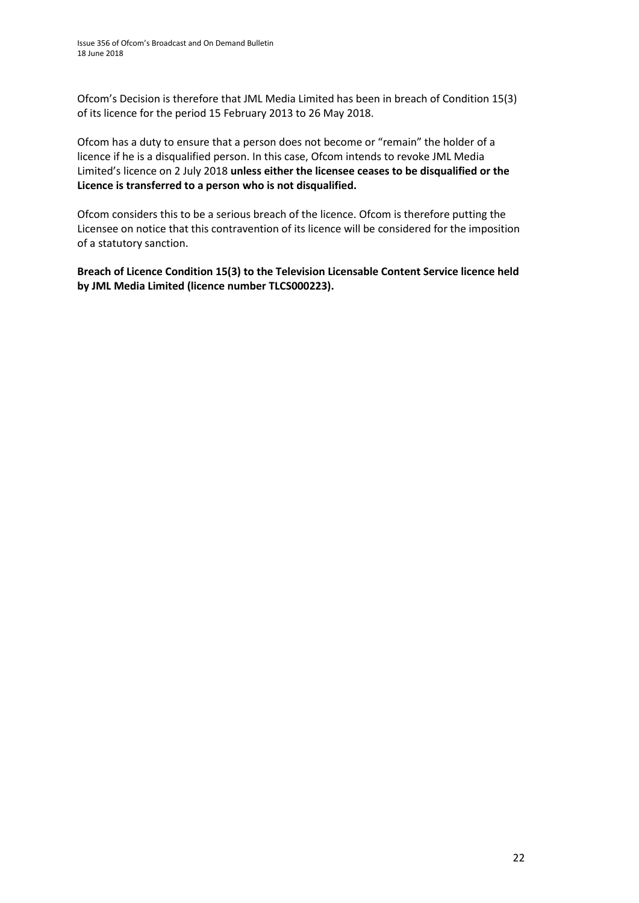Ofcom's Decision is therefore that JML Media Limited has been in breach of Condition 15(3) of its licence for the period 15 February 2013 to 26 May 2018.

Ofcom has a duty to ensure that a person does not become or "remain" the holder of a licence if he is a disqualified person. In this case, Ofcom intends to revoke JML Media Limited's licence on 2 July 2018 **unless either the licensee ceases to be disqualified or the Licence is transferred to a person who is not disqualified.**

Ofcom considers this to be a serious breach of the licence. Ofcom is therefore putting the Licensee on notice that this contravention of its licence will be considered for the imposition of a statutory sanction.

**Breach of Licence Condition 15(3) to the Television Licensable Content Service licence held by JML Media Limited (licence number TLCS000223).**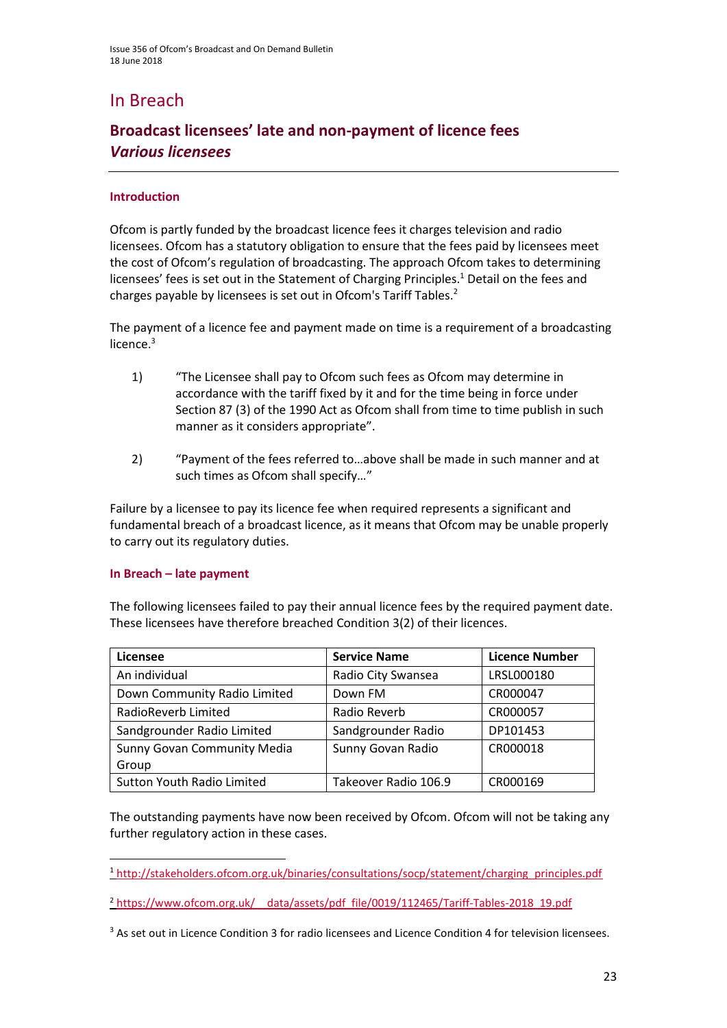# In Breach

## Broadcast licensees' late and non-payment of licence fees
## *Various licensees*

### Introduction

Ofcom is partly funded by the broadcast licence fees it charges television and radio licensees. Ofcom has a statutory obligation to ensure that the fees paid by licensees meet the cost of Ofcom's regulation of broadcasting. The approach Ofcom takes to determining licensees' fees is set out in the Statement of Charging Principles.[1] Detail on the fees and charges payable by licensees is set out in Ofcom's Tariff Tables.[2]

The payment of a licence fee and payment made on time is a requirement of a broadcasting licence.[3]

1) "The Licensee shall pay to Ofcom such fees as Ofcom may determine in accordance with the tariff fixed by it and for the time being in force under Section 87 (3) of the 1990 Act as Ofcom shall from time to time publish in such manner as it considers appropriate".

2) "Payment of the fees referred to…above shall be made in such manner and at such times as Ofcom shall specify…"

Failure by a licensee to pay its licence fee when required represents a significant and fundamental breach of a broadcast licence, as it means that Ofcom may be unable properly to carry out its regulatory duties.

### In Breach – late payment

The following licensees failed to pay their annual licence fees by the required payment date. These licensees have therefore breached Condition 3(2) of their licences.

| Licensee | Service Name | Licence Number |
|---|---|---|
| An individual | Radio City Swansea | LRSL000180 |
| Down Community Radio Limited | Down FM | CR000047 |
| RadioReverb Limited | Radio Reverb | CR000057 |
| Sandgrounder Radio Limited | Sandgrounder Radio | DP101453 |
| Sunny Govan Community Media Group | Sunny Govan Radio | CR000018 |
| Sutton Youth Radio Limited | Takeover Radio 106.9 | CR000169 |

The outstanding payments have now been received by Ofcom. Ofcom will not be taking any further regulatory action in these cases.

---

[1] http://stakeholders.ofcom.org.uk/binaries/consultations/socp/statement/charging_principles.pdf

[2] https://www.ofcom.org.uk/__data/assets/pdf_file/0019/112465/Tariff-Tables-2018_19.pdf

[3] As set out in Licence Condition 3 for radio licensees and Licence Condition 4 for television licensees.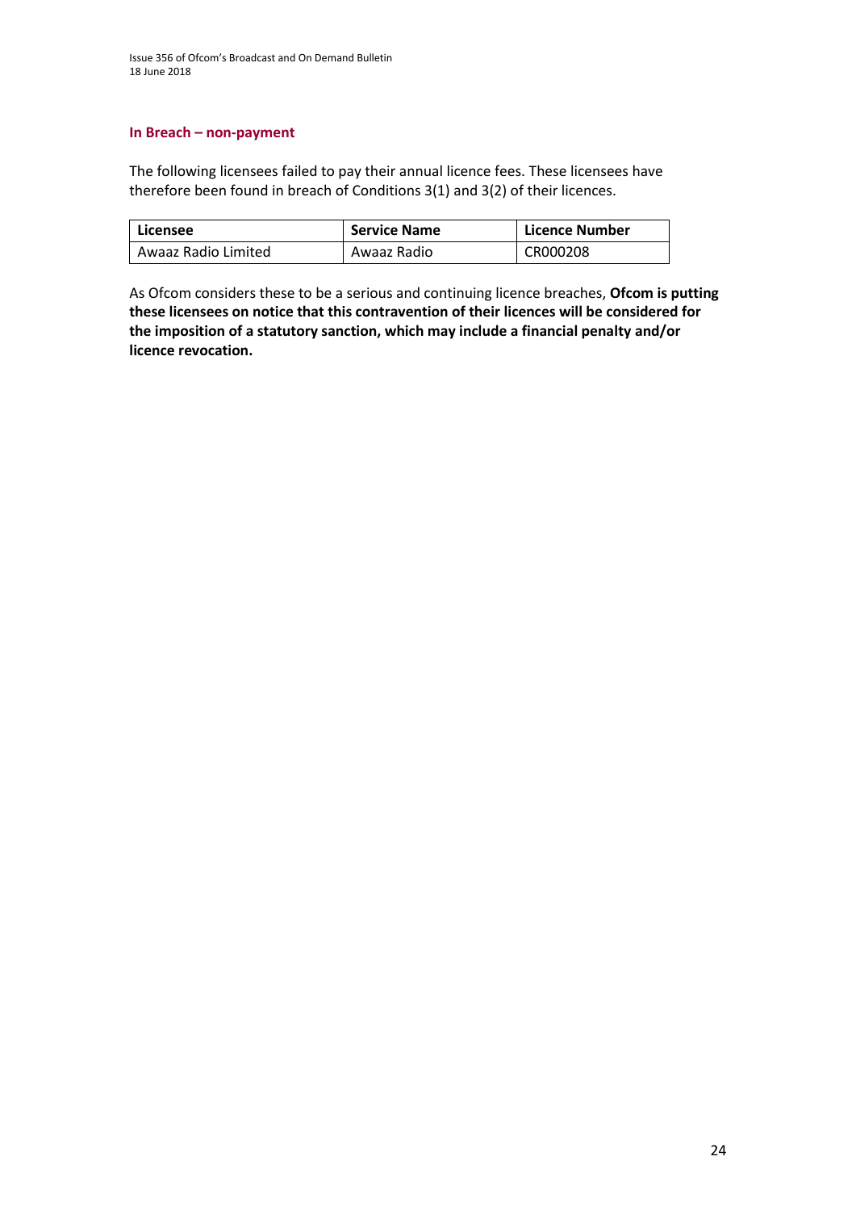## In Breach – non-payment

The following licensees failed to pay their annual licence fees. These licensees have therefore been found in breach of Conditions 3(1) and 3(2) of their licences.

| Licensee | Service Name | Licence Number |
| --- | --- | --- |
| Awaaz Radio Limited | Awaaz Radio | CR000208 |

As Ofcom considers these to be a serious and continuing licence breaches, **Ofcom is putting these licensees on notice that this contravention of their licences will be considered for the imposition of a statutory sanction, which may include a financial penalty and/or licence revocation.**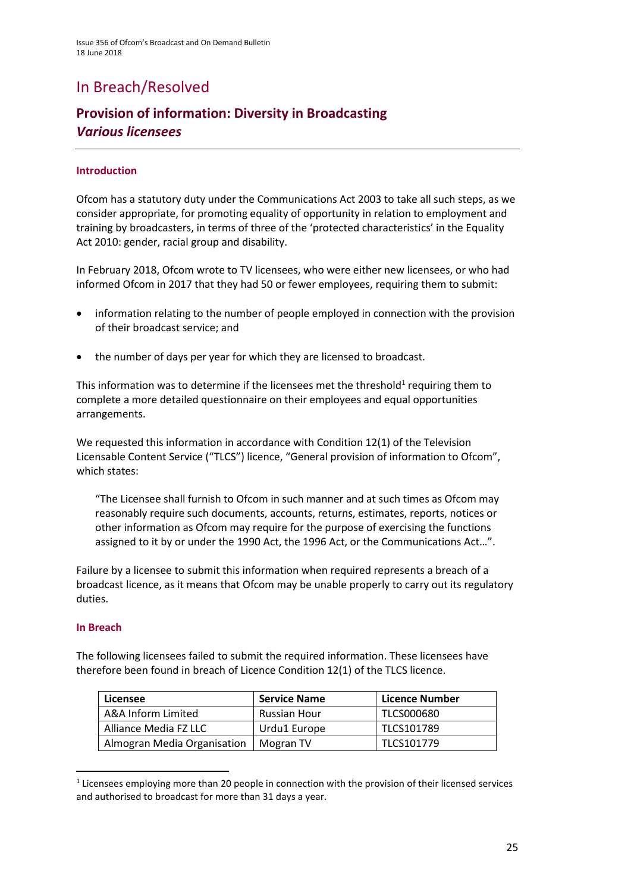# In Breach/Resolved

## Provision of information: Diversity in Broadcasting
### *Various licensees*

#### Introduction

Ofcom has a statutory duty under the Communications Act 2003 to take all such steps, as we consider appropriate, for promoting equality of opportunity in relation to employment and training by broadcasters, in terms of three of the 'protected characteristics' in the Equality Act 2010: gender, racial group and disability.

In February 2018, Ofcom wrote to TV licensees, who were either new licensees, or who had informed Ofcom in 2017 that they had 50 or fewer employees, requiring them to submit:

- information relating to the number of people employed in connection with the provision of their broadcast service; and
- the number of days per year for which they are licensed to broadcast.

This information was to determine if the licensees met the threshold[1] requiring them to complete a more detailed questionnaire on their employees and equal opportunities arrangements.

We requested this information in accordance with Condition 12(1) of the Television Licensable Content Service ("TLCS") licence, "General provision of information to Ofcom", which states:

> "The Licensee shall furnish to Ofcom in such manner and at such times as Ofcom may reasonably require such documents, accounts, returns, estimates, reports, notices or other information as Ofcom may require for the purpose of exercising the functions assigned to it by or under the 1990 Act, the 1996 Act, or the Communications Act…".

Failure by a licensee to submit this information when required represents a breach of a broadcast licence, as it means that Ofcom may be unable properly to carry out its regulatory duties.

#### In Breach

The following licensees failed to submit the required information. These licensees have therefore been found in breach of Licence Condition 12(1) of the TLCS licence.

| Licensee | Service Name | Licence Number |
|---|---|---|
| A&A Inform Limited | Russian Hour | TLCS000680 |
| Alliance Media FZ LLC | Urdu1 Europe | TLCS101789 |
| Almogran Media Organisation | Mogran TV | TLCS101779 |

[1] Licensees employing more than 20 people in connection with the provision of their licensed services and authorised to broadcast for more than 31 days a year.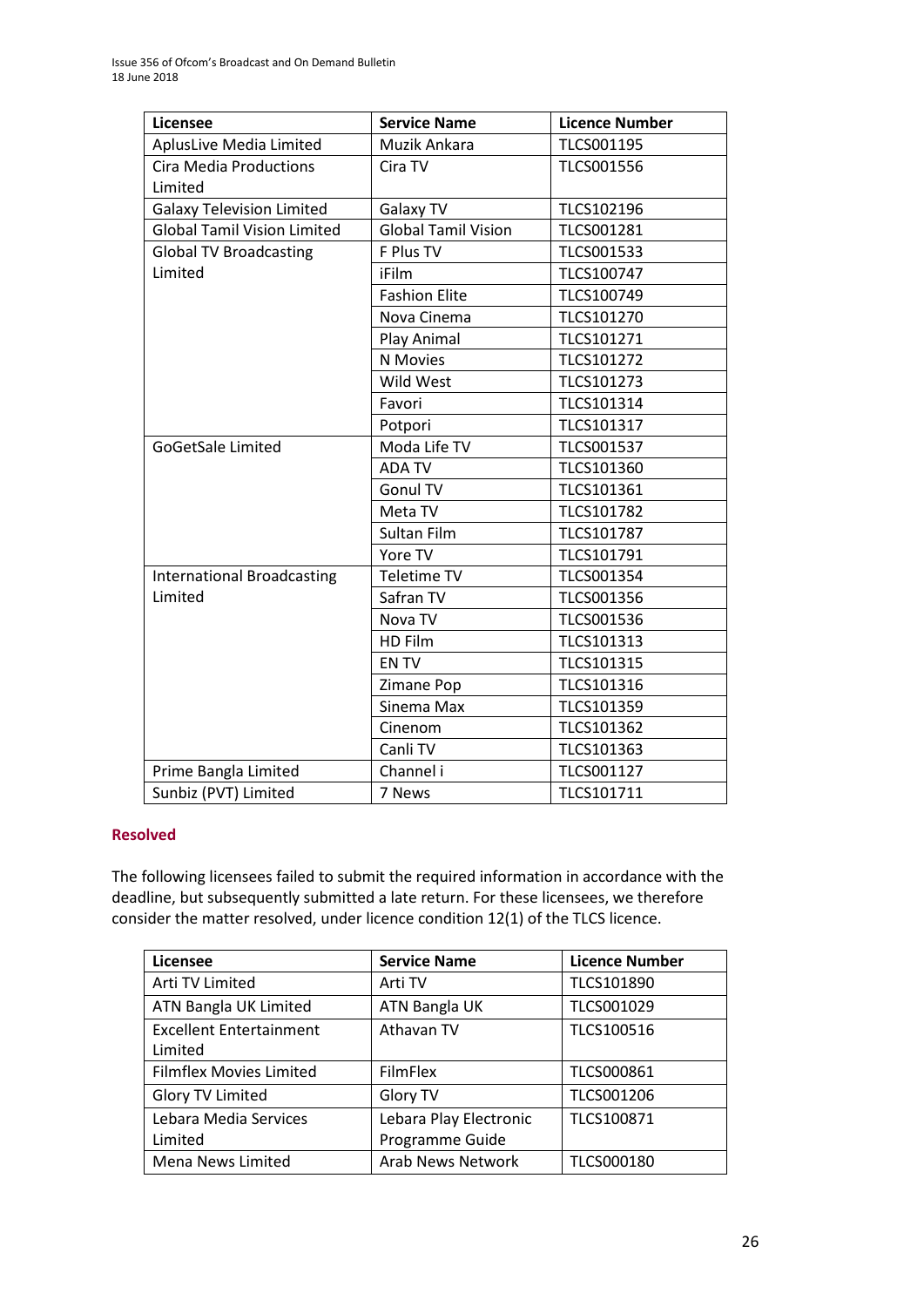| Licensee | Service Name | Licence Number |
| --- | --- | --- |
| AplusLive Media Limited | Muzik Ankara | TLCS001195 |
| Cira Media Productions Limited | Cira TV | TLCS001556 |
| Galaxy Television Limited | Galaxy TV | TLCS102196 |
| Global Tamil Vision Limited | Global Tamil Vision | TLCS001281 |
| Global TV Broadcasting Limited | F Plus TV | TLCS001533 |
| | iFilm | TLCS100747 |
| | Fashion Elite | TLCS100749 |
| | Nova Cinema | TLCS101270 |
| | Play Animal | TLCS101271 |
| | N Movies | TLCS101272 |
| | Wild West | TLCS101273 |
| | Favori | TLCS101314 |
| | Potpori | TLCS101317 |
| GoGetSale Limited | Moda Life TV | TLCS001537 |
| | ADA TV | TLCS101360 |
| | Gonul TV | TLCS101361 |
| | Meta TV | TLCS101782 |
| | Sultan Film | TLCS101787 |
| | Yore TV | TLCS101791 |
| International Broadcasting Limited | Teletime TV | TLCS001354 |
| | Safran TV | TLCS001356 |
| | Nova TV | TLCS001536 |
| | HD Film | TLCS101313 |
| | EN TV | TLCS101315 |
| | Zimane Pop | TLCS101316 |
| | Sinema Max | TLCS101359 |
| | Cinenom | TLCS101362 |
| | Canli TV | TLCS101363 |
| Prime Bangla Limited | Channel i | TLCS001127 |
| Sunbiz (PVT) Limited | 7 News | TLCS101711 |

## Resolved

The following licensees failed to submit the required information in accordance with the deadline, but subsequently submitted a late return. For these licensees, we therefore consider the matter resolved, under licence condition 12(1) of the TLCS licence.

| Licensee | Service Name | Licence Number |
| --- | --- | --- |
| Arti TV Limited | Arti TV | TLCS101890 |
| ATN Bangla UK Limited | ATN Bangla UK | TLCS001029 |
| Excellent Entertainment Limited | Athavan TV | TLCS100516 |
| Filmflex Movies Limited | FilmFlex | TLCS000861 |
| Glory TV Limited | Glory TV | TLCS001206 |
| Lebara Media Services Limited | Lebara Play Electronic Programme Guide | TLCS100871 |
| Mena News Limited | Arab News Network | TLCS000180 |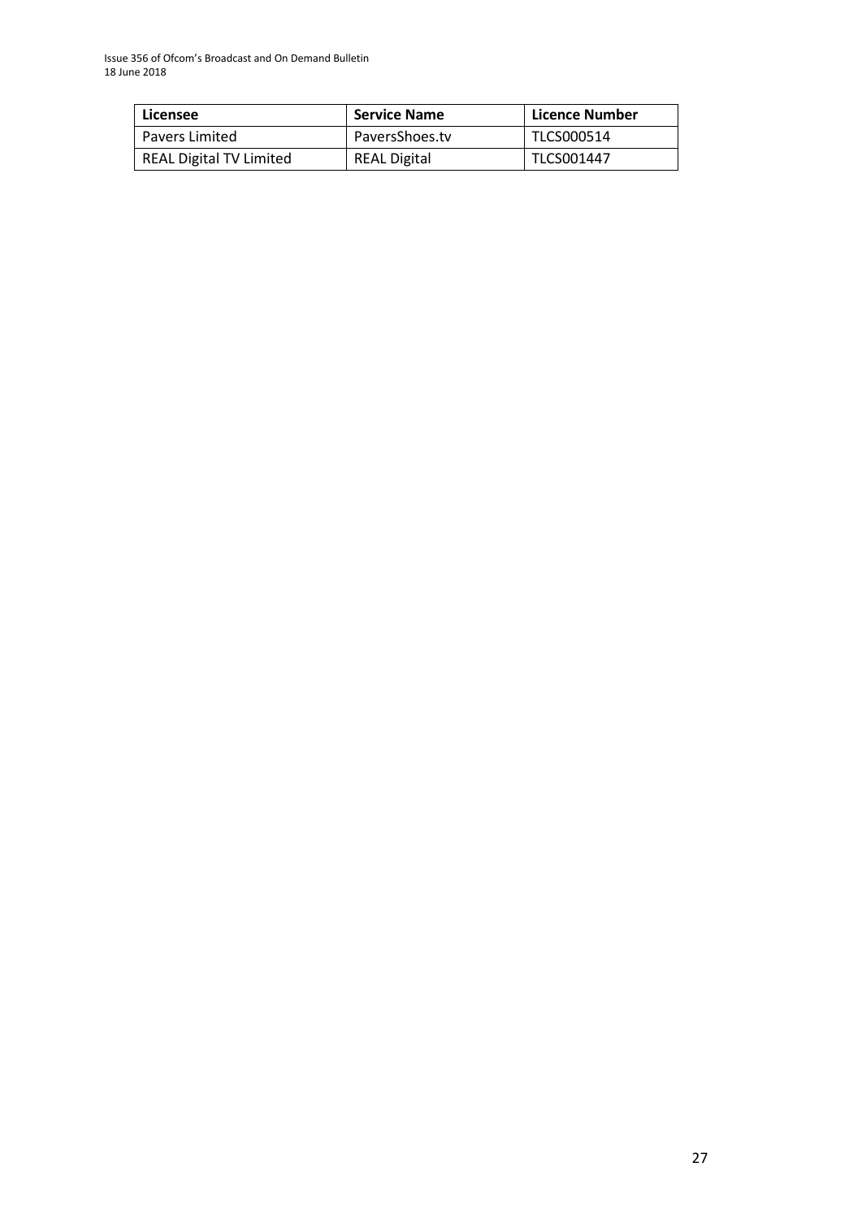| Licensee | Service Name | Licence Number |
| --- | --- | --- |
| Pavers Limited | PaversShoes.tv | TLCS000514 |
| REAL Digital TV Limited | REAL Digital | TLCS001447 |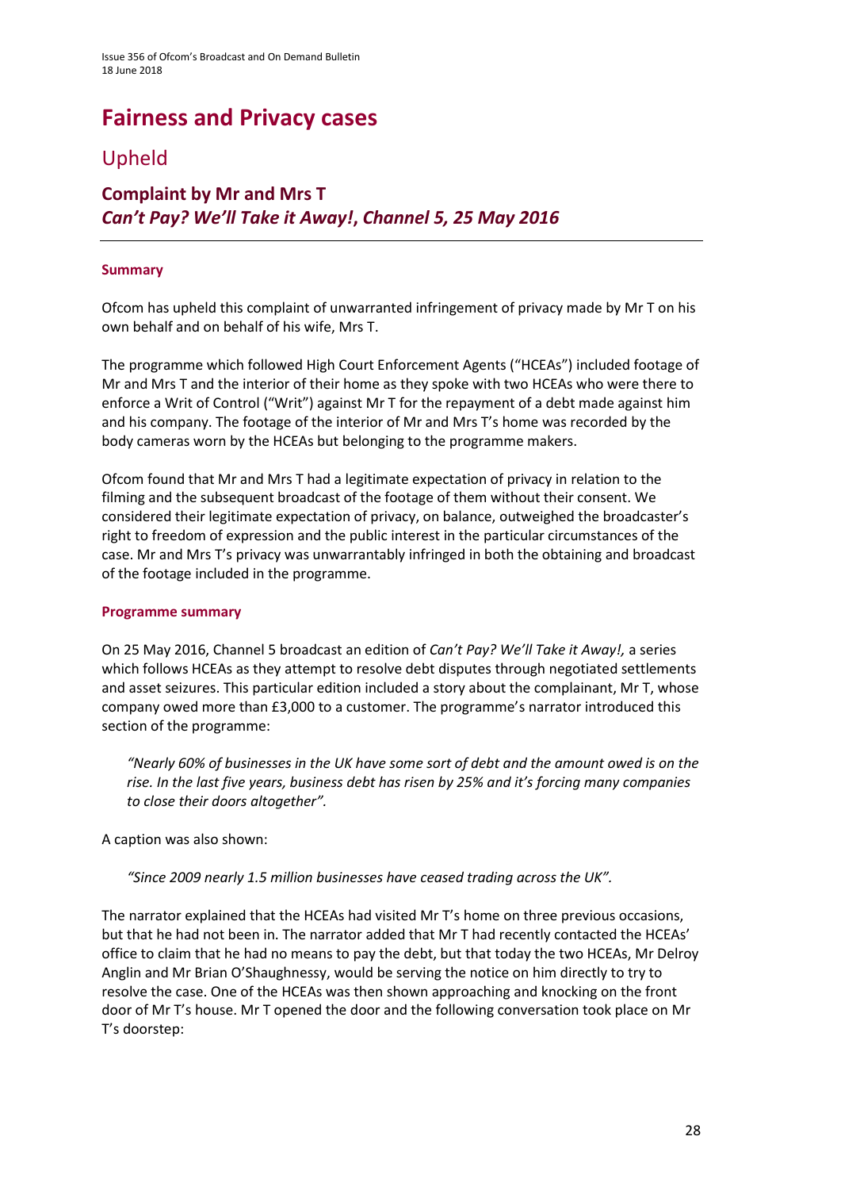# Fairness and Privacy cases

## Upheld

### Complaint by Mr and Mrs T
### *Can't Pay? We'll Take it Away!*, Channel 5, 25 May 2016

#### Summary

Ofcom has upheld this complaint of unwarranted infringement of privacy made by Mr T on his own behalf and on behalf of his wife, Mrs T.

The programme which followed High Court Enforcement Agents ("HCEAs") included footage of Mr and Mrs T and the interior of their home as they spoke with two HCEAs who were there to enforce a Writ of Control ("Writ") against Mr T for the repayment of a debt made against him and his company. The footage of the interior of Mr and Mrs T's home was recorded by the body cameras worn by the HCEAs but belonging to the programme makers.

Ofcom found that Mr and Mrs T had a legitimate expectation of privacy in relation to the filming and the subsequent broadcast of the footage of them without their consent. We considered their legitimate expectation of privacy, on balance, outweighed the broadcaster's right to freedom of expression and the public interest in the particular circumstances of the case. Mr and Mrs T's privacy was unwarrantably infringed in both the obtaining and broadcast of the footage included in the programme.

#### Programme summary

On 25 May 2016, Channel 5 broadcast an edition of *Can't Pay? We'll Take it Away!,* a series which follows HCEAs as they attempt to resolve debt disputes through negotiated settlements and asset seizures. This particular edition included a story about the complainant, Mr T, whose company owed more than £3,000 to a customer. The programme's narrator introduced this section of the programme:

> *"Nearly 60% of businesses in the UK have some sort of debt and the amount owed is on the rise. In the last five years, business debt has risen by 25% and it's forcing many companies to close their doors altogether".*

A caption was also shown:

> *"Since 2009 nearly 1.5 million businesses have ceased trading across the UK".*

The narrator explained that the HCEAs had visited Mr T's home on three previous occasions, but that he had not been in. The narrator added that Mr T had recently contacted the HCEAs' office to claim that he had no means to pay the debt, but that today the two HCEAs, Mr Delroy Anglin and Mr Brian O'Shaughnessy, would be serving the notice on him directly to try to resolve the case. One of the HCEAs was then shown approaching and knocking on the front door of Mr T's house. Mr T opened the door and the following conversation took place on Mr T's doorstep: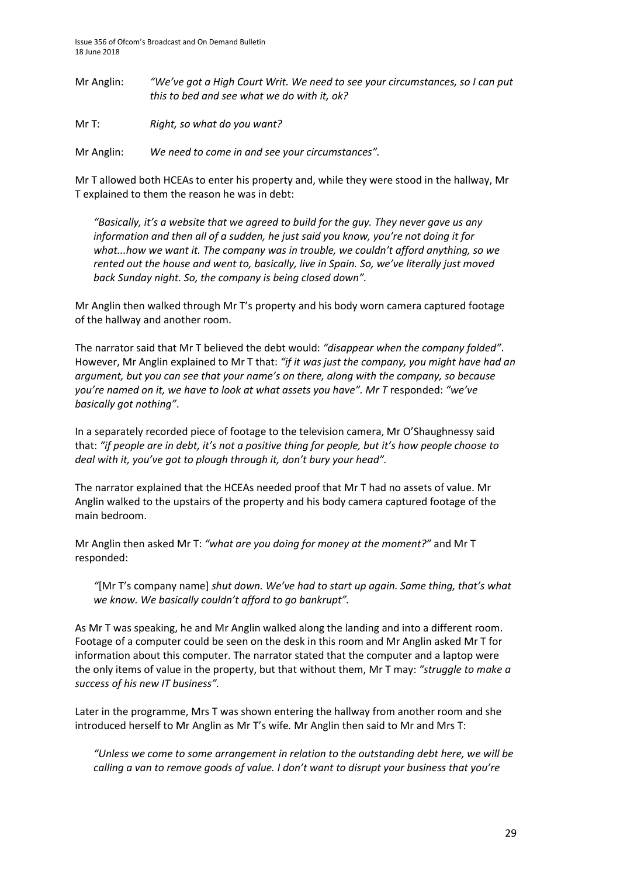Mr Anglin: *"We've got a High Court Writ. We need to see your circumstances, so I can put this to bed and see what we do with it, ok?*

Mr T: *Right, so what do you want?*

Mr Anglin: *We need to come in and see your circumstances".*

Mr T allowed both HCEAs to enter his property and, while they were stood in the hallway, Mr T explained to them the reason he was in debt:

> *"Basically, it's a website that we agreed to build for the guy. They never gave us any information and then all of a sudden, he just said you know, you're not doing it for what...how we want it. The company was in trouble, we couldn't afford anything, so we rented out the house and went to, basically, live in Spain. So, we've literally just moved back Sunday night. So, the company is being closed down".*

Mr Anglin then walked through Mr T's property and his body worn camera captured footage of the hallway and another room.

The narrator said that Mr T believed the debt would: *"disappear when the company folded"*. However, Mr Anglin explained to Mr T that: *"if it was just the company, you might have had an argument, but you can see that your name's on there, along with the company, so because you're named on it, we have to look at what assets you have". Mr T* responded: *"we've basically got nothing"*.

In a separately recorded piece of footage to the television camera, Mr O'Shaughnessy said that: *"if people are in debt, it's not a positive thing for people, but it's how people choose to deal with it, you've got to plough through it, don't bury your head".*

The narrator explained that the HCEAs needed proof that Mr T had no assets of value. Mr Anglin walked to the upstairs of the property and his body camera captured footage of the main bedroom.

Mr Anglin then asked Mr T: *"what are you doing for money at the moment?"* and Mr T responded:

> *"*[Mr T's company name] *shut down. We've had to start up again. Same thing, that's what we know. We basically couldn't afford to go bankrupt".*

As Mr T was speaking, he and Mr Anglin walked along the landing and into a different room. Footage of a computer could be seen on the desk in this room and Mr Anglin asked Mr T for information about this computer. The narrator stated that the computer and a laptop were the only items of value in the property, but that without them, Mr T may: *"struggle to make a success of his new IT business".*

Later in the programme, Mrs T was shown entering the hallway from another room and she introduced herself to Mr Anglin as Mr T's wife*.* Mr Anglin then said to Mr and Mrs T:

> *"Unless we come to some arrangement in relation to the outstanding debt here, we will be calling a van to remove goods of value. I don't want to disrupt your business that you're*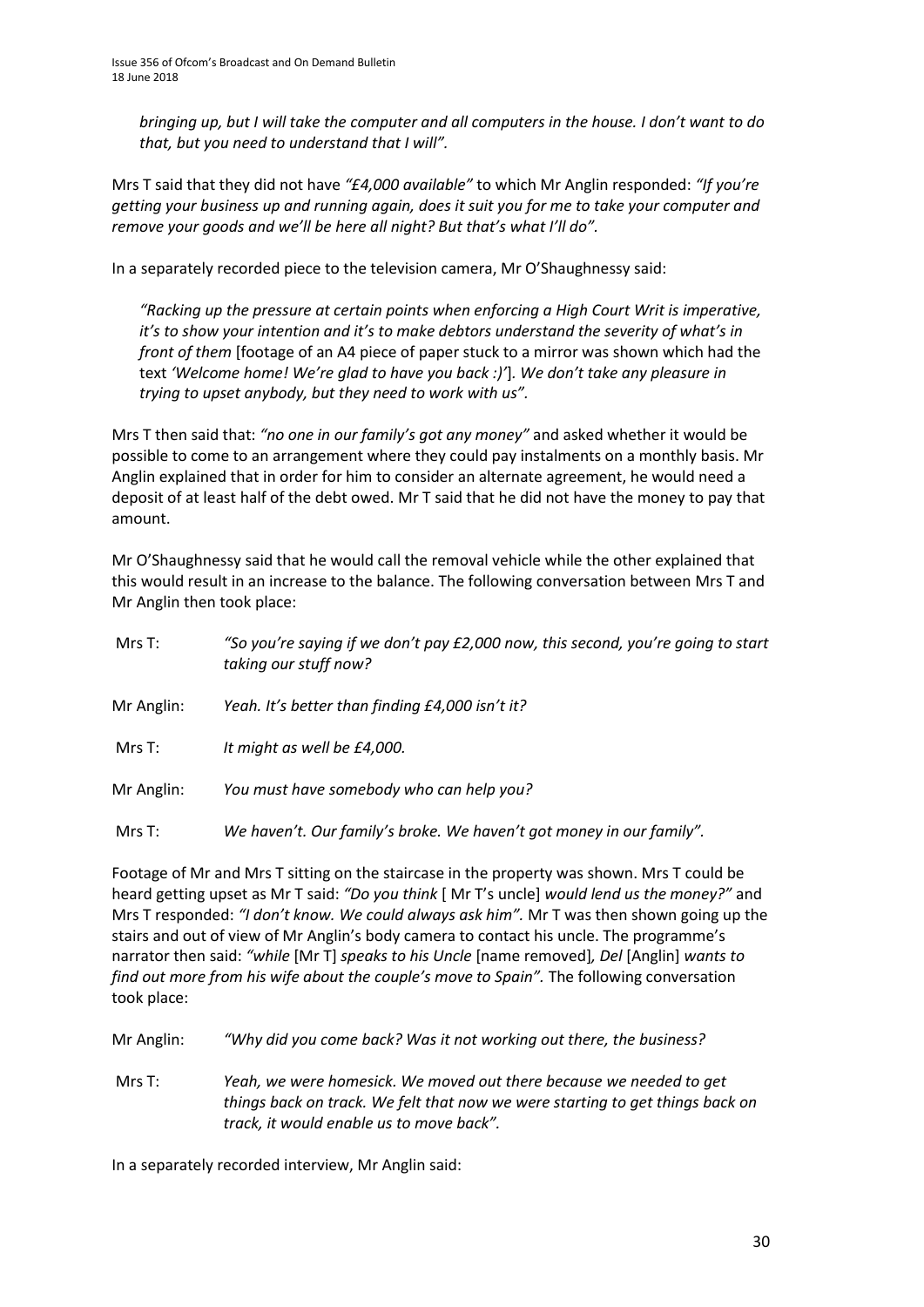*bringing up, but I will take the computer and all computers in the house. I don't want to do that, but you need to understand that I will".*

Mrs T said that they did not have *"£4,000 available"* to which Mr Anglin responded: *"If you're getting your business up and running again, does it suit you for me to take your computer and remove your goods and we'll be here all night? But that's what I'll do".*

In a separately recorded piece to the television camera, Mr O'Shaughnessy said:

> *"Racking up the pressure at certain points when enforcing a High Court Writ is imperative, it's to show your intention and it's to make debtors understand the severity of what's in front of them* [footage of an A4 piece of paper stuck to a mirror was shown which had the text *'Welcome home! We're glad to have you back :)'*]*. We don't take any pleasure in trying to upset anybody, but they need to work with us".*

Mrs T then said that: *"no one in our family's got any money"* and asked whether it would be possible to come to an arrangement where they could pay instalments on a monthly basis. Mr Anglin explained that in order for him to consider an alternate agreement, he would need a deposit of at least half of the debt owed. Mr T said that he did not have the money to pay that amount.

Mr O'Shaughnessy said that he would call the removal vehicle while the other explained that this would result in an increase to the balance. The following conversation between Mrs T and Mr Anglin then took place:

| | |
|---|---|
| Mrs T: | *"So you're saying if we don't pay £2,000 now, this second, you're going to start taking our stuff now?* |
| Mr Anglin: | *Yeah. It's better than finding £4,000 isn't it?* |
| Mrs T: | *It might as well be £4,000.* |
| Mr Anglin: | *You must have somebody who can help you?* |
| Mrs T: | *We haven't. Our family's broke. We haven't got money in our family".* |

Footage of Mr and Mrs T sitting on the staircase in the property was shown. Mrs T could be heard getting upset as Mr T said: *"Do you think* [ Mr T's uncle] *would lend us the money?"* and Mrs T responded: *"I don't know. We could always ask him".* Mr T was then shown going up the stairs and out of view of Mr Anglin's body camera to contact his uncle. The programme's narrator then said: *"while* [Mr T] *speaks to his Uncle* [name removed]*, Del* [Anglin] *wants to find out more from his wife about the couple's move to Spain".* The following conversation took place:

| | |
|---|---|
| Mr Anglin: | *"Why did you come back? Was it not working out there, the business?* |
| Mrs T: | *Yeah, we were homesick. We moved out there because we needed to get things back on track. We felt that now we were starting to get things back on track, it would enable us to move back".* |

In a separately recorded interview, Mr Anglin said: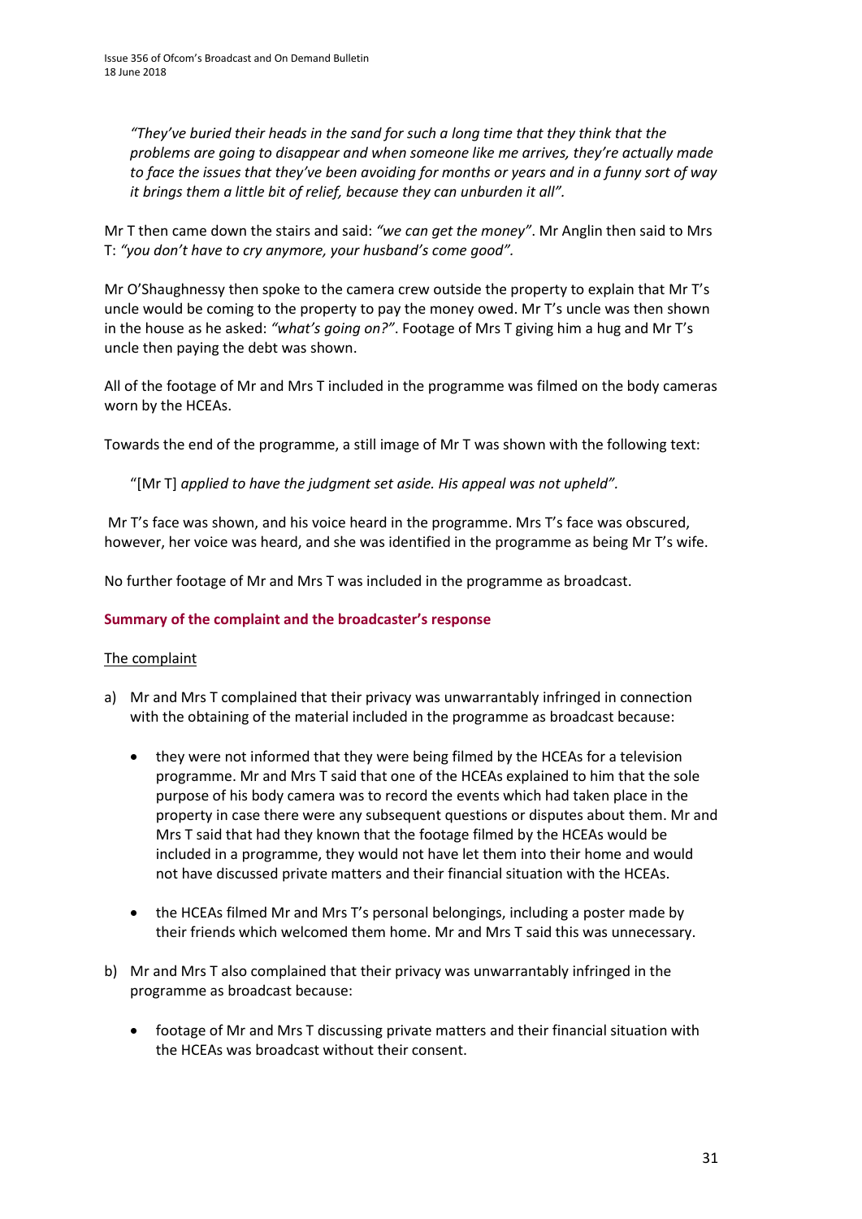> *"They've buried their heads in the sand for such a long time that they think that the problems are going to disappear and when someone like me arrives, they're actually made to face the issues that they've been avoiding for months or years and in a funny sort of way it brings them a little bit of relief, because they can unburden it all".*

Mr T then came down the stairs and said: *"we can get the money"*. Mr Anglin then said to Mrs T: *"you don't have to cry anymore, your husband's come good".*

Mr O'Shaughnessy then spoke to the camera crew outside the property to explain that Mr T's uncle would be coming to the property to pay the money owed. Mr T's uncle was then shown in the house as he asked: *"what's going on?"*. Footage of Mrs T giving him a hug and Mr T's uncle then paying the debt was shown.

All of the footage of Mr and Mrs T included in the programme was filmed on the body cameras worn by the HCEAs.

Towards the end of the programme, a still image of Mr T was shown with the following text:

> "[Mr T] *applied to have the judgment set aside. His appeal was not upheld".*

Mr T's face was shown, and his voice heard in the programme. Mrs T's face was obscured, however, her voice was heard, and she was identified in the programme as being Mr T's wife.

No further footage of Mr and Mrs T was included in the programme as broadcast.

### Summary of the complaint and the broadcaster's response

#### The complaint

a) Mr and Mrs T complained that their privacy was unwarrantably infringed in connection with the obtaining of the material included in the programme as broadcast because:

- they were not informed that they were being filmed by the HCEAs for a television programme. Mr and Mrs T said that one of the HCEAs explained to him that the sole purpose of his body camera was to record the events which had taken place in the property in case there were any subsequent questions or disputes about them. Mr and Mrs T said that had they known that the footage filmed by the HCEAs would be included in a programme, they would not have let them into their home and would not have discussed private matters and their financial situation with the HCEAs.

- the HCEAs filmed Mr and Mrs T's personal belongings, including a poster made by their friends which welcomed them home. Mr and Mrs T said this was unnecessary.

b) Mr and Mrs T also complained that their privacy was unwarrantably infringed in the programme as broadcast because:

- footage of Mr and Mrs T discussing private matters and their financial situation with the HCEAs was broadcast without their consent.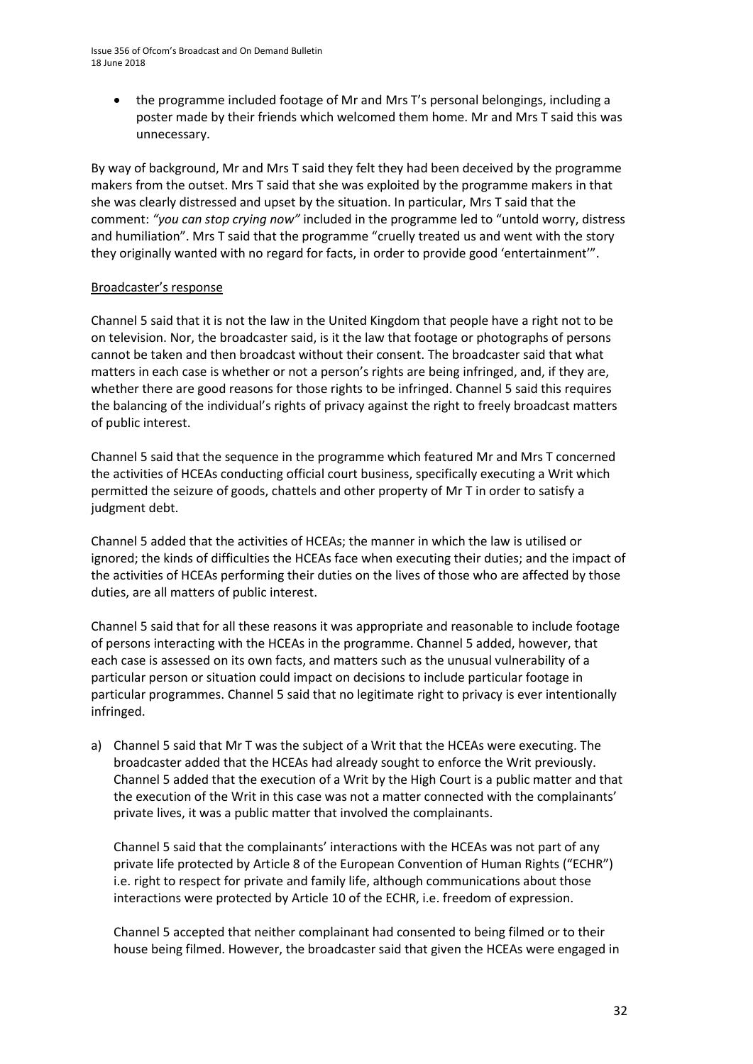- the programme included footage of Mr and Mrs T's personal belongings, including a poster made by their friends which welcomed them home. Mr and Mrs T said this was unnecessary.

By way of background, Mr and Mrs T said they felt they had been deceived by the programme makers from the outset. Mrs T said that she was exploited by the programme makers in that she was clearly distressed and upset by the situation. In particular, Mrs T said that the comment: *"you can stop crying now"* included in the programme led to "untold worry, distress and humiliation". Mrs T said that the programme "cruelly treated us and went with the story they originally wanted with no regard for facts, in order to provide good 'entertainment'".

Broadcaster's response

Channel 5 said that it is not the law in the United Kingdom that people have a right not to be on television. Nor, the broadcaster said, is it the law that footage or photographs of persons cannot be taken and then broadcast without their consent. The broadcaster said that what matters in each case is whether or not a person's rights are being infringed, and, if they are, whether there are good reasons for those rights to be infringed. Channel 5 said this requires the balancing of the individual's rights of privacy against the right to freely broadcast matters of public interest.

Channel 5 said that the sequence in the programme which featured Mr and Mrs T concerned the activities of HCEAs conducting official court business, specifically executing a Writ which permitted the seizure of goods, chattels and other property of Mr T in order to satisfy a judgment debt.

Channel 5 added that the activities of HCEAs; the manner in which the law is utilised or ignored; the kinds of difficulties the HCEAs face when executing their duties; and the impact of the activities of HCEAs performing their duties on the lives of those who are affected by those duties, are all matters of public interest.

Channel 5 said that for all these reasons it was appropriate and reasonable to include footage of persons interacting with the HCEAs in the programme. Channel 5 added, however, that each case is assessed on its own facts, and matters such as the unusual vulnerability of a particular person or situation could impact on decisions to include particular footage in particular programmes. Channel 5 said that no legitimate right to privacy is ever intentionally infringed.

a) Channel 5 said that Mr T was the subject of a Writ that the HCEAs were executing. The broadcaster added that the HCEAs had already sought to enforce the Writ previously. Channel 5 added that the execution of a Writ by the High Court is a public matter and that the execution of the Writ in this case was not a matter connected with the complainants' private lives, it was a public matter that involved the complainants.

   Channel 5 said that the complainants' interactions with the HCEAs was not part of any private life protected by Article 8 of the European Convention of Human Rights ("ECHR") i.e. right to respect for private and family life, although communications about those interactions were protected by Article 10 of the ECHR, i.e. freedom of expression.

   Channel 5 accepted that neither complainant had consented to being filmed or to their house being filmed. However, the broadcaster said that given the HCEAs were engaged in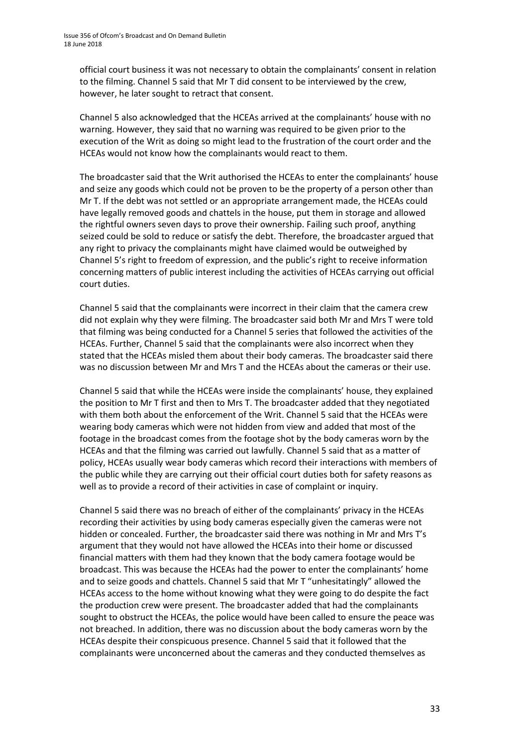official court business it was not necessary to obtain the complainants' consent in relation to the filming. Channel 5 said that Mr T did consent to be interviewed by the crew, however, he later sought to retract that consent.

Channel 5 also acknowledged that the HCEAs arrived at the complainants' house with no warning. However, they said that no warning was required to be given prior to the execution of the Writ as doing so might lead to the frustration of the court order and the HCEAs would not know how the complainants would react to them.

The broadcaster said that the Writ authorised the HCEAs to enter the complainants' house and seize any goods which could not be proven to be the property of a person other than Mr T. If the debt was not settled or an appropriate arrangement made, the HCEAs could have legally removed goods and chattels in the house, put them in storage and allowed the rightful owners seven days to prove their ownership. Failing such proof, anything seized could be sold to reduce or satisfy the debt. Therefore, the broadcaster argued that any right to privacy the complainants might have claimed would be outweighed by Channel 5's right to freedom of expression, and the public's right to receive information concerning matters of public interest including the activities of HCEAs carrying out official court duties.

Channel 5 said that the complainants were incorrect in their claim that the camera crew did not explain why they were filming. The broadcaster said both Mr and Mrs T were told that filming was being conducted for a Channel 5 series that followed the activities of the HCEAs. Further, Channel 5 said that the complainants were also incorrect when they stated that the HCEAs misled them about their body cameras. The broadcaster said there was no discussion between Mr and Mrs T and the HCEAs about the cameras or their use.

Channel 5 said that while the HCEAs were inside the complainants' house, they explained the position to Mr T first and then to Mrs T. The broadcaster added that they negotiated with them both about the enforcement of the Writ. Channel 5 said that the HCEAs were wearing body cameras which were not hidden from view and added that most of the footage in the broadcast comes from the footage shot by the body cameras worn by the HCEAs and that the filming was carried out lawfully. Channel 5 said that as a matter of policy, HCEAs usually wear body cameras which record their interactions with members of the public while they are carrying out their official court duties both for safety reasons as well as to provide a record of their activities in case of complaint or inquiry.

Channel 5 said there was no breach of either of the complainants' privacy in the HCEAs recording their activities by using body cameras especially given the cameras were not hidden or concealed. Further, the broadcaster said there was nothing in Mr and Mrs T's argument that they would not have allowed the HCEAs into their home or discussed financial matters with them had they known that the body camera footage would be broadcast. This was because the HCEAs had the power to enter the complainants' home and to seize goods and chattels. Channel 5 said that Mr T "unhesitatingly" allowed the HCEAs access to the home without knowing what they were going to do despite the fact the production crew were present. The broadcaster added that had the complainants sought to obstruct the HCEAs, the police would have been called to ensure the peace was not breached. In addition, there was no discussion about the body cameras worn by the HCEAs despite their conspicuous presence. Channel 5 said that it followed that the complainants were unconcerned about the cameras and they conducted themselves as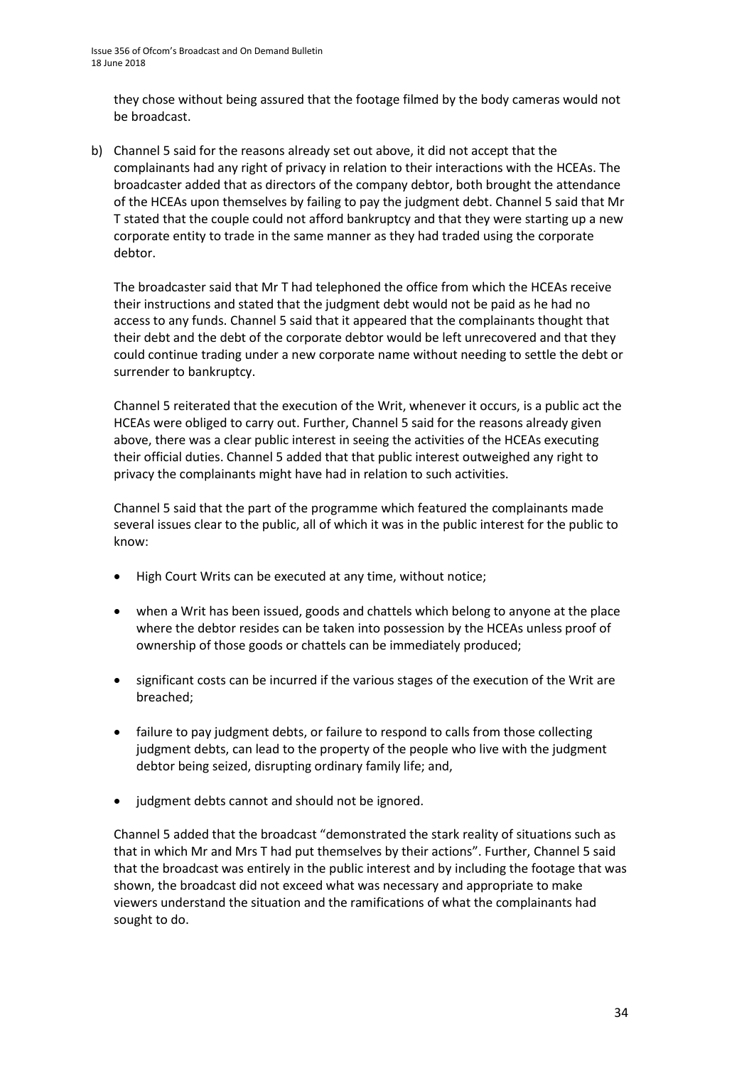they chose without being assured that the footage filmed by the body cameras would not be broadcast.

b) Channel 5 said for the reasons already set out above, it did not accept that the complainants had any right of privacy in relation to their interactions with the HCEAs. The broadcaster added that as directors of the company debtor, both brought the attendance of the HCEAs upon themselves by failing to pay the judgment debt. Channel 5 said that Mr T stated that the couple could not afford bankruptcy and that they were starting up a new corporate entity to trade in the same manner as they had traded using the corporate debtor.

   The broadcaster said that Mr T had telephoned the office from which the HCEAs receive their instructions and stated that the judgment debt would not be paid as he had no access to any funds. Channel 5 said that it appeared that the complainants thought that their debt and the debt of the corporate debtor would be left unrecovered and that they could continue trading under a new corporate name without needing to settle the debt or surrender to bankruptcy.

   Channel 5 reiterated that the execution of the Writ, whenever it occurs, is a public act the HCEAs were obliged to carry out. Further, Channel 5 said for the reasons already given above, there was a clear public interest in seeing the activities of the HCEAs executing their official duties. Channel 5 added that that public interest outweighed any right to privacy the complainants might have had in relation to such activities.

   Channel 5 said that the part of the programme which featured the complainants made several issues clear to the public, all of which it was in the public interest for the public to know:

   - High Court Writs can be executed at any time, without notice;
   - when a Writ has been issued, goods and chattels which belong to anyone at the place where the debtor resides can be taken into possession by the HCEAs unless proof of ownership of those goods or chattels can be immediately produced;
   - significant costs can be incurred if the various stages of the execution of the Writ are breached;
   - failure to pay judgment debts, or failure to respond to calls from those collecting judgment debts, can lead to the property of the people who live with the judgment debtor being seized, disrupting ordinary family life; and,
   - judgment debts cannot and should not be ignored.

   Channel 5 added that the broadcast "demonstrated the stark reality of situations such as that in which Mr and Mrs T had put themselves by their actions". Further, Channel 5 said that the broadcast was entirely in the public interest and by including the footage that was shown, the broadcast did not exceed what was necessary and appropriate to make viewers understand the situation and the ramifications of what the complainants had sought to do.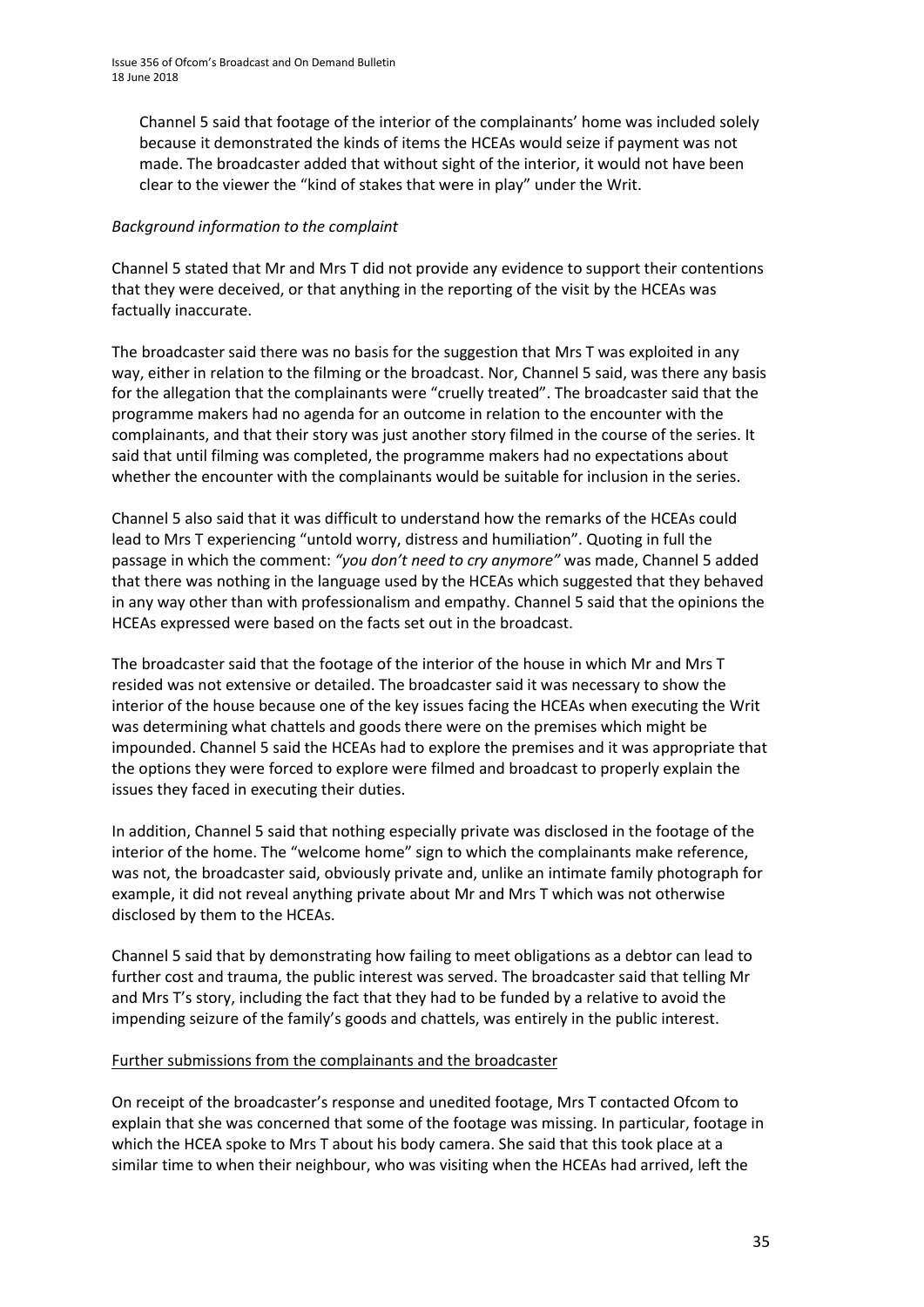Channel 5 said that footage of the interior of the complainants' home was included solely because it demonstrated the kinds of items the HCEAs would seize if payment was not made. The broadcaster added that without sight of the interior, it would not have been clear to the viewer the "kind of stakes that were in play" under the Writ.

*Background information to the complaint*

Channel 5 stated that Mr and Mrs T did not provide any evidence to support their contentions that they were deceived, or that anything in the reporting of the visit by the HCEAs was factually inaccurate.

The broadcaster said there was no basis for the suggestion that Mrs T was exploited in any way, either in relation to the filming or the broadcast. Nor, Channel 5 said, was there any basis for the allegation that the complainants were "cruelly treated". The broadcaster said that the programme makers had no agenda for an outcome in relation to the encounter with the complainants, and that their story was just another story filmed in the course of the series. It said that until filming was completed, the programme makers had no expectations about whether the encounter with the complainants would be suitable for inclusion in the series.

Channel 5 also said that it was difficult to understand how the remarks of the HCEAs could lead to Mrs T experiencing "untold worry, distress and humiliation". Quoting in full the passage in which the comment: *"you don't need to cry anymore"* was made, Channel 5 added that there was nothing in the language used by the HCEAs which suggested that they behaved in any way other than with professionalism and empathy. Channel 5 said that the opinions the HCEAs expressed were based on the facts set out in the broadcast.

The broadcaster said that the footage of the interior of the house in which Mr and Mrs T resided was not extensive or detailed. The broadcaster said it was necessary to show the interior of the house because one of the key issues facing the HCEAs when executing the Writ was determining what chattels and goods there were on the premises which might be impounded. Channel 5 said the HCEAs had to explore the premises and it was appropriate that the options they were forced to explore were filmed and broadcast to properly explain the issues they faced in executing their duties.

In addition, Channel 5 said that nothing especially private was disclosed in the footage of the interior of the home. The "welcome home" sign to which the complainants make reference, was not, the broadcaster said, obviously private and, unlike an intimate family photograph for example, it did not reveal anything private about Mr and Mrs T which was not otherwise disclosed by them to the HCEAs.

Channel 5 said that by demonstrating how failing to meet obligations as a debtor can lead to further cost and trauma, the public interest was served. The broadcaster said that telling Mr and Mrs T's story, including the fact that they had to be funded by a relative to avoid the impending seizure of the family's goods and chattels, was entirely in the public interest.

<u>Further submissions from the complainants and the broadcaster</u>

On receipt of the broadcaster's response and unedited footage, Mrs T contacted Ofcom to explain that she was concerned that some of the footage was missing. In particular, footage in which the HCEA spoke to Mrs T about his body camera. She said that this took place at a similar time to when their neighbour, who was visiting when the HCEAs had arrived, left the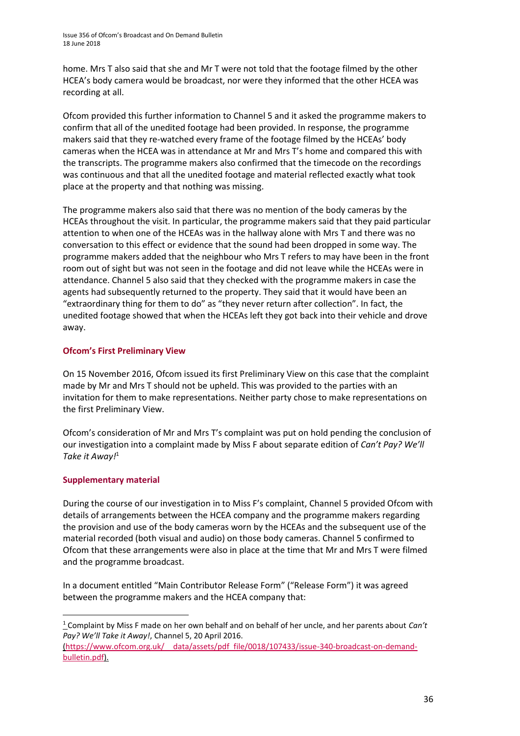home. Mrs T also said that she and Mr T were not told that the footage filmed by the other HCEA's body camera would be broadcast, nor were they informed that the other HCEA was recording at all.

Ofcom provided this further information to Channel 5 and it asked the programme makers to confirm that all of the unedited footage had been provided. In response, the programme makers said that they re-watched every frame of the footage filmed by the HCEAs' body cameras when the HCEA was in attendance at Mr and Mrs T's home and compared this with the transcripts. The programme makers also confirmed that the timecode on the recordings was continuous and that all the unedited footage and material reflected exactly what took place at the property and that nothing was missing.

The programme makers also said that there was no mention of the body cameras by the HCEAs throughout the visit. In particular, the programme makers said that they paid particular attention to when one of the HCEAs was in the hallway alone with Mrs T and there was no conversation to this effect or evidence that the sound had been dropped in some way. The programme makers added that the neighbour who Mrs T refers to may have been in the front room out of sight but was not seen in the footage and did not leave while the HCEAs were in attendance. Channel 5 also said that they checked with the programme makers in case the agents had subsequently returned to the property. They said that it would have been an "extraordinary thing for them to do" as "they never return after collection". In fact, the unedited footage showed that when the HCEAs left they got back into their vehicle and drove away.

### Ofcom's First Preliminary View

On 15 November 2016, Ofcom issued its first Preliminary View on this case that the complaint made by Mr and Mrs T should not be upheld. This was provided to the parties with an invitation for them to make representations. Neither party chose to make representations on the first Preliminary View.

Ofcom's consideration of Mr and Mrs T's complaint was put on hold pending the conclusion of our investigation into a complaint made by Miss F about separate edition of *Can't Pay? We'll Take it Away!*[1]

### Supplementary material

During the course of our investigation in to Miss F's complaint, Channel 5 provided Ofcom with details of arrangements between the HCEA company and the programme makers regarding the provision and use of the body cameras worn by the HCEAs and the subsequent use of the material recorded (both visual and audio) on those body cameras. Channel 5 confirmed to Ofcom that these arrangements were also in place at the time that Mr and Mrs T were filmed and the programme broadcast.

In a document entitled "Main Contributor Release Form" ("Release Form") it was agreed between the programme makers and the HCEA company that:

---

[1] Complaint by Miss F made on her own behalf and on behalf of her uncle, and her parents about *Can't Pay? We'll Take it Away!*, Channel 5, 20 April 2016. (https://www.ofcom.org.uk/__data/assets/pdf_file/0018/107433/issue-340-broadcast-on-demand-bulletin.pdf).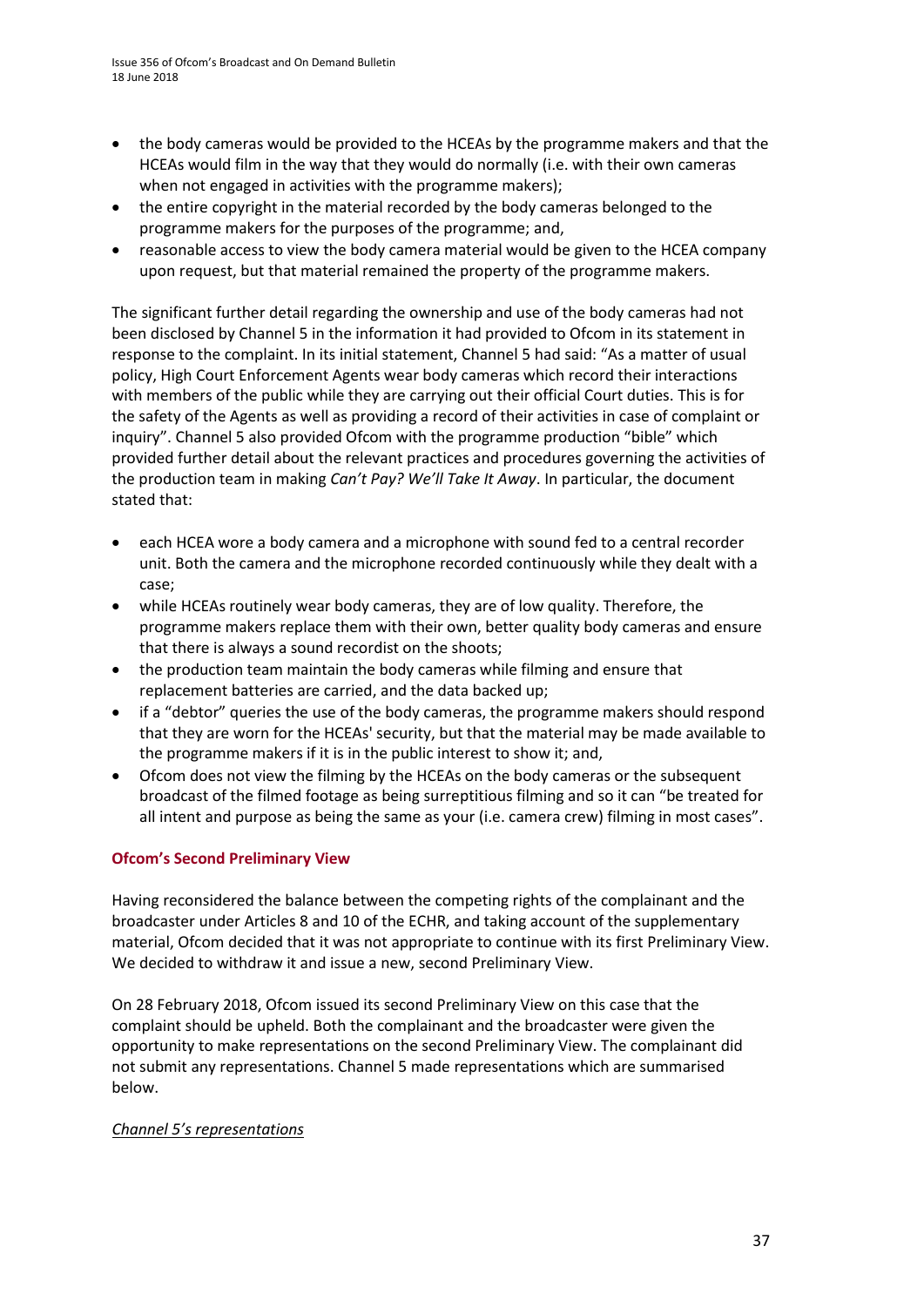- the body cameras would be provided to the HCEAs by the programme makers and that the HCEAs would film in the way that they would do normally (i.e. with their own cameras when not engaged in activities with the programme makers);
- the entire copyright in the material recorded by the body cameras belonged to the programme makers for the purposes of the programme; and,
- reasonable access to view the body camera material would be given to the HCEA company upon request, but that material remained the property of the programme makers.

The significant further detail regarding the ownership and use of the body cameras had not been disclosed by Channel 5 in the information it had provided to Ofcom in its statement in response to the complaint. In its initial statement, Channel 5 had said: "As a matter of usual policy, High Court Enforcement Agents wear body cameras which record their interactions with members of the public while they are carrying out their official Court duties. This is for the safety of the Agents as well as providing a record of their activities in case of complaint or inquiry". Channel 5 also provided Ofcom with the programme production "bible" which provided further detail about the relevant practices and procedures governing the activities of the production team in making *Can't Pay? We'll Take It Away*. In particular, the document stated that:

- each HCEA wore a body camera and a microphone with sound fed to a central recorder unit. Both the camera and the microphone recorded continuously while they dealt with a case;
- while HCEAs routinely wear body cameras, they are of low quality. Therefore, the programme makers replace them with their own, better quality body cameras and ensure that there is always a sound recordist on the shoots;
- the production team maintain the body cameras while filming and ensure that replacement batteries are carried, and the data backed up;
- if a "debtor" queries the use of the body cameras, the programme makers should respond that they are worn for the HCEAs' security, but that the material may be made available to the programme makers if it is in the public interest to show it; and,
- Ofcom does not view the filming by the HCEAs on the body cameras or the subsequent broadcast of the filmed footage as being surreptitious filming and so it can "be treated for all intent and purpose as being the same as your (i.e. camera crew) filming in most cases".

**Ofcom's Second Preliminary View**

Having reconsidered the balance between the competing rights of the complainant and the broadcaster under Articles 8 and 10 of the ECHR, and taking account of the supplementary material, Ofcom decided that it was not appropriate to continue with its first Preliminary View. We decided to withdraw it and issue a new, second Preliminary View.

On 28 February 2018, Ofcom issued its second Preliminary View on this case that the complaint should be upheld. Both the complainant and the broadcaster were given the opportunity to make representations on the second Preliminary View. The complainant did not submit any representations. Channel 5 made representations which are summarised below.

*Channel 5's representations*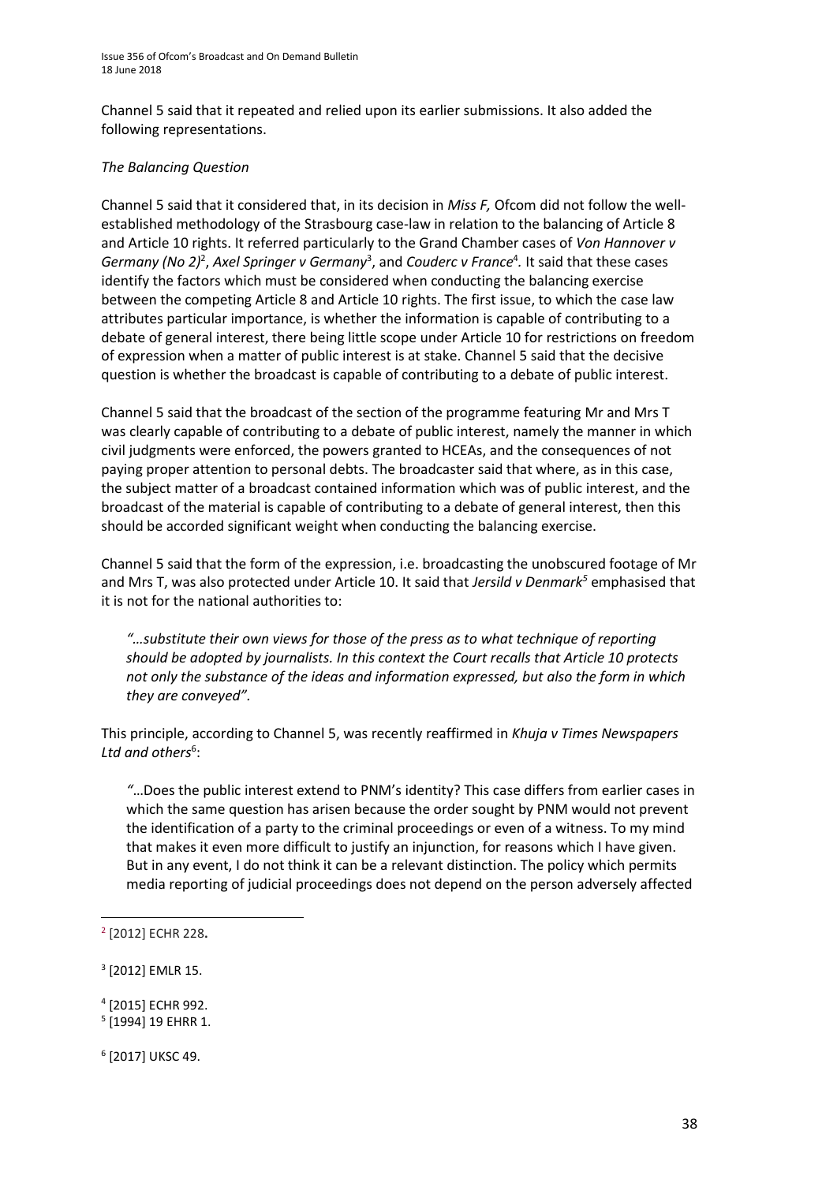Channel 5 said that it repeated and relied upon its earlier submissions. It also added the following representations.

*The Balancing Question*

Channel 5 said that it considered that, in its decision in *Miss F,* Ofcom did not follow the well-established methodology of the Strasbourg case-law in relation to the balancing of Article 8 and Article 10 rights. It referred particularly to the Grand Chamber cases of *Von Hannover v Germany (No 2)*[2], *Axel Springer v Germany*[3], and *Couderc v France*[4]*.* It said that these cases identify the factors which must be considered when conducting the balancing exercise between the competing Article 8 and Article 10 rights. The first issue, to which the case law attributes particular importance, is whether the information is capable of contributing to a debate of general interest, there being little scope under Article 10 for restrictions on freedom of expression when a matter of public interest is at stake. Channel 5 said that the decisive question is whether the broadcast is capable of contributing to a debate of public interest.

Channel 5 said that the broadcast of the section of the programme featuring Mr and Mrs T was clearly capable of contributing to a debate of public interest, namely the manner in which civil judgments were enforced, the powers granted to HCEAs, and the consequences of not paying proper attention to personal debts. The broadcaster said that where, as in this case, the subject matter of a broadcast contained information which was of public interest, and the broadcast of the material is capable of contributing to a debate of general interest, then this should be accorded significant weight when conducting the balancing exercise.

Channel 5 said that the form of the expression, i.e. broadcasting the unobscured footage of Mr and Mrs T, was also protected under Article 10. It said that *Jersild v Denmark*[5] emphasised that it is not for the national authorities to:

> *"…substitute their own views for those of the press as to what technique of reporting should be adopted by journalists. In this context the Court recalls that Article 10 protects not only the substance of the ideas and information expressed, but also the form in which they are conveyed".*

This principle, according to Channel 5, was recently reaffirmed in *Khuja v Times Newspapers Ltd and others*[6]:

> *"*…Does the public interest extend to PNM's identity? This case differs from earlier cases in which the same question has arisen because the order sought by PNM would not prevent the identification of a party to the criminal proceedings or even of a witness. To my mind that makes it even more difficult to justify an injunction, for reasons which I have given. But in any event, I do not think it can be a relevant distinction. The policy which permits media reporting of judicial proceedings does not depend on the person adversely affected

---

[2] [2012] ECHR 228.

[3] [2012] EMLR 15.

[4] [2015] ECHR 992.

[5] [1994] 19 EHRR 1.

[6] [2017] UKSC 49.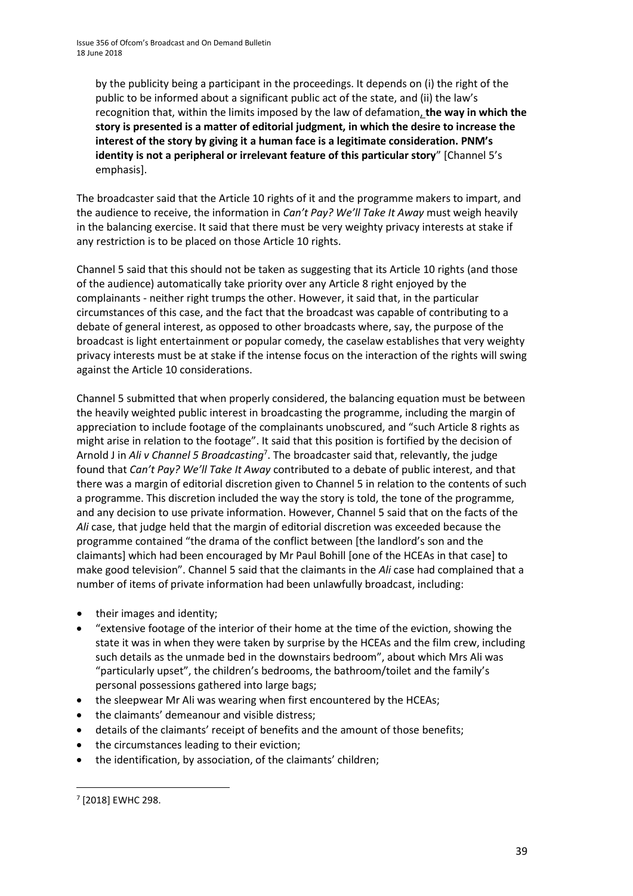by the publicity being a participant in the proceedings. It depends on (i) the right of the public to be informed about a significant public act of the state, and (ii) the law's recognition that, within the limits imposed by the law of defamation, **the way in which the story is presented is a matter of editorial judgment, in which the desire to increase the interest of the story by giving it a human face is a legitimate consideration. PNM's identity is not a peripheral or irrelevant feature of this particular story**" [Channel 5's emphasis].

The broadcaster said that the Article 10 rights of it and the programme makers to impart, and the audience to receive, the information in *Can't Pay? We'll Take It Away* must weigh heavily in the balancing exercise. It said that there must be very weighty privacy interests at stake if any restriction is to be placed on those Article 10 rights.

Channel 5 said that this should not be taken as suggesting that its Article 10 rights (and those of the audience) automatically take priority over any Article 8 right enjoyed by the complainants - neither right trumps the other. However, it said that, in the particular circumstances of this case, and the fact that the broadcast was capable of contributing to a debate of general interest, as opposed to other broadcasts where, say, the purpose of the broadcast is light entertainment or popular comedy, the caselaw establishes that very weighty privacy interests must be at stake if the intense focus on the interaction of the rights will swing against the Article 10 considerations.

Channel 5 submitted that when properly considered, the balancing equation must be between the heavily weighted public interest in broadcasting the programme, including the margin of appreciation to include footage of the complainants unobscured, and "such Article 8 rights as might arise in relation to the footage". It said that this position is fortified by the decision of Arnold J in *Ali v Channel 5 Broadcasting*[7]. The broadcaster said that, relevantly, the judge found that *Can't Pay? We'll Take It Away* contributed to a debate of public interest, and that there was a margin of editorial discretion given to Channel 5 in relation to the contents of such a programme. This discretion included the way the story is told, the tone of the programme, and any decision to use private information. However, Channel 5 said that on the facts of the *Ali* case, that judge held that the margin of editorial discretion was exceeded because the programme contained "the drama of the conflict between [the landlord's son and the claimants] which had been encouraged by Mr Paul Bohill [one of the HCEAs in that case] to make good television". Channel 5 said that the claimants in the *Ali* case had complained that a number of items of private information had been unlawfully broadcast, including:

- their images and identity;
- "extensive footage of the interior of their home at the time of the eviction, showing the state it was in when they were taken by surprise by the HCEAs and the film crew, including such details as the unmade bed in the downstairs bedroom", about which Mrs Ali was "particularly upset", the children's bedrooms, the bathroom/toilet and the family's personal possessions gathered into large bags;
- the sleepwear Mr Ali was wearing when first encountered by the HCEAs;
- the claimants' demeanour and visible distress;
- details of the claimants' receipt of benefits and the amount of those benefits;
- the circumstances leading to their eviction;
- the identification, by association, of the claimants' children;

[7] [2018] EWHC 298.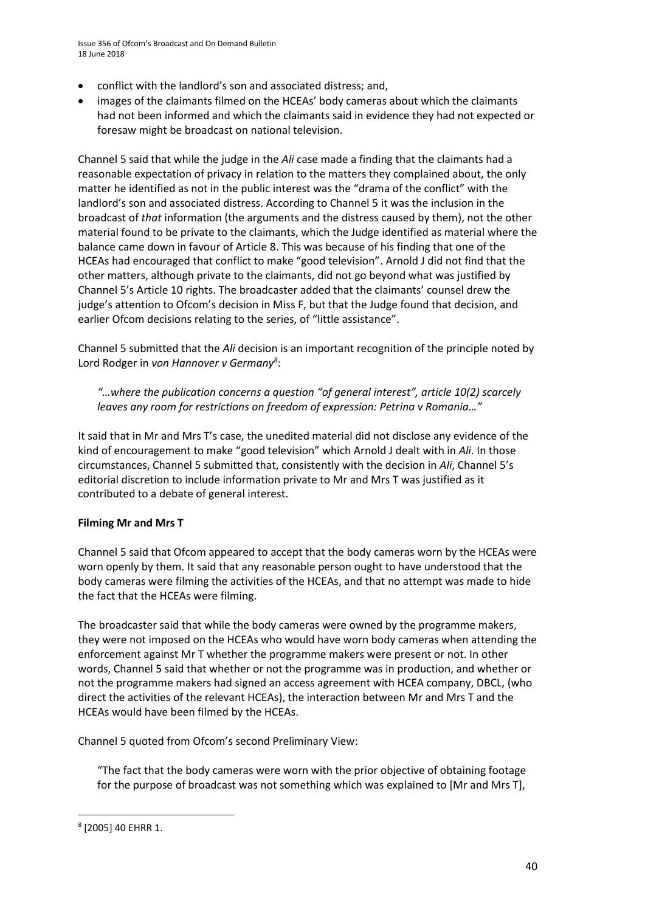- conflict with the landlord's son and associated distress; and,
- images of the claimants filmed on the HCEAs' body cameras about which the claimants had not been informed and which the claimants said in evidence they had not expected or foresaw might be broadcast on national television.

Channel 5 said that while the judge in the *Ali* case made a finding that the claimants had a reasonable expectation of privacy in relation to the matters they complained about, the only matter he identified as not in the public interest was the "drama of the conflict" with the landlord's son and associated distress. According to Channel 5 it was the inclusion in the broadcast of *that* information (the arguments and the distress caused by them), not the other material found to be private to the claimants, which the Judge identified as material where the balance came down in favour of Article 8. This was because of his finding that one of the HCEAs had encouraged that conflict to make "good television". Arnold J did not find that the other matters, although private to the claimants, did not go beyond what was justified by Channel 5's Article 10 rights. The broadcaster added that the claimants' counsel drew the judge's attention to Ofcom's decision in Miss F, but that the Judge found that decision, and earlier Ofcom decisions relating to the series, of "little assistance".

Channel 5 submitted that the *Ali* decision is an important recognition of the principle noted by Lord Rodger in *von Hannover v Germany*[8]:

> *"…where the publication concerns a question "of general interest", article 10(2) scarcely leaves any room for restrictions on freedom of expression: Petrina v Romania…"*

It said that in Mr and Mrs T's case, the unedited material did not disclose any evidence of the kind of encouragement to make "good television" which Arnold J dealt with in *Ali*. In those circumstances, Channel 5 submitted that, consistently with the decision in *Ali*, Channel 5's editorial discretion to include information private to Mr and Mrs T was justified as it contributed to a debate of general interest.

**Filming Mr and Mrs T**

Channel 5 said that Ofcom appeared to accept that the body cameras worn by the HCEAs were worn openly by them. It said that any reasonable person ought to have understood that the body cameras were filming the activities of the HCEAs, and that no attempt was made to hide the fact that the HCEAs were filming.

The broadcaster said that while the body cameras were owned by the programme makers, they were not imposed on the HCEAs who would have worn body cameras when attending the enforcement against Mr T whether the programme makers were present or not. In other words, Channel 5 said that whether or not the programme was in production, and whether or not the programme makers had signed an access agreement with HCEA company, DBCL, (who direct the activities of the relevant HCEAs), the interaction between Mr and Mrs T and the HCEAs would have been filmed by the HCEAs.

Channel 5 quoted from Ofcom's second Preliminary View:

> "The fact that the body cameras were worn with the prior objective of obtaining footage for the purpose of broadcast was not something which was explained to [Mr and Mrs T],

---

[8] [2005] 40 EHRR 1.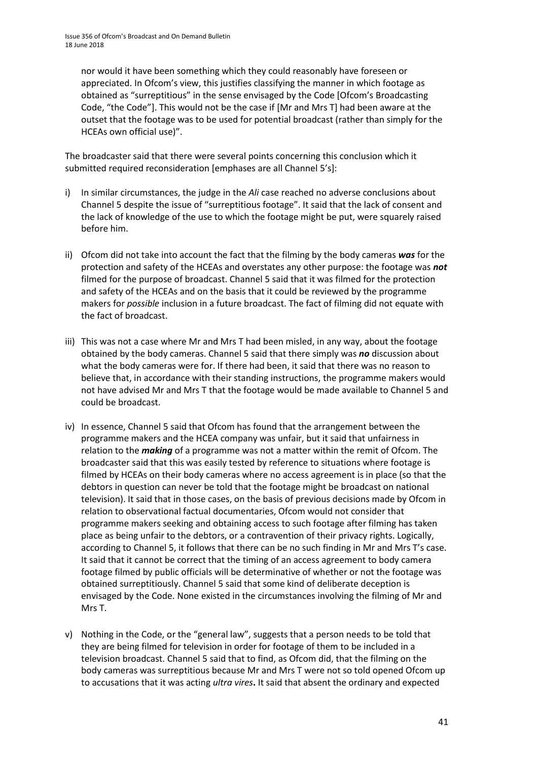nor would it have been something which they could reasonably have foreseen or appreciated. In Ofcom's view, this justifies classifying the manner in which footage as obtained as "surreptitious" in the sense envisaged by the Code [Ofcom's Broadcasting Code, "the Code"]. This would not be the case if [Mr and Mrs T] had been aware at the outset that the footage was to be used for potential broadcast (rather than simply for the HCEAs own official use)".

The broadcaster said that there were several points concerning this conclusion which it submitted required reconsideration [emphases are all Channel 5's]:

i) In similar circumstances, the judge in the *Ali* case reached no adverse conclusions about Channel 5 despite the issue of "surreptitious footage". It said that the lack of consent and the lack of knowledge of the use to which the footage might be put, were squarely raised before him.

ii) Ofcom did not take into account the fact that the filming by the body cameras ***was*** for the protection and safety of the HCEAs and overstates any other purpose: the footage was ***not*** filmed for the purpose of broadcast. Channel 5 said that it was filmed for the protection and safety of the HCEAs and on the basis that it could be reviewed by the programme makers for *possible* inclusion in a future broadcast. The fact of filming did not equate with the fact of broadcast.

iii) This was not a case where Mr and Mrs T had been misled, in any way, about the footage obtained by the body cameras. Channel 5 said that there simply was ***no*** discussion about what the body cameras were for. If there had been, it said that there was no reason to believe that, in accordance with their standing instructions, the programme makers would not have advised Mr and Mrs T that the footage would be made available to Channel 5 and could be broadcast.

iv) In essence, Channel 5 said that Ofcom has found that the arrangement between the programme makers and the HCEA company was unfair, but it said that unfairness in relation to the ***making*** of a programme was not a matter within the remit of Ofcom. The broadcaster said that this was easily tested by reference to situations where footage is filmed by HCEAs on their body cameras where no access agreement is in place (so that the debtors in question can never be told that the footage might be broadcast on national television). It said that in those cases, on the basis of previous decisions made by Ofcom in relation to observational factual documentaries, Ofcom would not consider that programme makers seeking and obtaining access to such footage after filming has taken place as being unfair to the debtors, or a contravention of their privacy rights. Logically, according to Channel 5, it follows that there can be no such finding in Mr and Mrs T's case. It said that it cannot be correct that the timing of an access agreement to body camera footage filmed by public officials will be determinative of whether or not the footage was obtained surreptitiously. Channel 5 said that some kind of deliberate deception is envisaged by the Code. None existed in the circumstances involving the filming of Mr and Mrs T.

v) Nothing in the Code, or the "general law", suggests that a person needs to be told that they are being filmed for television in order for footage of them to be included in a television broadcast. Channel 5 said that to find, as Ofcom did, that the filming on the body cameras was surreptitious because Mr and Mrs T were not so told opened Ofcom up to accusations that it was acting *ultra vires***.** It said that absent the ordinary and expected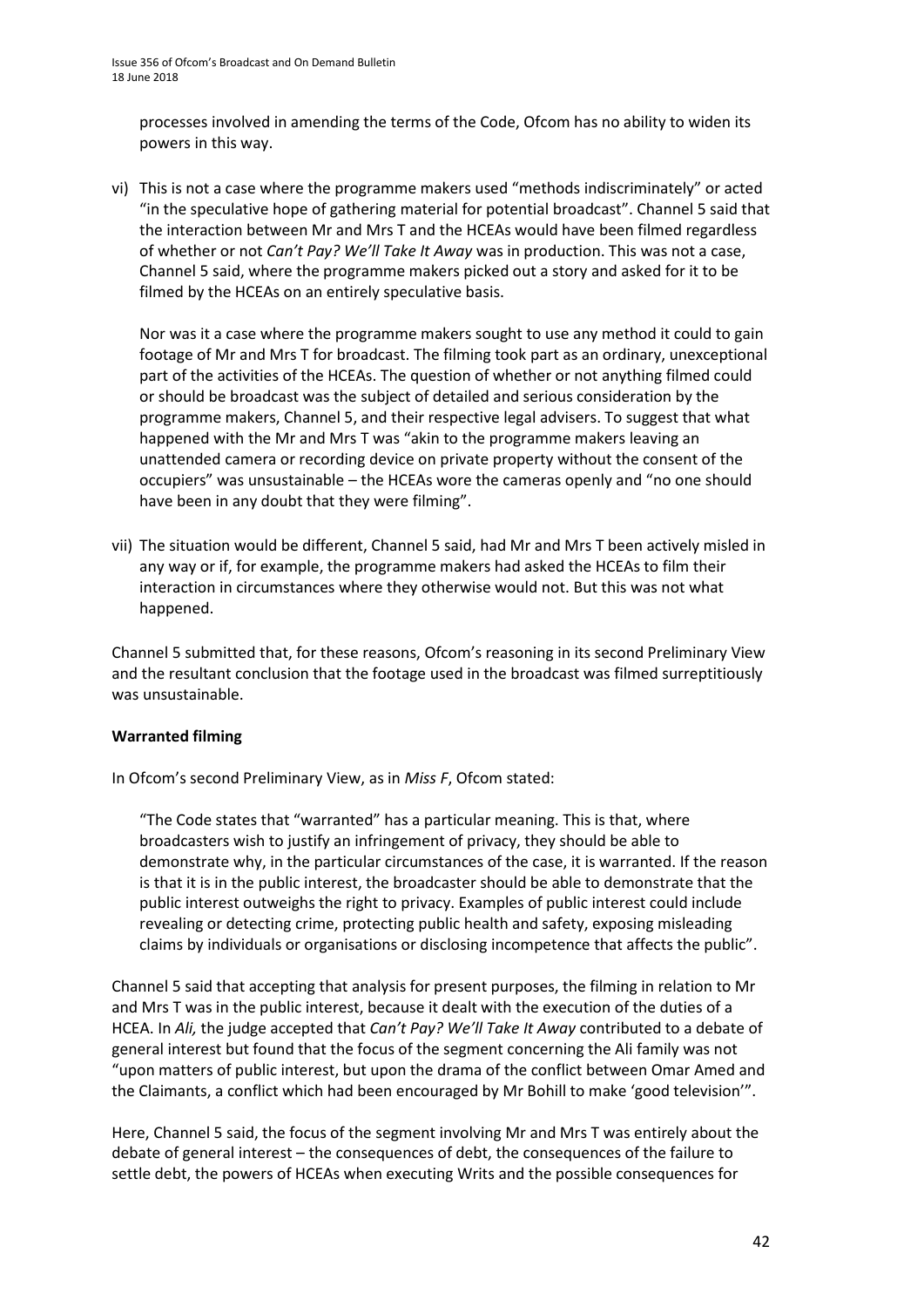processes involved in amending the terms of the Code, Ofcom has no ability to widen its powers in this way.

vi) This is not a case where the programme makers used "methods indiscriminately" or acted "in the speculative hope of gathering material for potential broadcast". Channel 5 said that the interaction between Mr and Mrs T and the HCEAs would have been filmed regardless of whether or not *Can't Pay? We'll Take It Away* was in production. This was not a case, Channel 5 said, where the programme makers picked out a story and asked for it to be filmed by the HCEAs on an entirely speculative basis.

   Nor was it a case where the programme makers sought to use any method it could to gain footage of Mr and Mrs T for broadcast. The filming took part as an ordinary, unexceptional part of the activities of the HCEAs. The question of whether or not anything filmed could or should be broadcast was the subject of detailed and serious consideration by the programme makers, Channel 5, and their respective legal advisers. To suggest that what happened with the Mr and Mrs T was "akin to the programme makers leaving an unattended camera or recording device on private property without the consent of the occupiers" was unsustainable – the HCEAs wore the cameras openly and "no one should have been in any doubt that they were filming".

vii) The situation would be different, Channel 5 said, had Mr and Mrs T been actively misled in any way or if, for example, the programme makers had asked the HCEAs to film their interaction in circumstances where they otherwise would not. But this was not what happened.

Channel 5 submitted that, for these reasons, Ofcom's reasoning in its second Preliminary View and the resultant conclusion that the footage used in the broadcast was filmed surreptitiously was unsustainable.

**Warranted filming**

In Ofcom's second Preliminary View, as in *Miss F*, Ofcom stated:

> "The Code states that "warranted" has a particular meaning. This is that, where broadcasters wish to justify an infringement of privacy, they should be able to demonstrate why, in the particular circumstances of the case, it is warranted. If the reason is that it is in the public interest, the broadcaster should be able to demonstrate that the public interest outweighs the right to privacy. Examples of public interest could include revealing or detecting crime, protecting public health and safety, exposing misleading claims by individuals or organisations or disclosing incompetence that affects the public".

Channel 5 said that accepting that analysis for present purposes, the filming in relation to Mr and Mrs T was in the public interest, because it dealt with the execution of the duties of a HCEA. In *Ali,* the judge accepted that *Can't Pay? We'll Take It Away* contributed to a debate of general interest but found that the focus of the segment concerning the Ali family was not "upon matters of public interest, but upon the drama of the conflict between Omar Amed and the Claimants, a conflict which had been encouraged by Mr Bohill to make 'good television'".

Here, Channel 5 said, the focus of the segment involving Mr and Mrs T was entirely about the debate of general interest – the consequences of debt, the consequences of the failure to settle debt, the powers of HCEAs when executing Writs and the possible consequences for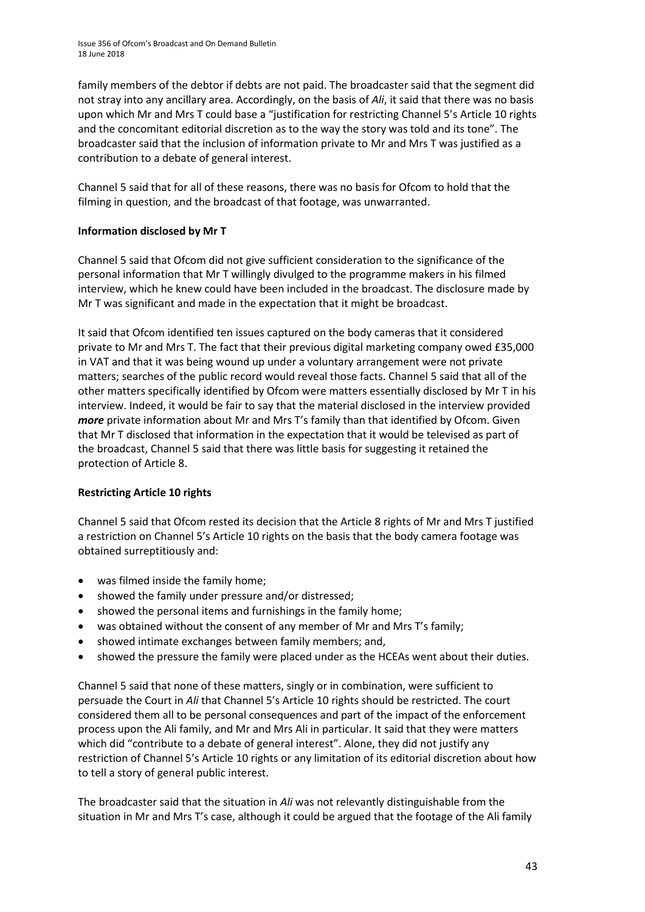family members of the debtor if debts are not paid. The broadcaster said that the segment did not stray into any ancillary area. Accordingly, on the basis of *Ali*, it said that there was no basis upon which Mr and Mrs T could base a "justification for restricting Channel 5's Article 10 rights and the concomitant editorial discretion as to the way the story was told and its tone". The broadcaster said that the inclusion of information private to Mr and Mrs T was justified as a contribution to a debate of general interest.

Channel 5 said that for all of these reasons, there was no basis for Ofcom to hold that the filming in question, and the broadcast of that footage, was unwarranted.

**Information disclosed by Mr T**

Channel 5 said that Ofcom did not give sufficient consideration to the significance of the personal information that Mr T willingly divulged to the programme makers in his filmed interview, which he knew could have been included in the broadcast. The disclosure made by Mr T was significant and made in the expectation that it might be broadcast.

It said that Ofcom identified ten issues captured on the body cameras that it considered private to Mr and Mrs T. The fact that their previous digital marketing company owed £35,000 in VAT and that it was being wound up under a voluntary arrangement were not private matters; searches of the public record would reveal those facts. Channel 5 said that all of the other matters specifically identified by Ofcom were matters essentially disclosed by Mr T in his interview. Indeed, it would be fair to say that the material disclosed in the interview provided ***more*** private information about Mr and Mrs T's family than that identified by Ofcom. Given that Mr T disclosed that information in the expectation that it would be televised as part of the broadcast, Channel 5 said that there was little basis for suggesting it retained the protection of Article 8.

**Restricting Article 10 rights**

Channel 5 said that Ofcom rested its decision that the Article 8 rights of Mr and Mrs T justified a restriction on Channel 5's Article 10 rights on the basis that the body camera footage was obtained surreptitiously and:

- was filmed inside the family home;
- showed the family under pressure and/or distressed;
- showed the personal items and furnishings in the family home;
- was obtained without the consent of any member of Mr and Mrs T's family;
- showed intimate exchanges between family members; and,
- showed the pressure the family were placed under as the HCEAs went about their duties.

Channel 5 said that none of these matters, singly or in combination, were sufficient to persuade the Court in *Ali* that Channel 5's Article 10 rights should be restricted. The court considered them all to be personal consequences and part of the impact of the enforcement process upon the Ali family, and Mr and Mrs Ali in particular. It said that they were matters which did "contribute to a debate of general interest". Alone, they did not justify any restriction of Channel 5's Article 10 rights or any limitation of its editorial discretion about how to tell a story of general public interest.

The broadcaster said that the situation in *Ali* was not relevantly distinguishable from the situation in Mr and Mrs T's case, although it could be argued that the footage of the Ali family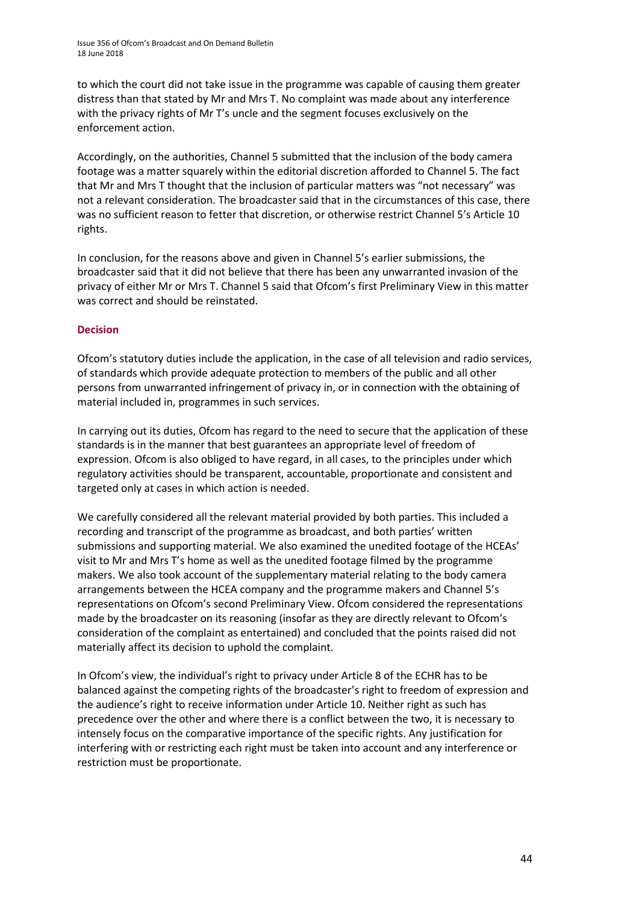to which the court did not take issue in the programme was capable of causing them greater distress than that stated by Mr and Mrs T. No complaint was made about any interference with the privacy rights of Mr T's uncle and the segment focuses exclusively on the enforcement action.

Accordingly, on the authorities, Channel 5 submitted that the inclusion of the body camera footage was a matter squarely within the editorial discretion afforded to Channel 5. The fact that Mr and Mrs T thought that the inclusion of particular matters was "not necessary" was not a relevant consideration. The broadcaster said that in the circumstances of this case, there was no sufficient reason to fetter that discretion, or otherwise restrict Channel 5's Article 10 rights.

In conclusion, for the reasons above and given in Channel 5's earlier submissions, the broadcaster said that it did not believe that there has been any unwarranted invasion of the privacy of either Mr or Mrs T. Channel 5 said that Ofcom's first Preliminary View in this matter was correct and should be reinstated.

## Decision

Ofcom's statutory duties include the application, in the case of all television and radio services, of standards which provide adequate protection to members of the public and all other persons from unwarranted infringement of privacy in, or in connection with the obtaining of material included in, programmes in such services.

In carrying out its duties, Ofcom has regard to the need to secure that the application of these standards is in the manner that best guarantees an appropriate level of freedom of expression. Ofcom is also obliged to have regard, in all cases, to the principles under which regulatory activities should be transparent, accountable, proportionate and consistent and targeted only at cases in which action is needed.

We carefully considered all the relevant material provided by both parties. This included a recording and transcript of the programme as broadcast, and both parties' written submissions and supporting material. We also examined the unedited footage of the HCEAs' visit to Mr and Mrs T's home as well as the unedited footage filmed by the programme makers. We also took account of the supplementary material relating to the body camera arrangements between the HCEA company and the programme makers and Channel 5's representations on Ofcom's second Preliminary View. Ofcom considered the representations made by the broadcaster on its reasoning (insofar as they are directly relevant to Ofcom's consideration of the complaint as entertained) and concluded that the points raised did not materially affect its decision to uphold the complaint.

In Ofcom's view, the individual's right to privacy under Article 8 of the ECHR has to be balanced against the competing rights of the broadcaster's right to freedom of expression and the audience's right to receive information under Article 10. Neither right as such has precedence over the other and where there is a conflict between the two, it is necessary to intensely focus on the comparative importance of the specific rights. Any justification for interfering with or restricting each right must be taken into account and any interference or restriction must be proportionate.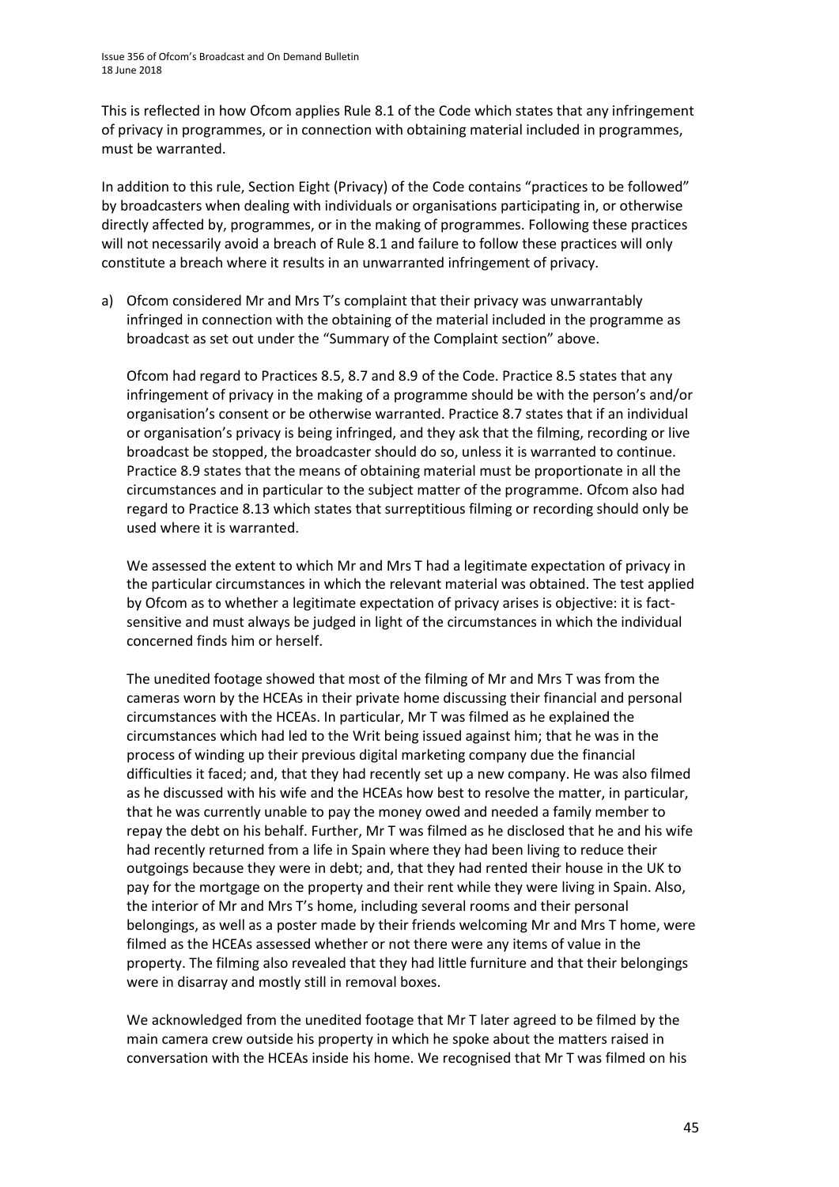This is reflected in how Ofcom applies Rule 8.1 of the Code which states that any infringement of privacy in programmes, or in connection with obtaining material included in programmes, must be warranted.

In addition to this rule, Section Eight (Privacy) of the Code contains "practices to be followed" by broadcasters when dealing with individuals or organisations participating in, or otherwise directly affected by, programmes, or in the making of programmes. Following these practices will not necessarily avoid a breach of Rule 8.1 and failure to follow these practices will only constitute a breach where it results in an unwarranted infringement of privacy.

a) Ofcom considered Mr and Mrs T's complaint that their privacy was unwarrantably infringed in connection with the obtaining of the material included in the programme as broadcast as set out under the "Summary of the Complaint section" above.

   Ofcom had regard to Practices 8.5, 8.7 and 8.9 of the Code. Practice 8.5 states that any infringement of privacy in the making of a programme should be with the person's and/or organisation's consent or be otherwise warranted. Practice 8.7 states that if an individual or organisation's privacy is being infringed, and they ask that the filming, recording or live broadcast be stopped, the broadcaster should do so, unless it is warranted to continue. Practice 8.9 states that the means of obtaining material must be proportionate in all the circumstances and in particular to the subject matter of the programme. Ofcom also had regard to Practice 8.13 which states that surreptitious filming or recording should only be used where it is warranted.

   We assessed the extent to which Mr and Mrs T had a legitimate expectation of privacy in the particular circumstances in which the relevant material was obtained. The test applied by Ofcom as to whether a legitimate expectation of privacy arises is objective: it is fact-sensitive and must always be judged in light of the circumstances in which the individual concerned finds him or herself.

   The unedited footage showed that most of the filming of Mr and Mrs T was from the cameras worn by the HCEAs in their private home discussing their financial and personal circumstances with the HCEAs. In particular, Mr T was filmed as he explained the circumstances which had led to the Writ being issued against him; that he was in the process of winding up their previous digital marketing company due the financial difficulties it faced; and, that they had recently set up a new company. He was also filmed as he discussed with his wife and the HCEAs how best to resolve the matter, in particular, that he was currently unable to pay the money owed and needed a family member to repay the debt on his behalf. Further, Mr T was filmed as he disclosed that he and his wife had recently returned from a life in Spain where they had been living to reduce their outgoings because they were in debt; and, that they had rented their house in the UK to pay for the mortgage on the property and their rent while they were living in Spain. Also, the interior of Mr and Mrs T's home, including several rooms and their personal belongings, as well as a poster made by their friends welcoming Mr and Mrs T home, were filmed as the HCEAs assessed whether or not there were any items of value in the property. The filming also revealed that they had little furniture and that their belongings were in disarray and mostly still in removal boxes.

   We acknowledged from the unedited footage that Mr T later agreed to be filmed by the main camera crew outside his property in which he spoke about the matters raised in conversation with the HCEAs inside his home. We recognised that Mr T was filmed on his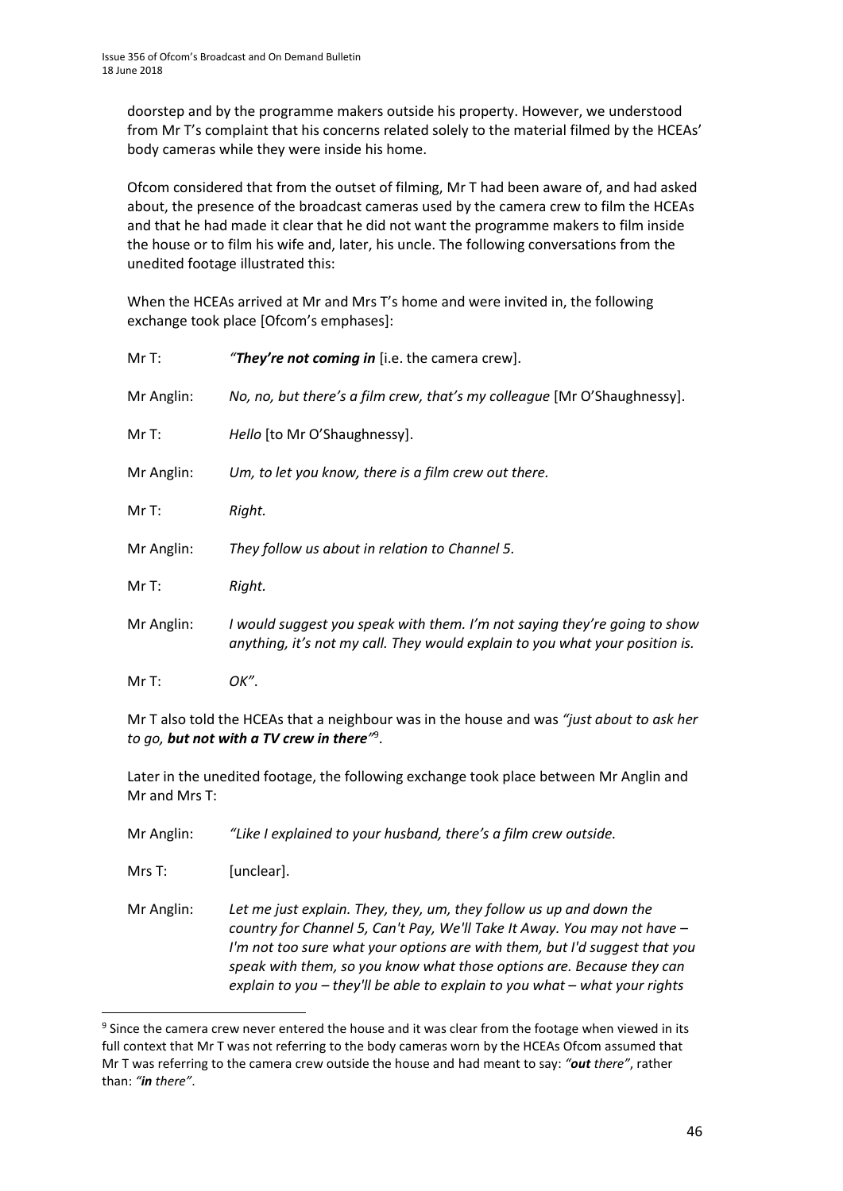doorstep and by the programme makers outside his property. However, we understood from Mr T's complaint that his concerns related solely to the material filmed by the HCEAs' body cameras while they were inside his home.

Ofcom considered that from the outset of filming, Mr T had been aware of, and had asked about, the presence of the broadcast cameras used by the camera crew to film the HCEAs and that he had made it clear that he did not want the programme makers to film inside the house or to film his wife and, later, his uncle. The following conversations from the unedited footage illustrated this:

When the HCEAs arrived at Mr and Mrs T's home and were invited in, the following exchange took place [Ofcom's emphases]:

Mr T: *"**They're not coming in** [i.e. the camera crew].*

Mr Anglin: *No, no, but there's a film crew, that's my colleague* [Mr O'Shaughnessy].

Mr T: *Hello* [to Mr O'Shaughnessy].

Mr Anglin: *Um, to let you know, there is a film crew out there.*

Mr T: *Right.*

Mr Anglin: *They follow us about in relation to Channel 5.*

Mr T: *Right.*

Mr Anglin: *I would suggest you speak with them. I'm not saying they're going to show anything, it's not my call. They would explain to you what your position is.*

Mr T: *OK".*

Mr T also told the HCEAs that a neighbour was in the house and was *"just about to ask her to go, **but not with a TV crew in there**"*[9].

Later in the unedited footage, the following exchange took place between Mr Anglin and Mr and Mrs T:

Mr Anglin: *"Like I explained to your husband, there's a film crew outside.*

Mrs T: [unclear].

Mr Anglin: *Let me just explain. They, they, um, they follow us up and down the country for Channel 5, Can't Pay, We'll Take It Away. You may not have – I'm not too sure what your options are with them, but I'd suggest that you speak with them, so you know what those options are. Because they can explain to you – they'll be able to explain to you what – what your rights*

[9] Since the camera crew never entered the house and it was clear from the footage when viewed in its full context that Mr T was not referring to the body cameras worn by the HCEAs Ofcom assumed that Mr T was referring to the camera crew outside the house and had meant to say: *"**out** there"*, rather than: *"**in** there"*.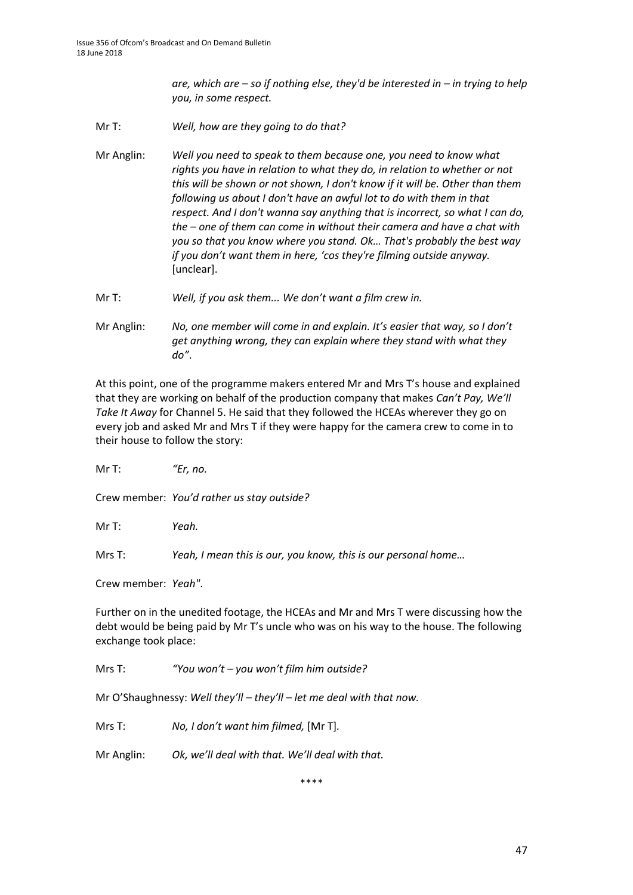*are, which are – so if nothing else, they'd be interested in – in trying to help you, in some respect.*

Mr T: *Well, how are they going to do that?*

Mr Anglin: *Well you need to speak to them because one, you need to know what rights you have in relation to what they do, in relation to whether or not this will be shown or not shown, I don't know if it will be. Other than them following us about I don't have an awful lot to do with them in that respect. And I don't wanna say anything that is incorrect, so what I can do, the – one of them can come in without their camera and have a chat with you so that you know where you stand. Ok… That's probably the best way if you don't want them in here, 'cos they're filming outside anyway.* [unclear].

Mr T: *Well, if you ask them... We don't want a film crew in.*

Mr Anglin: *No, one member will come in and explain. It's easier that way, so I don't get anything wrong, they can explain where they stand with what they do".*

At this point, one of the programme makers entered Mr and Mrs T's house and explained that they are working on behalf of the production company that makes *Can't Pay, We'll Take It Away* for Channel 5. He said that they followed the HCEAs wherever they go on every job and asked Mr and Mrs T if they were happy for the camera crew to come in to their house to follow the story:

Mr T: *"Er, no.*

Crew member: *You'd rather us stay outside?*

Mr T: *Yeah.*

Mrs T: *Yeah, I mean this is our, you know, this is our personal home…*

Crew member: *Yeah".*

Further on in the unedited footage, the HCEAs and Mr and Mrs T were discussing how the debt would be being paid by Mr T's uncle who was on his way to the house. The following exchange took place:

Mrs T: *"You won't – you won't film him outside?*

Mr O'Shaughnessy: *Well they'll – they'll – let me deal with that now.*

Mrs T: *No, I don't want him filmed,* [Mr T].

Mr Anglin: *Ok, we'll deal with that. We'll deal with that.*

\*\*\*\*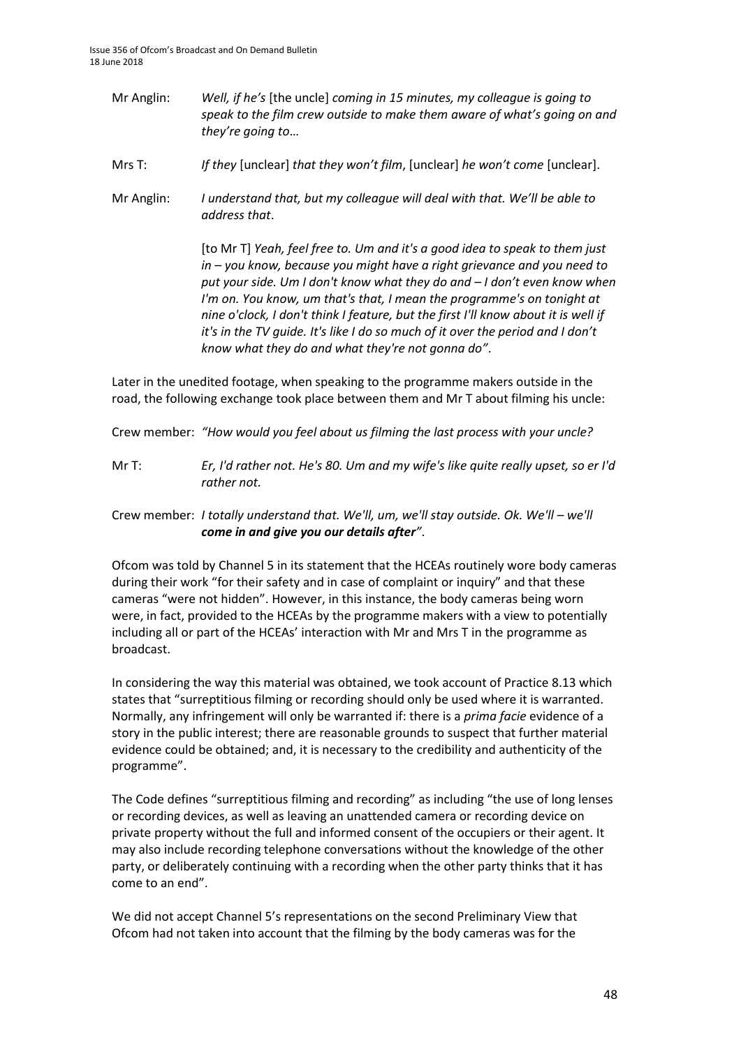Mr Anglin: *Well, if he's* [the uncle] *coming in 15 minutes, my colleague is going to speak to the film crew outside to make them aware of what's going on and they're going to*…

Mrs T: *If they* [unclear] *that they won't film*, [unclear] *he won't come* [unclear].

Mr Anglin: *I understand that, but my colleague will deal with that. We'll be able to address that*.

[to Mr T] *Yeah, feel free to. Um and it's a good idea to speak to them just in – you know, because you might have a right grievance and you need to put your side. Um I don't know what they do and – I don't even know when I'm on. You know, um that's that, I mean the programme's on tonight at nine o'clock, I don't think I feature, but the first I'll know about it is well if it's in the TV guide. It's like I do so much of it over the period and I don't know what they do and what they're not gonna do"*.

Later in the unedited footage, when speaking to the programme makers outside in the road, the following exchange took place between them and Mr T about filming his uncle:

Crew member: *"How would you feel about us filming the last process with your uncle?*

Mr T: *Er, I'd rather not. He's 80. Um and my wife's like quite really upset, so er I'd rather not.*

Crew member: *I totally understand that. We'll, um, we'll stay outside. Ok. We'll – we'll **come in and give you our details after"***.

Ofcom was told by Channel 5 in its statement that the HCEAs routinely wore body cameras during their work "for their safety and in case of complaint or inquiry" and that these cameras "were not hidden". However, in this instance, the body cameras being worn were, in fact, provided to the HCEAs by the programme makers with a view to potentially including all or part of the HCEAs' interaction with Mr and Mrs T in the programme as broadcast.

In considering the way this material was obtained, we took account of Practice 8.13 which states that "surreptitious filming or recording should only be used where it is warranted. Normally, any infringement will only be warranted if: there is a *prima facie* evidence of a story in the public interest; there are reasonable grounds to suspect that further material evidence could be obtained; and, it is necessary to the credibility and authenticity of the programme".

The Code defines "surreptitious filming and recording" as including "the use of long lenses or recording devices, as well as leaving an unattended camera or recording device on private property without the full and informed consent of the occupiers or their agent. It may also include recording telephone conversations without the knowledge of the other party, or deliberately continuing with a recording when the other party thinks that it has come to an end".

We did not accept Channel 5's representations on the second Preliminary View that Ofcom had not taken into account that the filming by the body cameras was for the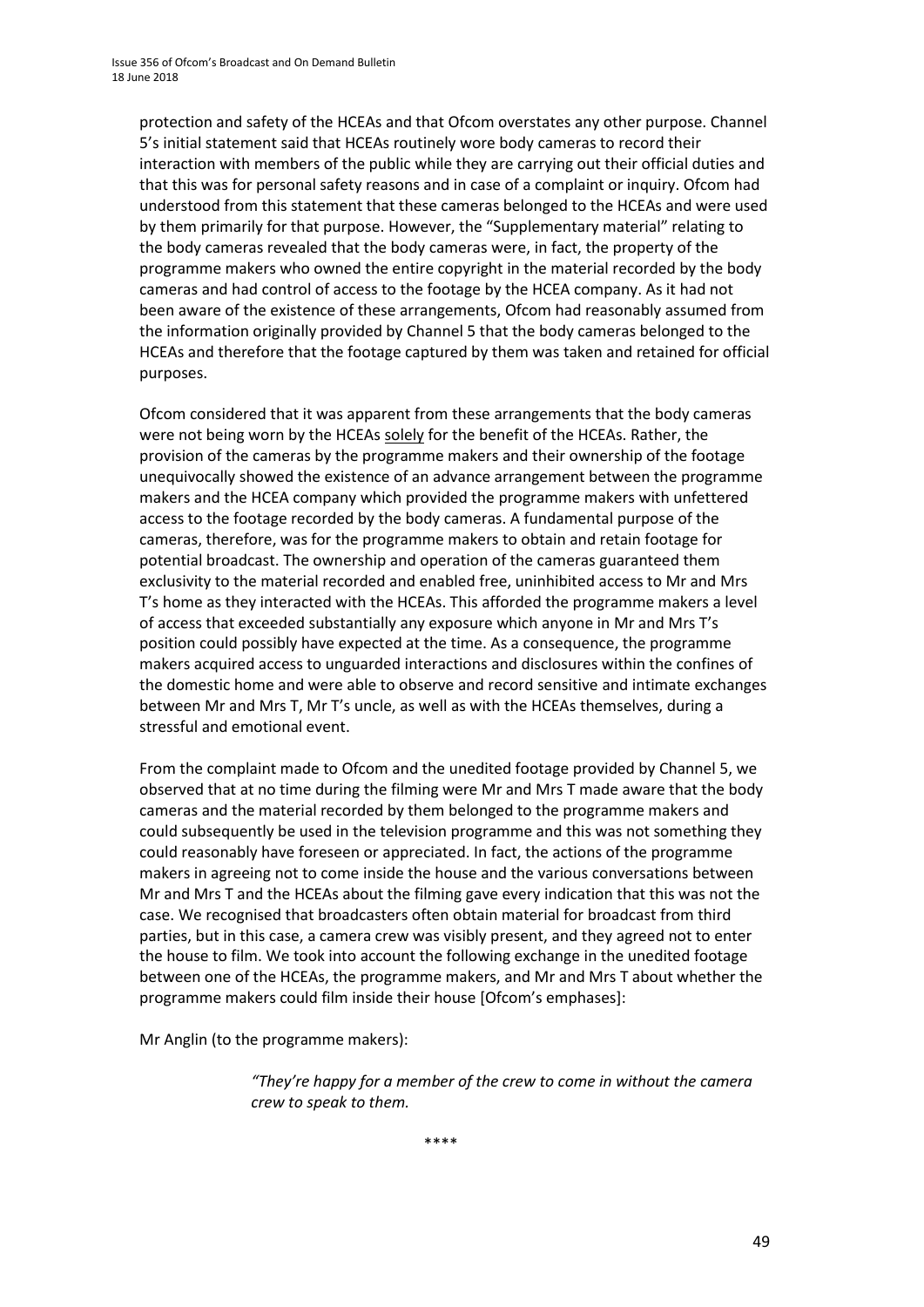protection and safety of the HCEAs and that Ofcom overstates any other purpose. Channel 5's initial statement said that HCEAs routinely wore body cameras to record their interaction with members of the public while they are carrying out their official duties and that this was for personal safety reasons and in case of a complaint or inquiry. Ofcom had understood from this statement that these cameras belonged to the HCEAs and were used by them primarily for that purpose. However, the "Supplementary material" relating to the body cameras revealed that the body cameras were, in fact, the property of the programme makers who owned the entire copyright in the material recorded by the body cameras and had control of access to the footage by the HCEA company. As it had not been aware of the existence of these arrangements, Ofcom had reasonably assumed from the information originally provided by Channel 5 that the body cameras belonged to the HCEAs and therefore that the footage captured by them was taken and retained for official purposes.

Ofcom considered that it was apparent from these arrangements that the body cameras were not being worn by the HCEAs <u>solely</u> for the benefit of the HCEAs. Rather, the provision of the cameras by the programme makers and their ownership of the footage unequivocally showed the existence of an advance arrangement between the programme makers and the HCEA company which provided the programme makers with unfettered access to the footage recorded by the body cameras. A fundamental purpose of the cameras, therefore, was for the programme makers to obtain and retain footage for potential broadcast. The ownership and operation of the cameras guaranteed them exclusivity to the material recorded and enabled free, uninhibited access to Mr and Mrs T's home as they interacted with the HCEAs. This afforded the programme makers a level of access that exceeded substantially any exposure which anyone in Mr and Mrs T's position could possibly have expected at the time. As a consequence, the programme makers acquired access to unguarded interactions and disclosures within the confines of the domestic home and were able to observe and record sensitive and intimate exchanges between Mr and Mrs T, Mr T's uncle, as well as with the HCEAs themselves, during a stressful and emotional event.

From the complaint made to Ofcom and the unedited footage provided by Channel 5, we observed that at no time during the filming were Mr and Mrs T made aware that the body cameras and the material recorded by them belonged to the programme makers and could subsequently be used in the television programme and this was not something they could reasonably have foreseen or appreciated. In fact, the actions of the programme makers in agreeing not to come inside the house and the various conversations between Mr and Mrs T and the HCEAs about the filming gave every indication that this was not the case. We recognised that broadcasters often obtain material for broadcast from third parties, but in this case, a camera crew was visibly present, and they agreed not to enter the house to film. We took into account the following exchange in the unedited footage between one of the HCEAs, the programme makers, and Mr and Mrs T about whether the programme makers could film inside their house [Ofcom's emphases]:

Mr Anglin (to the programme makers):

> *"They're happy for a member of the crew to come in without the camera crew to speak to them.*
>
> \*\*\*\*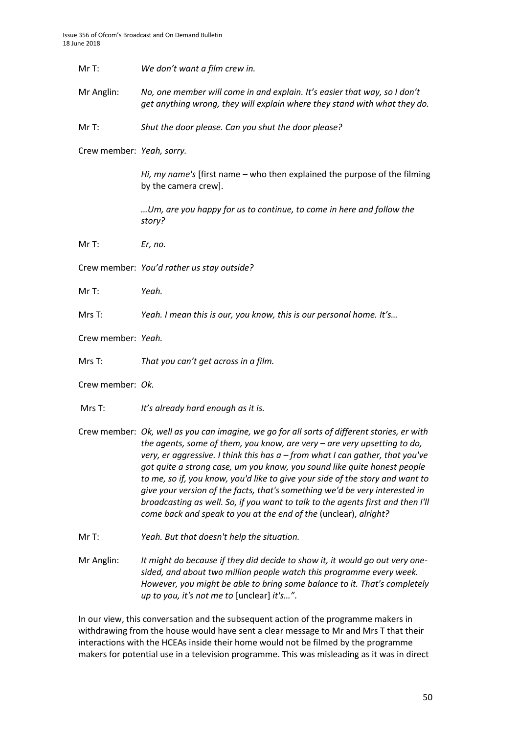Mr T: *We don't want a film crew in.*

Mr Anglin: *No, one member will come in and explain. It's easier that way, so I don't get anything wrong, they will explain where they stand with what they do.*

Mr T: *Shut the door please. Can you shut the door please?*

Crew member: *Yeah, sorry.*

*Hi, my name's* [first name – who then explained the purpose of the filming by the camera crew].

*…Um, are you happy for us to continue, to come in here and follow the story?*

Mr T: *Er, no.*

Crew member: *You'd rather us stay outside?*

Mr T: *Yeah.*

Mrs T: *Yeah. I mean this is our, you know, this is our personal home. It's…*

Crew member: *Yeah.*

Mrs T: *That you can't get across in a film.*

Crew member: *Ok.*

Mrs T: *It's already hard enough as it is.*

Crew member: *Ok, well as you can imagine, we go for all sorts of different stories, er with the agents, some of them, you know, are very – are very upsetting to do, very, er aggressive. I think this has a – from what I can gather, that you've got quite a strong case, um you know, you sound like quite honest people to me, so if, you know, you'd like to give your side of the story and want to give your version of the facts, that's something we'd be very interested in broadcasting as well. So, if you want to talk to the agents first and then I'll come back and speak to you at the end of the* (unclear), *alright?*

Mr T: *Yeah. But that doesn't help the situation.*

Mr Anglin: *It might do because if they did decide to show it, it would go out very one-sided, and about two million people watch this programme every week. However, you might be able to bring some balance to it. That's completely up to you, it's not me to* [unclear] *it's…"*.

In our view, this conversation and the subsequent action of the programme makers in withdrawing from the house would have sent a clear message to Mr and Mrs T that their interactions with the HCEAs inside their home would not be filmed by the programme makers for potential use in a television programme. This was misleading as it was in direct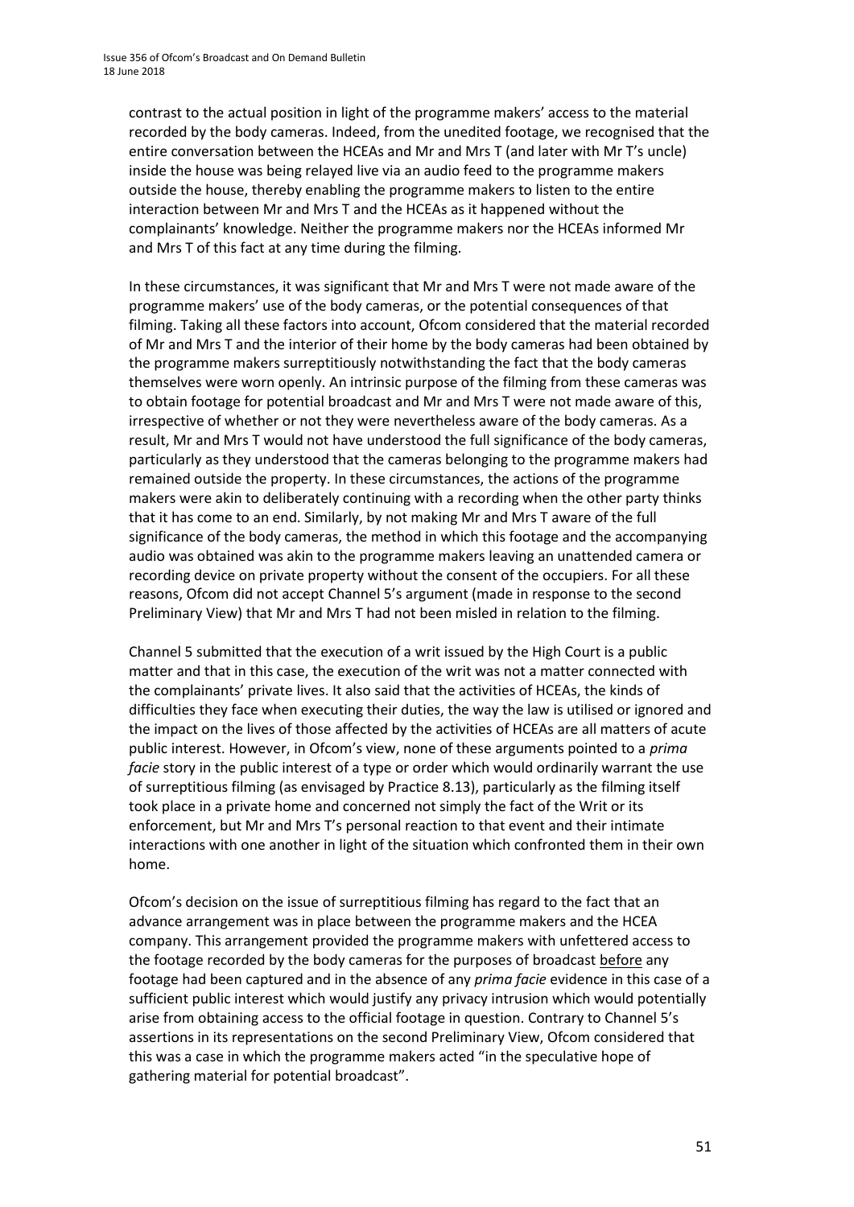contrast to the actual position in light of the programme makers' access to the material recorded by the body cameras. Indeed, from the unedited footage, we recognised that the entire conversation between the HCEAs and Mr and Mrs T (and later with Mr T's uncle) inside the house was being relayed live via an audio feed to the programme makers outside the house, thereby enabling the programme makers to listen to the entire interaction between Mr and Mrs T and the HCEAs as it happened without the complainants' knowledge. Neither the programme makers nor the HCEAs informed Mr and Mrs T of this fact at any time during the filming.

In these circumstances, it was significant that Mr and Mrs T were not made aware of the programme makers' use of the body cameras, or the potential consequences of that filming. Taking all these factors into account, Ofcom considered that the material recorded of Mr and Mrs T and the interior of their home by the body cameras had been obtained by the programme makers surreptitiously notwithstanding the fact that the body cameras themselves were worn openly. An intrinsic purpose of the filming from these cameras was to obtain footage for potential broadcast and Mr and Mrs T were not made aware of this, irrespective of whether or not they were nevertheless aware of the body cameras. As a result, Mr and Mrs T would not have understood the full significance of the body cameras, particularly as they understood that the cameras belonging to the programme makers had remained outside the property. In these circumstances, the actions of the programme makers were akin to deliberately continuing with a recording when the other party thinks that it has come to an end. Similarly, by not making Mr and Mrs T aware of the full significance of the body cameras, the method in which this footage and the accompanying audio was obtained was akin to the programme makers leaving an unattended camera or recording device on private property without the consent of the occupiers. For all these reasons, Ofcom did not accept Channel 5's argument (made in response to the second Preliminary View) that Mr and Mrs T had not been misled in relation to the filming.

Channel 5 submitted that the execution of a writ issued by the High Court is a public matter and that in this case, the execution of the writ was not a matter connected with the complainants' private lives. It also said that the activities of HCEAs, the kinds of difficulties they face when executing their duties, the way the law is utilised or ignored and the impact on the lives of those affected by the activities of HCEAs are all matters of acute public interest. However, in Ofcom's view, none of these arguments pointed to a *prima facie* story in the public interest of a type or order which would ordinarily warrant the use of surreptitious filming (as envisaged by Practice 8.13), particularly as the filming itself took place in a private home and concerned not simply the fact of the Writ or its enforcement, but Mr and Mrs T's personal reaction to that event and their intimate interactions with one another in light of the situation which confronted them in their own home.

Ofcom's decision on the issue of surreptitious filming has regard to the fact that an advance arrangement was in place between the programme makers and the HCEA company. This arrangement provided the programme makers with unfettered access to the footage recorded by the body cameras for the purposes of broadcast before any footage had been captured and in the absence of any *prima facie* evidence in this case of a sufficient public interest which would justify any privacy intrusion which would potentially arise from obtaining access to the official footage in question. Contrary to Channel 5's assertions in its representations on the second Preliminary View, Ofcom considered that this was a case in which the programme makers acted "in the speculative hope of gathering material for potential broadcast".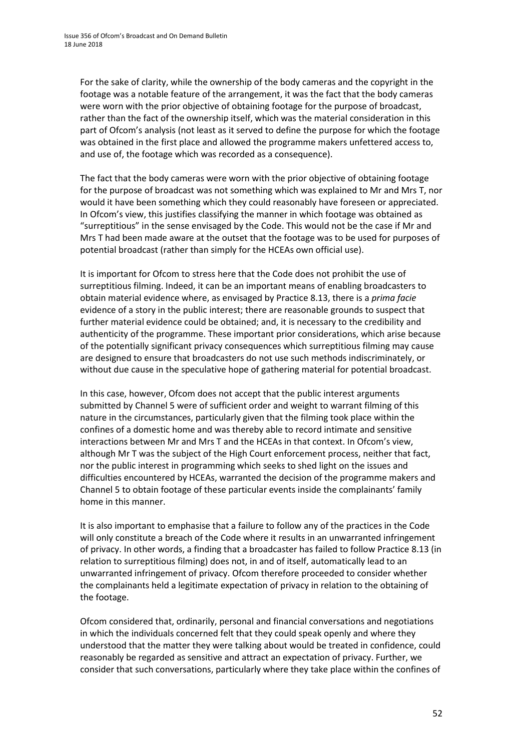For the sake of clarity, while the ownership of the body cameras and the copyright in the footage was a notable feature of the arrangement, it was the fact that the body cameras were worn with the prior objective of obtaining footage for the purpose of broadcast, rather than the fact of the ownership itself, which was the material consideration in this part of Ofcom's analysis (not least as it served to define the purpose for which the footage was obtained in the first place and allowed the programme makers unfettered access to, and use of, the footage which was recorded as a consequence).

The fact that the body cameras were worn with the prior objective of obtaining footage for the purpose of broadcast was not something which was explained to Mr and Mrs T, nor would it have been something which they could reasonably have foreseen or appreciated. In Ofcom's view, this justifies classifying the manner in which footage was obtained as "surreptitious" in the sense envisaged by the Code. This would not be the case if Mr and Mrs T had been made aware at the outset that the footage was to be used for purposes of potential broadcast (rather than simply for the HCEAs own official use).

It is important for Ofcom to stress here that the Code does not prohibit the use of surreptitious filming. Indeed, it can be an important means of enabling broadcasters to obtain material evidence where, as envisaged by Practice 8.13, there is a *prima facie* evidence of a story in the public interest; there are reasonable grounds to suspect that further material evidence could be obtained; and, it is necessary to the credibility and authenticity of the programme. These important prior considerations, which arise because of the potentially significant privacy consequences which surreptitious filming may cause are designed to ensure that broadcasters do not use such methods indiscriminately, or without due cause in the speculative hope of gathering material for potential broadcast.

In this case, however, Ofcom does not accept that the public interest arguments submitted by Channel 5 were of sufficient order and weight to warrant filming of this nature in the circumstances, particularly given that the filming took place within the confines of a domestic home and was thereby able to record intimate and sensitive interactions between Mr and Mrs T and the HCEAs in that context. In Ofcom's view, although Mr T was the subject of the High Court enforcement process, neither that fact, nor the public interest in programming which seeks to shed light on the issues and difficulties encountered by HCEAs, warranted the decision of the programme makers and Channel 5 to obtain footage of these particular events inside the complainants' family home in this manner.

It is also important to emphasise that a failure to follow any of the practices in the Code will only constitute a breach of the Code where it results in an unwarranted infringement of privacy. In other words, a finding that a broadcaster has failed to follow Practice 8.13 (in relation to surreptitious filming) does not, in and of itself, automatically lead to an unwarranted infringement of privacy. Ofcom therefore proceeded to consider whether the complainants held a legitimate expectation of privacy in relation to the obtaining of the footage.

Ofcom considered that, ordinarily, personal and financial conversations and negotiations in which the individuals concerned felt that they could speak openly and where they understood that the matter they were talking about would be treated in confidence, could reasonably be regarded as sensitive and attract an expectation of privacy. Further, we consider that such conversations, particularly where they take place within the confines of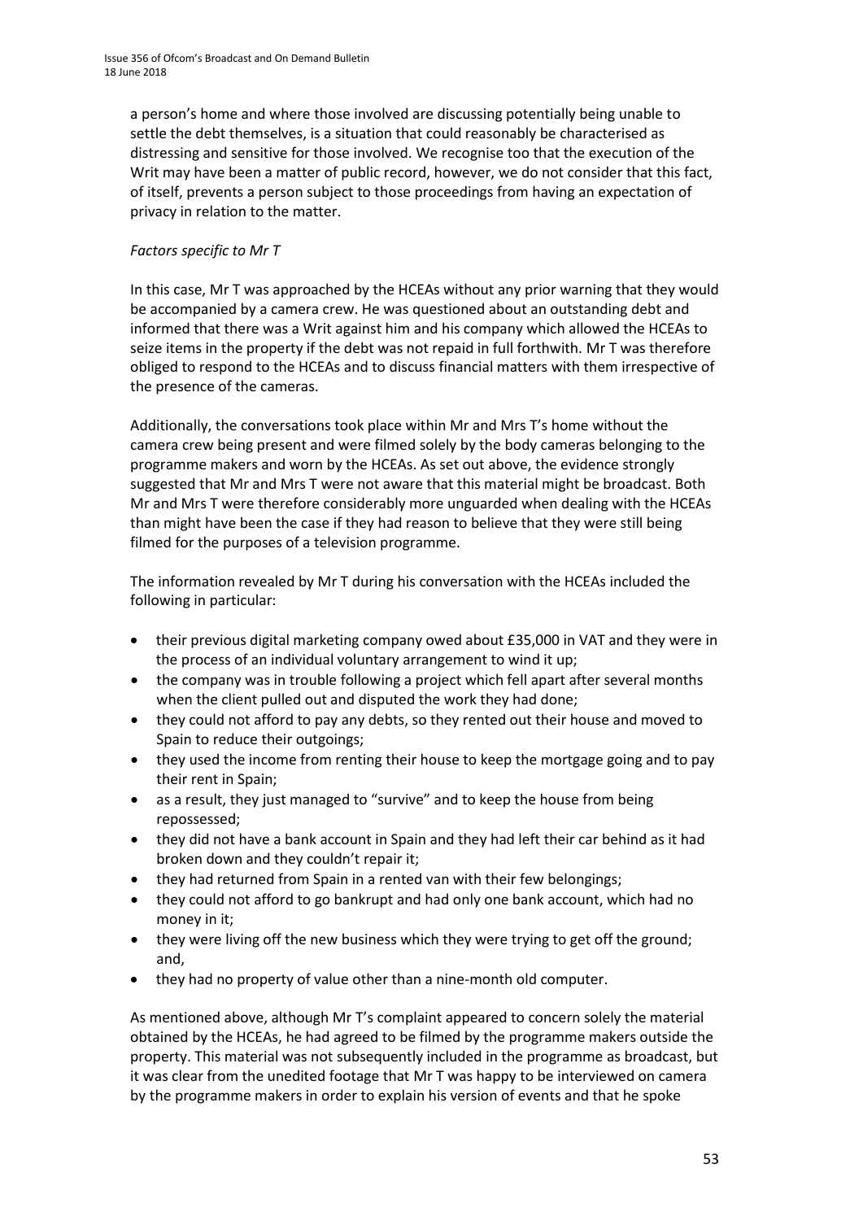a person's home and where those involved are discussing potentially being unable to settle the debt themselves, is a situation that could reasonably be characterised as distressing and sensitive for those involved. We recognise too that the execution of the Writ may have been a matter of public record, however, we do not consider that this fact, of itself, prevents a person subject to those proceedings from having an expectation of privacy in relation to the matter.

*Factors specific to Mr T*

In this case, Mr T was approached by the HCEAs without any prior warning that they would be accompanied by a camera crew. He was questioned about an outstanding debt and informed that there was a Writ against him and his company which allowed the HCEAs to seize items in the property if the debt was not repaid in full forthwith. Mr T was therefore obliged to respond to the HCEAs and to discuss financial matters with them irrespective of the presence of the cameras.

Additionally, the conversations took place within Mr and Mrs T's home without the camera crew being present and were filmed solely by the body cameras belonging to the programme makers and worn by the HCEAs. As set out above, the evidence strongly suggested that Mr and Mrs T were not aware that this material might be broadcast. Both Mr and Mrs T were therefore considerably more unguarded when dealing with the HCEAs than might have been the case if they had reason to believe that they were still being filmed for the purposes of a television programme.

The information revealed by Mr T during his conversation with the HCEAs included the following in particular:

- their previous digital marketing company owed about £35,000 in VAT and they were in the process of an individual voluntary arrangement to wind it up;
- the company was in trouble following a project which fell apart after several months when the client pulled out and disputed the work they had done;
- they could not afford to pay any debts, so they rented out their house and moved to Spain to reduce their outgoings;
- they used the income from renting their house to keep the mortgage going and to pay their rent in Spain;
- as a result, they just managed to "survive" and to keep the house from being repossessed;
- they did not have a bank account in Spain and they had left their car behind as it had broken down and they couldn't repair it;
- they had returned from Spain in a rented van with their few belongings;
- they could not afford to go bankrupt and had only one bank account, which had no money in it;
- they were living off the new business which they were trying to get off the ground; and,
- they had no property of value other than a nine-month old computer.

As mentioned above, although Mr T's complaint appeared to concern solely the material obtained by the HCEAs, he had agreed to be filmed by the programme makers outside the property. This material was not subsequently included in the programme as broadcast, but it was clear from the unedited footage that Mr T was happy to be interviewed on camera by the programme makers in order to explain his version of events and that he spoke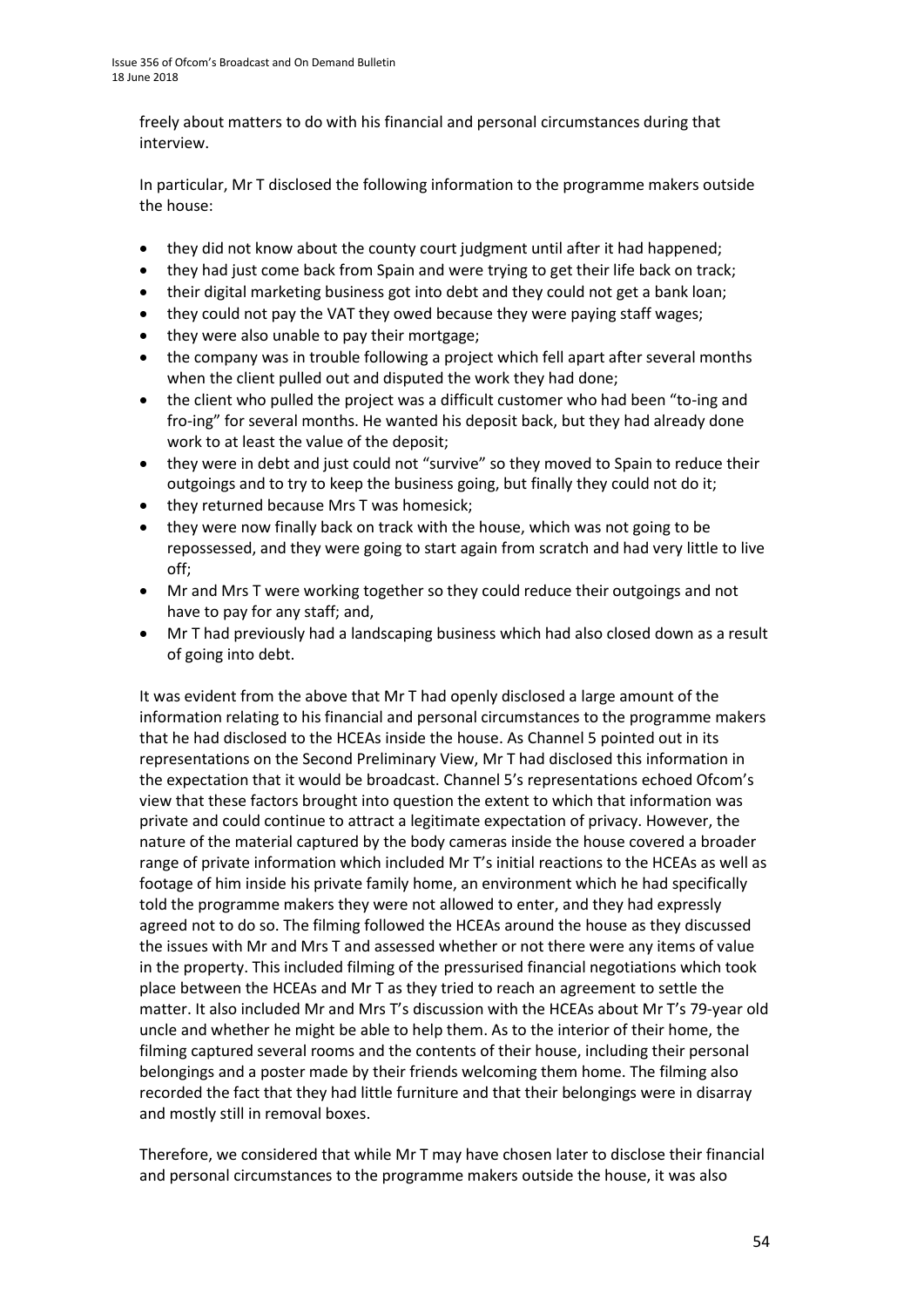freely about matters to do with his financial and personal circumstances during that interview.

In particular, Mr T disclosed the following information to the programme makers outside the house:

- they did not know about the county court judgment until after it had happened;
- they had just come back from Spain and were trying to get their life back on track;
- their digital marketing business got into debt and they could not get a bank loan;
- they could not pay the VAT they owed because they were paying staff wages;
- they were also unable to pay their mortgage;
- the company was in trouble following a project which fell apart after several months when the client pulled out and disputed the work they had done;
- the client who pulled the project was a difficult customer who had been "to-ing and fro-ing" for several months. He wanted his deposit back, but they had already done work to at least the value of the deposit;
- they were in debt and just could not "survive" so they moved to Spain to reduce their outgoings and to try to keep the business going, but finally they could not do it;
- they returned because Mrs T was homesick;
- they were now finally back on track with the house, which was not going to be repossessed, and they were going to start again from scratch and had very little to live off;
- Mr and Mrs T were working together so they could reduce their outgoings and not have to pay for any staff; and,
- Mr T had previously had a landscaping business which had also closed down as a result of going into debt.

It was evident from the above that Mr T had openly disclosed a large amount of the information relating to his financial and personal circumstances to the programme makers that he had disclosed to the HCEAs inside the house. As Channel 5 pointed out in its representations on the Second Preliminary View, Mr T had disclosed this information in the expectation that it would be broadcast. Channel 5's representations echoed Ofcom's view that these factors brought into question the extent to which that information was private and could continue to attract a legitimate expectation of privacy. However, the nature of the material captured by the body cameras inside the house covered a broader range of private information which included Mr T's initial reactions to the HCEAs as well as footage of him inside his private family home, an environment which he had specifically told the programme makers they were not allowed to enter, and they had expressly agreed not to do so. The filming followed the HCEAs around the house as they discussed the issues with Mr and Mrs T and assessed whether or not there were any items of value in the property. This included filming of the pressurised financial negotiations which took place between the HCEAs and Mr T as they tried to reach an agreement to settle the matter. It also included Mr and Mrs T's discussion with the HCEAs about Mr T's 79-year old uncle and whether he might be able to help them. As to the interior of their home, the filming captured several rooms and the contents of their house, including their personal belongings and a poster made by their friends welcoming them home. The filming also recorded the fact that they had little furniture and that their belongings were in disarray and mostly still in removal boxes.

Therefore, we considered that while Mr T may have chosen later to disclose their financial and personal circumstances to the programme makers outside the house, it was also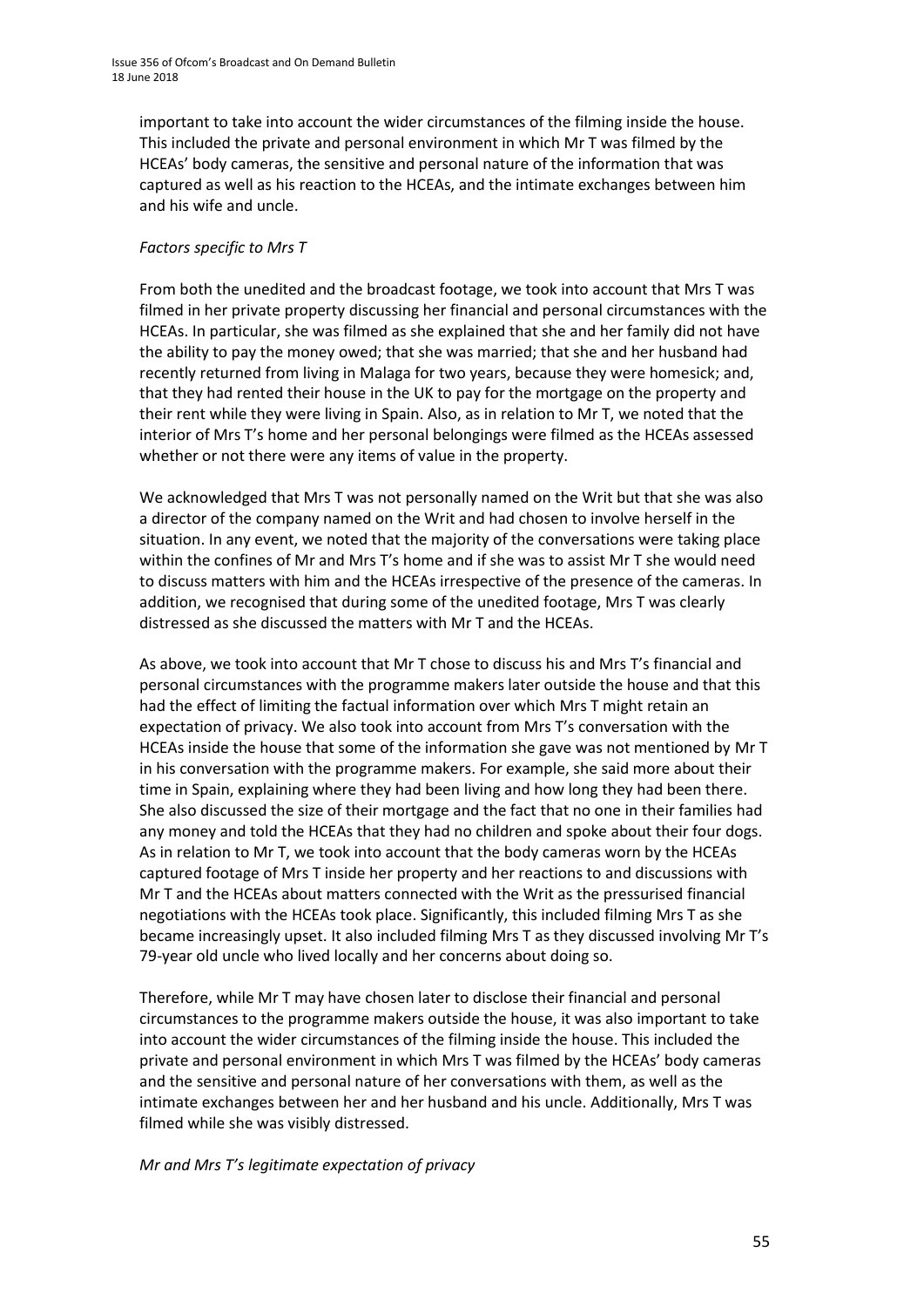important to take into account the wider circumstances of the filming inside the house. This included the private and personal environment in which Mr T was filmed by the HCEAs' body cameras, the sensitive and personal nature of the information that was captured as well as his reaction to the HCEAs, and the intimate exchanges between him and his wife and uncle.

*Factors specific to Mrs T*

From both the unedited and the broadcast footage, we took into account that Mrs T was filmed in her private property discussing her financial and personal circumstances with the HCEAs. In particular, she was filmed as she explained that she and her family did not have the ability to pay the money owed; that she was married; that she and her husband had recently returned from living in Malaga for two years, because they were homesick; and, that they had rented their house in the UK to pay for the mortgage on the property and their rent while they were living in Spain. Also, as in relation to Mr T, we noted that the interior of Mrs T's home and her personal belongings were filmed as the HCEAs assessed whether or not there were any items of value in the property.

We acknowledged that Mrs T was not personally named on the Writ but that she was also a director of the company named on the Writ and had chosen to involve herself in the situation. In any event, we noted that the majority of the conversations were taking place within the confines of Mr and Mrs T's home and if she was to assist Mr T she would need to discuss matters with him and the HCEAs irrespective of the presence of the cameras. In addition, we recognised that during some of the unedited footage, Mrs T was clearly distressed as she discussed the matters with Mr T and the HCEAs.

As above, we took into account that Mr T chose to discuss his and Mrs T's financial and personal circumstances with the programme makers later outside the house and that this had the effect of limiting the factual information over which Mrs T might retain an expectation of privacy. We also took into account from Mrs T's conversation with the HCEAs inside the house that some of the information she gave was not mentioned by Mr T in his conversation with the programme makers. For example, she said more about their time in Spain, explaining where they had been living and how long they had been there. She also discussed the size of their mortgage and the fact that no one in their families had any money and told the HCEAs that they had no children and spoke about their four dogs. As in relation to Mr T, we took into account that the body cameras worn by the HCEAs captured footage of Mrs T inside her property and her reactions to and discussions with Mr T and the HCEAs about matters connected with the Writ as the pressurised financial negotiations with the HCEAs took place. Significantly, this included filming Mrs T as she became increasingly upset. It also included filming Mrs T as they discussed involving Mr T's 79-year old uncle who lived locally and her concerns about doing so.

Therefore, while Mr T may have chosen later to disclose their financial and personal circumstances to the programme makers outside the house, it was also important to take into account the wider circumstances of the filming inside the house. This included the private and personal environment in which Mrs T was filmed by the HCEAs' body cameras and the sensitive and personal nature of her conversations with them, as well as the intimate exchanges between her and her husband and his uncle. Additionally, Mrs T was filmed while she was visibly distressed.

*Mr and Mrs T's legitimate expectation of privacy*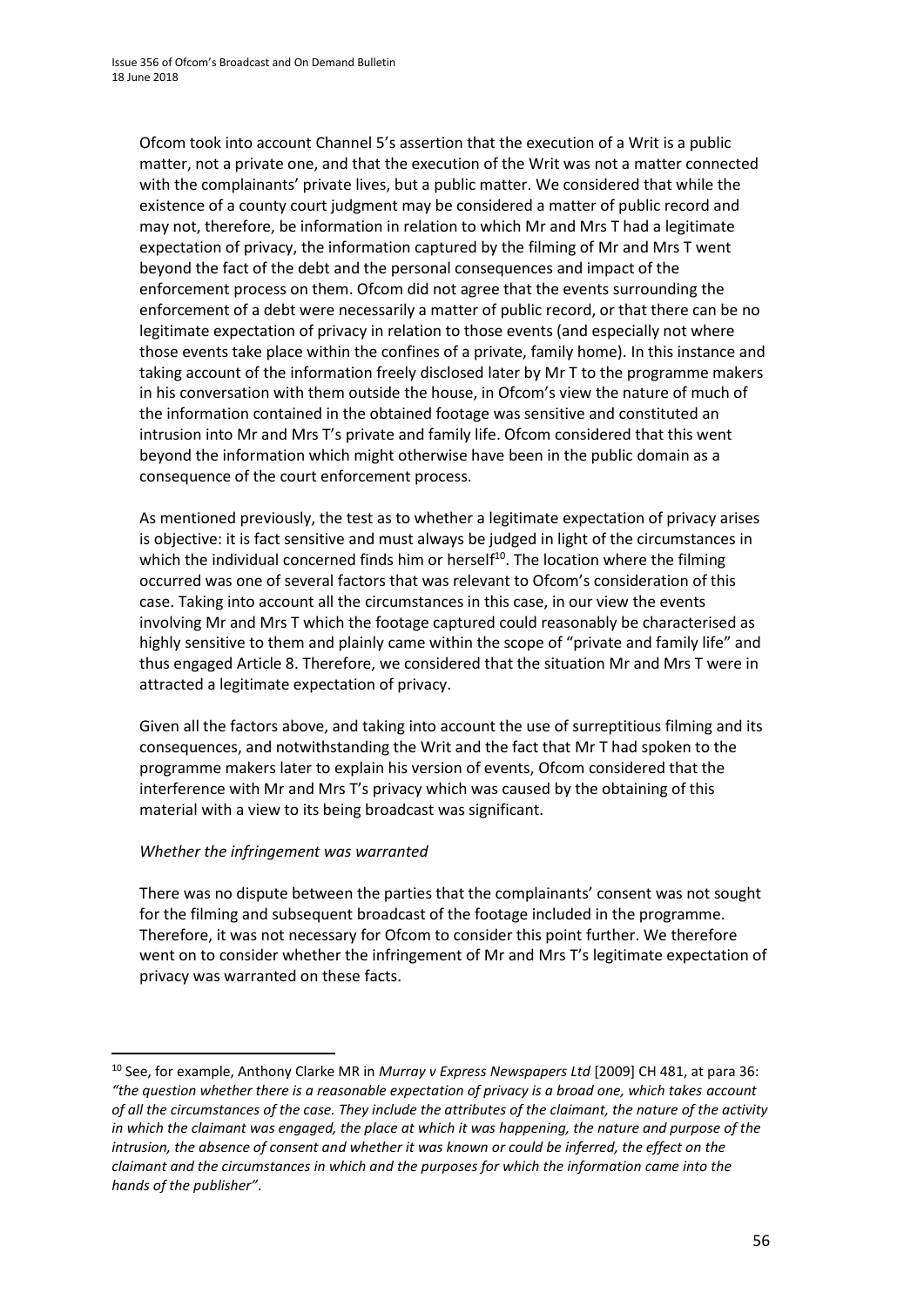Ofcom took into account Channel 5's assertion that the execution of a Writ is a public matter, not a private one, and that the execution of the Writ was not a matter connected with the complainants' private lives, but a public matter. We considered that while the existence of a county court judgment may be considered a matter of public record and may not, therefore, be information in relation to which Mr and Mrs T had a legitimate expectation of privacy, the information captured by the filming of Mr and Mrs T went beyond the fact of the debt and the personal consequences and impact of the enforcement process on them. Ofcom did not agree that the events surrounding the enforcement of a debt were necessarily a matter of public record, or that there can be no legitimate expectation of privacy in relation to those events (and especially not where those events take place within the confines of a private, family home). In this instance and taking account of the information freely disclosed later by Mr T to the programme makers in his conversation with them outside the house, in Ofcom's view the nature of much of the information contained in the obtained footage was sensitive and constituted an intrusion into Mr and Mrs T's private and family life. Ofcom considered that this went beyond the information which might otherwise have been in the public domain as a consequence of the court enforcement process.

As mentioned previously, the test as to whether a legitimate expectation of privacy arises is objective: it is fact sensitive and must always be judged in light of the circumstances in which the individual concerned finds him or herself[10]. The location where the filming occurred was one of several factors that was relevant to Ofcom's consideration of this case. Taking into account all the circumstances in this case, in our view the events involving Mr and Mrs T which the footage captured could reasonably be characterised as highly sensitive to them and plainly came within the scope of "private and family life" and thus engaged Article 8. Therefore, we considered that the situation Mr and Mrs T were in attracted a legitimate expectation of privacy.

Given all the factors above, and taking into account the use of surreptitious filming and its consequences, and notwithstanding the Writ and the fact that Mr T had spoken to the programme makers later to explain his version of events, Ofcom considered that the interference with Mr and Mrs T's privacy which was caused by the obtaining of this material with a view to its being broadcast was significant.

*Whether the infringement was warranted*

There was no dispute between the parties that the complainants' consent was not sought for the filming and subsequent broadcast of the footage included in the programme. Therefore, it was not necessary for Ofcom to consider this point further. We therefore went on to consider whether the infringement of Mr and Mrs T's legitimate expectation of privacy was warranted on these facts.

---

[10] See, for example, Anthony Clarke MR in *Murray v Express Newspapers Ltd* [2009] CH 481, at para 36: *"the question whether there is a reasonable expectation of privacy is a broad one, which takes account of all the circumstances of the case. They include the attributes of the claimant, the nature of the activity in which the claimant was engaged, the place at which it was happening, the nature and purpose of the intrusion, the absence of consent and whether it was known or could be inferred, the effect on the claimant and the circumstances in which and the purposes for which the information came into the hands of the publisher"*.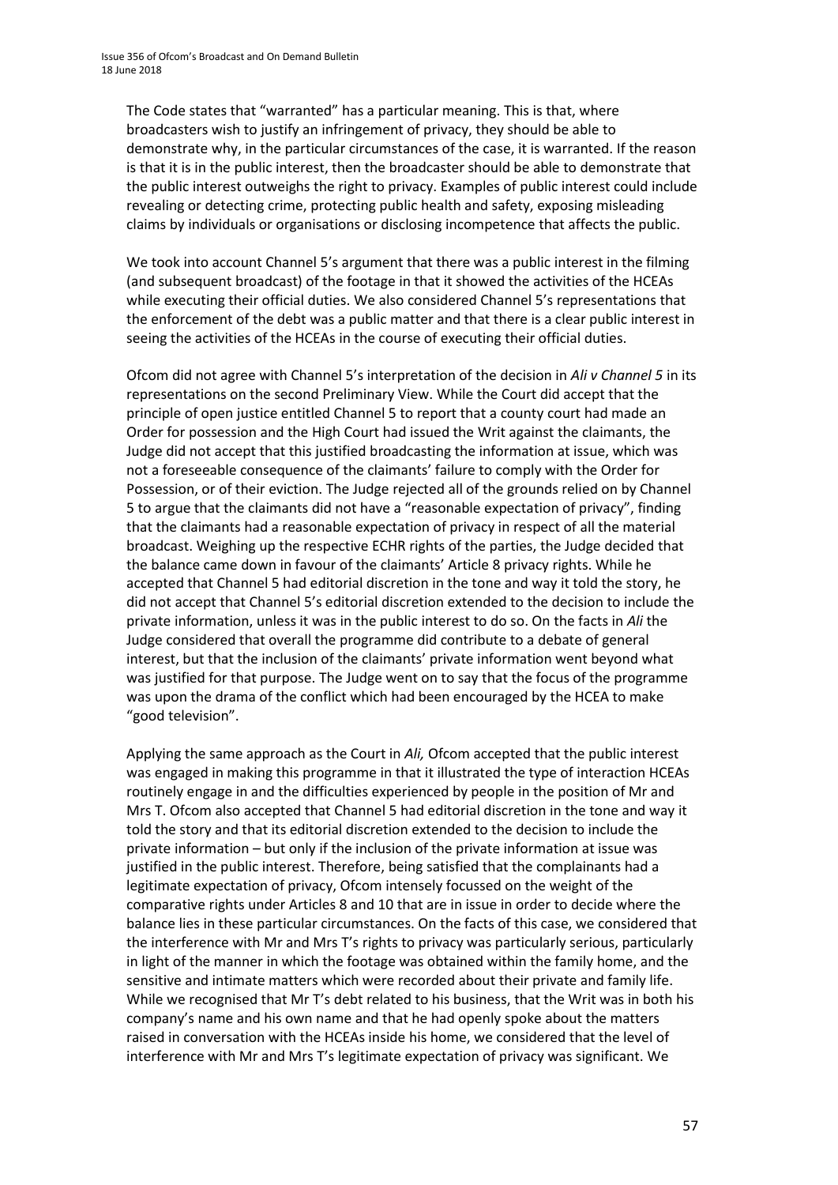The Code states that "warranted" has a particular meaning. This is that, where broadcasters wish to justify an infringement of privacy, they should be able to demonstrate why, in the particular circumstances of the case, it is warranted. If the reason is that it is in the public interest, then the broadcaster should be able to demonstrate that the public interest outweighs the right to privacy. Examples of public interest could include revealing or detecting crime, protecting public health and safety, exposing misleading claims by individuals or organisations or disclosing incompetence that affects the public.

We took into account Channel 5's argument that there was a public interest in the filming (and subsequent broadcast) of the footage in that it showed the activities of the HCEAs while executing their official duties. We also considered Channel 5's representations that the enforcement of the debt was a public matter and that there is a clear public interest in seeing the activities of the HCEAs in the course of executing their official duties.

Ofcom did not agree with Channel 5's interpretation of the decision in *Ali v Channel 5* in its representations on the second Preliminary View. While the Court did accept that the principle of open justice entitled Channel 5 to report that a county court had made an Order for possession and the High Court had issued the Writ against the claimants, the Judge did not accept that this justified broadcasting the information at issue, which was not a foreseeable consequence of the claimants' failure to comply with the Order for Possession, or of their eviction. The Judge rejected all of the grounds relied on by Channel 5 to argue that the claimants did not have a "reasonable expectation of privacy", finding that the claimants had a reasonable expectation of privacy in respect of all the material broadcast. Weighing up the respective ECHR rights of the parties, the Judge decided that the balance came down in favour of the claimants' Article 8 privacy rights. While he accepted that Channel 5 had editorial discretion in the tone and way it told the story, he did not accept that Channel 5's editorial discretion extended to the decision to include the private information, unless it was in the public interest to do so. On the facts in *Ali* the Judge considered that overall the programme did contribute to a debate of general interest, but that the inclusion of the claimants' private information went beyond what was justified for that purpose. The Judge went on to say that the focus of the programme was upon the drama of the conflict which had been encouraged by the HCEA to make "good television".

Applying the same approach as the Court in *Ali,* Ofcom accepted that the public interest was engaged in making this programme in that it illustrated the type of interaction HCEAs routinely engage in and the difficulties experienced by people in the position of Mr and Mrs T. Ofcom also accepted that Channel 5 had editorial discretion in the tone and way it told the story and that its editorial discretion extended to the decision to include the private information – but only if the inclusion of the private information at issue was justified in the public interest. Therefore, being satisfied that the complainants had a legitimate expectation of privacy, Ofcom intensely focussed on the weight of the comparative rights under Articles 8 and 10 that are in issue in order to decide where the balance lies in these particular circumstances. On the facts of this case, we considered that the interference with Mr and Mrs T's rights to privacy was particularly serious, particularly in light of the manner in which the footage was obtained within the family home, and the sensitive and intimate matters which were recorded about their private and family life. While we recognised that Mr T's debt related to his business, that the Writ was in both his company's name and his own name and that he had openly spoke about the matters raised in conversation with the HCEAs inside his home, we considered that the level of interference with Mr and Mrs T's legitimate expectation of privacy was significant. We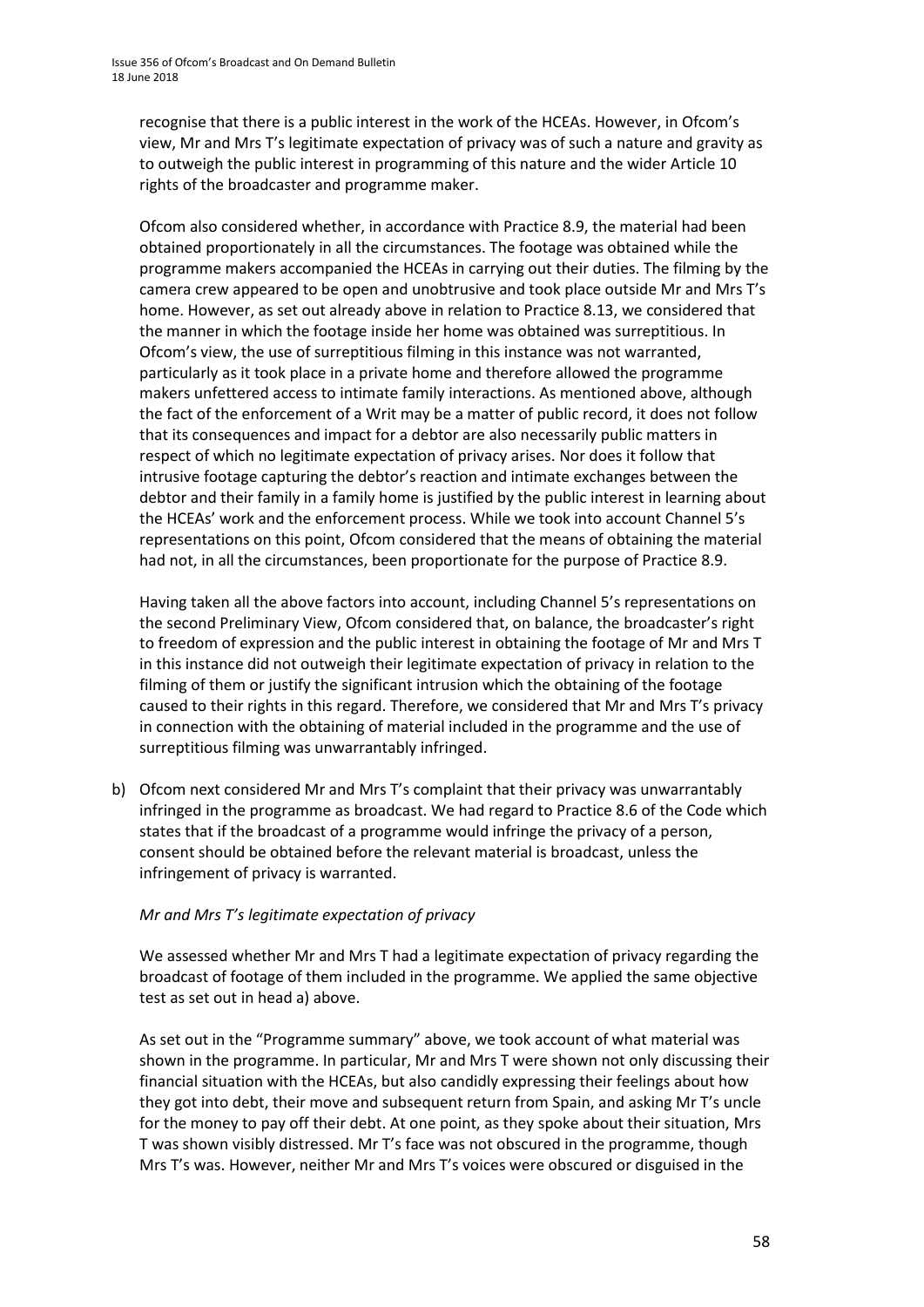recognise that there is a public interest in the work of the HCEAs. However, in Ofcom's view, Mr and Mrs T's legitimate expectation of privacy was of such a nature and gravity as to outweigh the public interest in programming of this nature and the wider Article 10 rights of the broadcaster and programme maker.

Ofcom also considered whether, in accordance with Practice 8.9, the material had been obtained proportionately in all the circumstances. The footage was obtained while the programme makers accompanied the HCEAs in carrying out their duties. The filming by the camera crew appeared to be open and unobtrusive and took place outside Mr and Mrs T's home. However, as set out already above in relation to Practice 8.13, we considered that the manner in which the footage inside her home was obtained was surreptitious. In Ofcom's view, the use of surreptitious filming in this instance was not warranted, particularly as it took place in a private home and therefore allowed the programme makers unfettered access to intimate family interactions. As mentioned above, although the fact of the enforcement of a Writ may be a matter of public record, it does not follow that its consequences and impact for a debtor are also necessarily public matters in respect of which no legitimate expectation of privacy arises. Nor does it follow that intrusive footage capturing the debtor's reaction and intimate exchanges between the debtor and their family in a family home is justified by the public interest in learning about the HCEAs' work and the enforcement process. While we took into account Channel 5's representations on this point, Ofcom considered that the means of obtaining the material had not, in all the circumstances, been proportionate for the purpose of Practice 8.9.

Having taken all the above factors into account, including Channel 5's representations on the second Preliminary View, Ofcom considered that, on balance, the broadcaster's right to freedom of expression and the public interest in obtaining the footage of Mr and Mrs T in this instance did not outweigh their legitimate expectation of privacy in relation to the filming of them or justify the significant intrusion which the obtaining of the footage caused to their rights in this regard. Therefore, we considered that Mr and Mrs T's privacy in connection with the obtaining of material included in the programme and the use of surreptitious filming was unwarrantably infringed.

b) Ofcom next considered Mr and Mrs T's complaint that their privacy was unwarrantably infringed in the programme as broadcast. We had regard to Practice 8.6 of the Code which states that if the broadcast of a programme would infringe the privacy of a person, consent should be obtained before the relevant material is broadcast, unless the infringement of privacy is warranted.

*Mr and Mrs T's legitimate expectation of privacy*

We assessed whether Mr and Mrs T had a legitimate expectation of privacy regarding the broadcast of footage of them included in the programme. We applied the same objective test as set out in head a) above.

As set out in the "Programme summary" above, we took account of what material was shown in the programme. In particular, Mr and Mrs T were shown not only discussing their financial situation with the HCEAs, but also candidly expressing their feelings about how they got into debt, their move and subsequent return from Spain, and asking Mr T's uncle for the money to pay off their debt. At one point, as they spoke about their situation, Mrs T was shown visibly distressed. Mr T's face was not obscured in the programme, though Mrs T's was. However, neither Mr and Mrs T's voices were obscured or disguised in the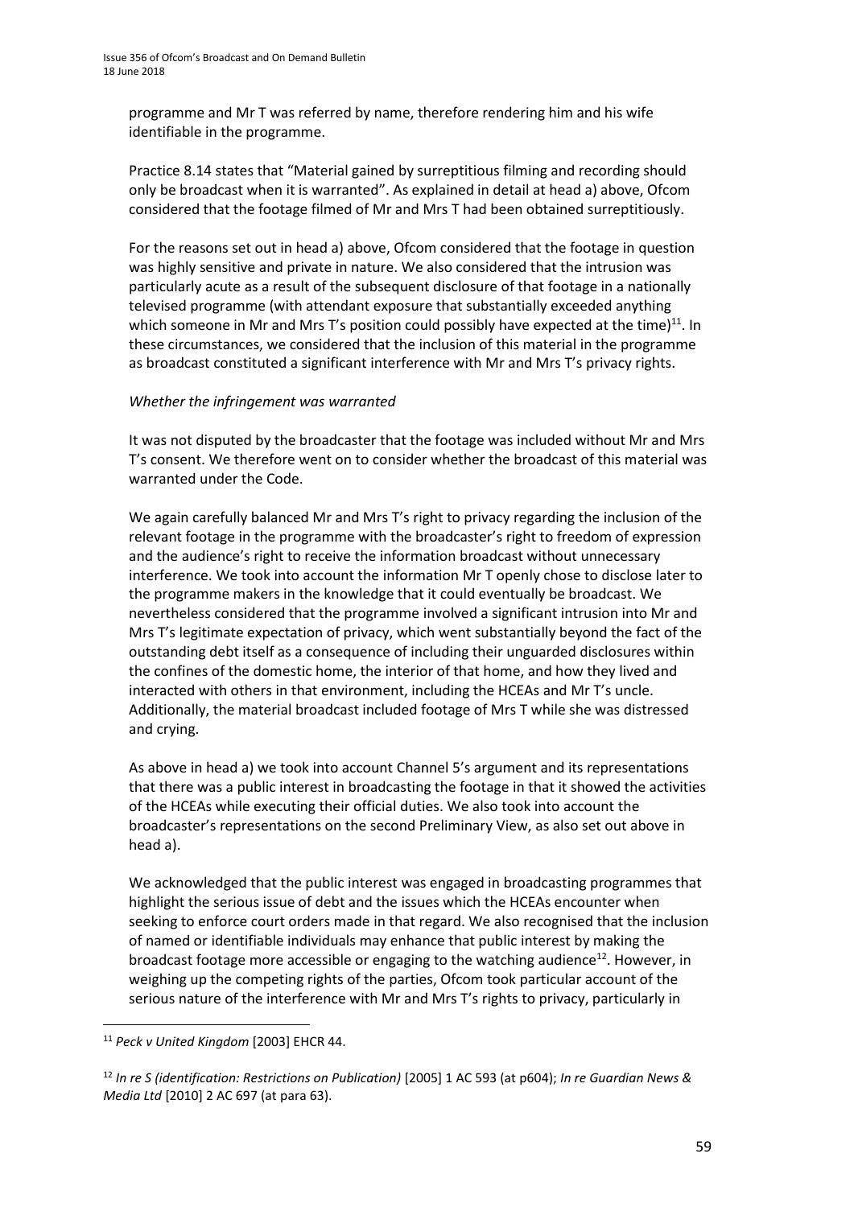programme and Mr T was referred by name, therefore rendering him and his wife identifiable in the programme.

Practice 8.14 states that "Material gained by surreptitious filming and recording should only be broadcast when it is warranted". As explained in detail at head a) above, Ofcom considered that the footage filmed of Mr and Mrs T had been obtained surreptitiously.

For the reasons set out in head a) above, Ofcom considered that the footage in question was highly sensitive and private in nature. We also considered that the intrusion was particularly acute as a result of the subsequent disclosure of that footage in a nationally televised programme (with attendant exposure that substantially exceeded anything which someone in Mr and Mrs T's position could possibly have expected at the time)[11]. In these circumstances, we considered that the inclusion of this material in the programme as broadcast constituted a significant interference with Mr and Mrs T's privacy rights.

*Whether the infringement was warranted*

It was not disputed by the broadcaster that the footage was included without Mr and Mrs T's consent. We therefore went on to consider whether the broadcast of this material was warranted under the Code.

We again carefully balanced Mr and Mrs T's right to privacy regarding the inclusion of the relevant footage in the programme with the broadcaster's right to freedom of expression and the audience's right to receive the information broadcast without unnecessary interference. We took into account the information Mr T openly chose to disclose later to the programme makers in the knowledge that it could eventually be broadcast. We nevertheless considered that the programme involved a significant intrusion into Mr and Mrs T's legitimate expectation of privacy, which went substantially beyond the fact of the outstanding debt itself as a consequence of including their unguarded disclosures within the confines of the domestic home, the interior of that home, and how they lived and interacted with others in that environment, including the HCEAs and Mr T's uncle. Additionally, the material broadcast included footage of Mrs T while she was distressed and crying.

As above in head a) we took into account Channel 5's argument and its representations that there was a public interest in broadcasting the footage in that it showed the activities of the HCEAs while executing their official duties. We also took into account the broadcaster's representations on the second Preliminary View, as also set out above in head a).

We acknowledged that the public interest was engaged in broadcasting programmes that highlight the serious issue of debt and the issues which the HCEAs encounter when seeking to enforce court orders made in that regard. We also recognised that the inclusion of named or identifiable individuals may enhance that public interest by making the broadcast footage more accessible or engaging to the watching audience[12]. However, in weighing up the competing rights of the parties, Ofcom took particular account of the serious nature of the interference with Mr and Mrs T's rights to privacy, particularly in

---

[11] *Peck v United Kingdom* [2003] EHCR 44.

[12] *In re S (identification: Restrictions on Publication)* [2005] 1 AC 593 (at p604); *In re Guardian News & Media Ltd* [2010] 2 AC 697 (at para 63).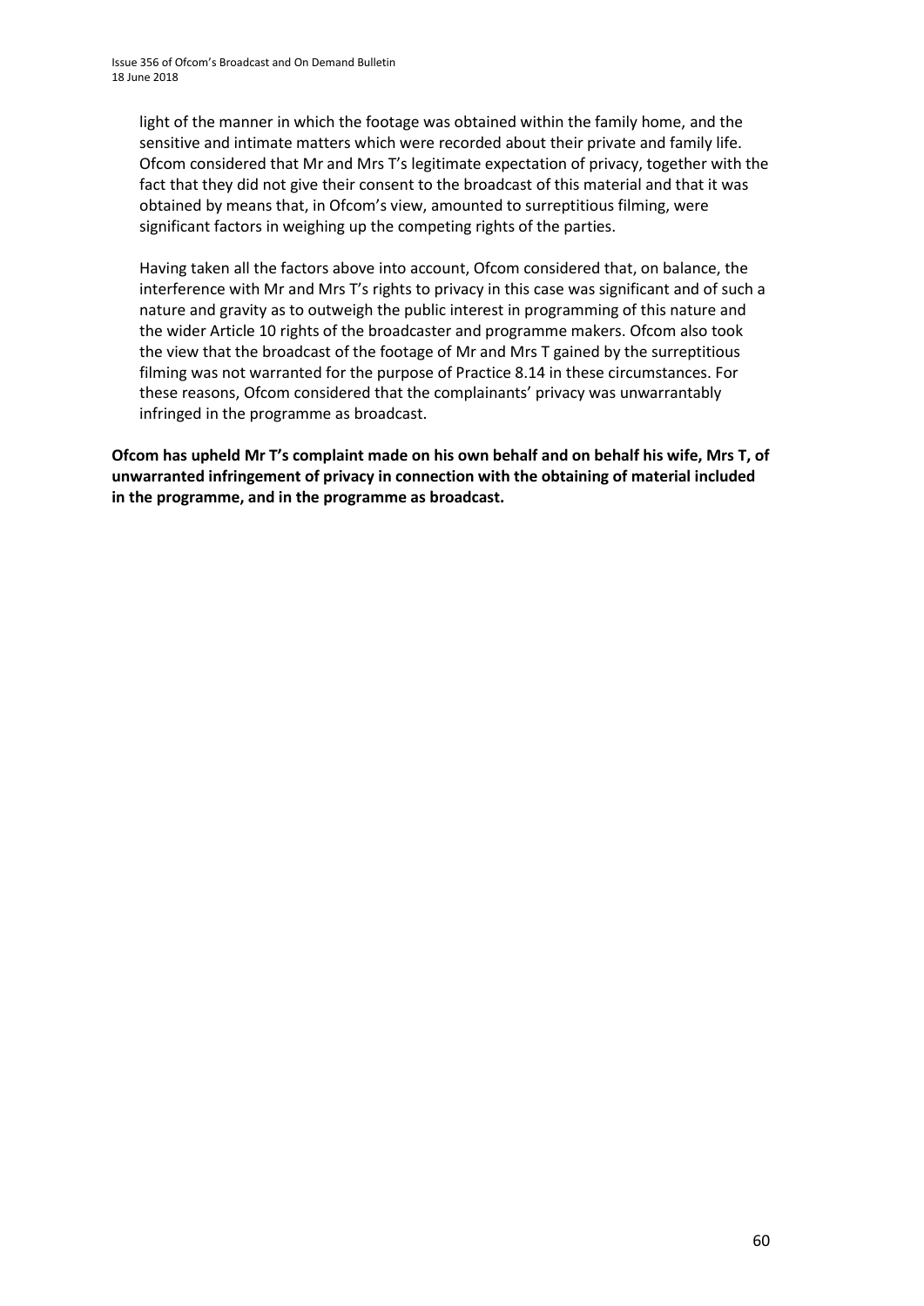light of the manner in which the footage was obtained within the family home, and the sensitive and intimate matters which were recorded about their private and family life. Ofcom considered that Mr and Mrs T's legitimate expectation of privacy, together with the fact that they did not give their consent to the broadcast of this material and that it was obtained by means that, in Ofcom's view, amounted to surreptitious filming, were significant factors in weighing up the competing rights of the parties.

Having taken all the factors above into account, Ofcom considered that, on balance, the interference with Mr and Mrs T's rights to privacy in this case was significant and of such a nature and gravity as to outweigh the public interest in programming of this nature and the wider Article 10 rights of the broadcaster and programme makers. Ofcom also took the view that the broadcast of the footage of Mr and Mrs T gained by the surreptitious filming was not warranted for the purpose of Practice 8.14 in these circumstances. For these reasons, Ofcom considered that the complainants' privacy was unwarrantably infringed in the programme as broadcast.

**Ofcom has upheld Mr T's complaint made on his own behalf and on behalf his wife, Mrs T, of unwarranted infringement of privacy in connection with the obtaining of material included in the programme, and in the programme as broadcast.**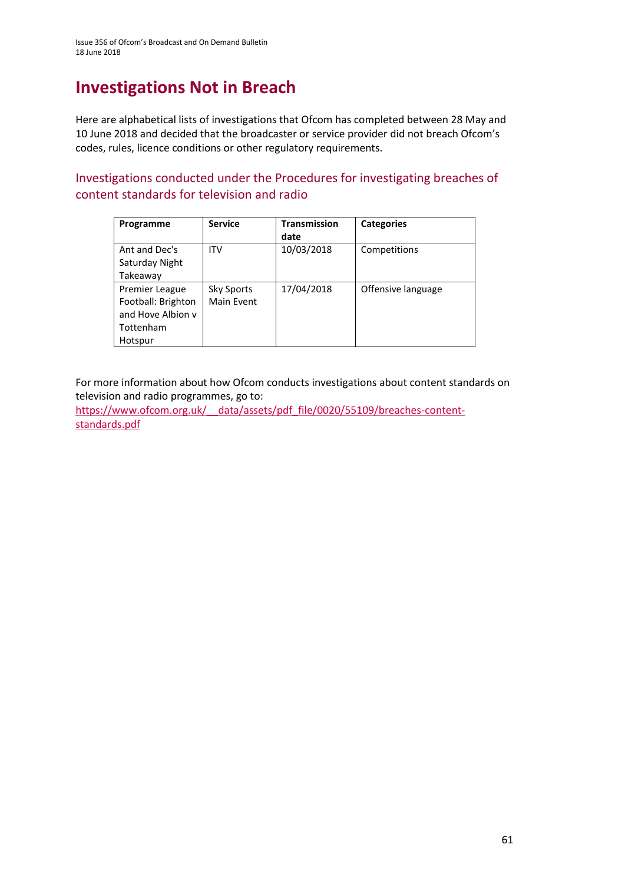# Investigations Not in Breach

Here are alphabetical lists of investigations that Ofcom has completed between 28 May and 10 June 2018 and decided that the broadcaster or service provider did not breach Ofcom's codes, rules, licence conditions or other regulatory requirements.

## Investigations conducted under the Procedures for investigating breaches of content standards for television and radio

| Programme | Service | Transmission date | Categories |
|---|---|---|---|
| Ant and Dec's Saturday Night Takeaway | ITV | 10/03/2018 | Competitions |
| Premier League Football: Brighton and Hove Albion v Tottenham Hotspur | Sky Sports Main Event | 17/04/2018 | Offensive language |

For more information about how Ofcom conducts investigations about content standards on television and radio programmes, go to:
https://www.ofcom.org.uk/__data/assets/pdf_file/0020/55109/breaches-content-standards.pdf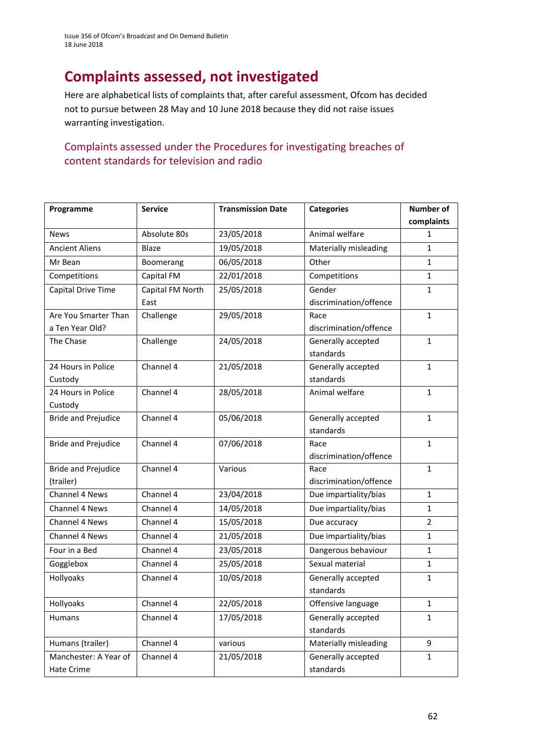# Complaints assessed, not investigated

Here are alphabetical lists of complaints that, after careful assessment, Ofcom has decided not to pursue between 28 May and 10 June 2018 because they did not raise issues warranting investigation.

## Complaints assessed under the Procedures for investigating breaches of content standards for television and radio

| Programme | Service | Transmission Date | Categories | Number of complaints |
|---|---|---|---|---|
| News | Absolute 80s | 23/05/2018 | Animal welfare | 1 |
| Ancient Aliens | Blaze | 19/05/2018 | Materially misleading | 1 |
| Mr Bean | Boomerang | 06/05/2018 | Other | 1 |
| Competitions | Capital FM | 22/01/2018 | Competitions | 1 |
| Capital Drive Time | Capital FM North East | 25/05/2018 | Gender discrimination/offence | 1 |
| Are You Smarter Than a Ten Year Old? | Challenge | 29/05/2018 | Race discrimination/offence | 1 |
| The Chase | Challenge | 24/05/2018 | Generally accepted standards | 1 |
| 24 Hours in Police Custody | Channel 4 | 21/05/2018 | Generally accepted standards | 1 |
| 24 Hours in Police Custody | Channel 4 | 28/05/2018 | Animal welfare | 1 |
| Bride and Prejudice | Channel 4 | 05/06/2018 | Generally accepted standards | 1 |
| Bride and Prejudice | Channel 4 | 07/06/2018 | Race discrimination/offence | 1 |
| Bride and Prejudice (trailer) | Channel 4 | Various | Race discrimination/offence | 1 |
| Channel 4 News | Channel 4 | 23/04/2018 | Due impartiality/bias | 1 |
| Channel 4 News | Channel 4 | 14/05/2018 | Due impartiality/bias | 1 |
| Channel 4 News | Channel 4 | 15/05/2018 | Due accuracy | 2 |
| Channel 4 News | Channel 4 | 21/05/2018 | Due impartiality/bias | 1 |
| Four in a Bed | Channel 4 | 23/05/2018 | Dangerous behaviour | 1 |
| Gogglebox | Channel 4 | 25/05/2018 | Sexual material | 1 |
| Hollyoaks | Channel 4 | 10/05/2018 | Generally accepted standards | 1 |
| Hollyoaks | Channel 4 | 22/05/2018 | Offensive language | 1 |
| Humans | Channel 4 | 17/05/2018 | Generally accepted standards | 1 |
| Humans (trailer) | Channel 4 | various | Materially misleading | 9 |
| Manchester: A Year of Hate Crime | Channel 4 | 21/05/2018 | Generally accepted standards | 1 |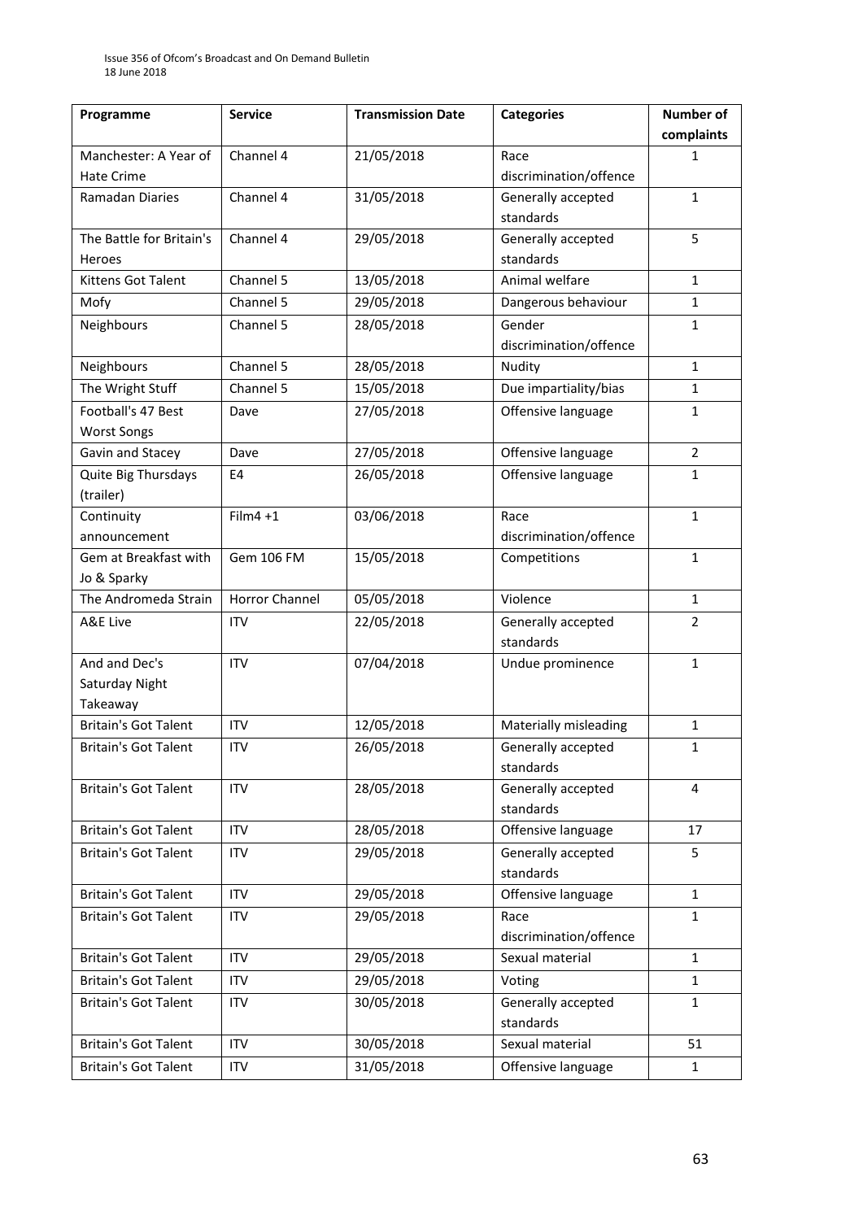| Programme | Service | Transmission Date | Categories | Number of complaints |
|---|---|---|---|---|
| Manchester: A Year of Hate Crime | Channel 4 | 21/05/2018 | Race discrimination/offence | 1 |
| Ramadan Diaries | Channel 4 | 31/05/2018 | Generally accepted standards | 1 |
| The Battle for Britain's Heroes | Channel 4 | 29/05/2018 | Generally accepted standards | 5 |
| Kittens Got Talent | Channel 5 | 13/05/2018 | Animal welfare | 1 |
| Mofy | Channel 5 | 29/05/2018 | Dangerous behaviour | 1 |
| Neighbours | Channel 5 | 28/05/2018 | Gender discrimination/offence | 1 |
| Neighbours | Channel 5 | 28/05/2018 | Nudity | 1 |
| The Wright Stuff | Channel 5 | 15/05/2018 | Due impartiality/bias | 1 |
| Football's 47 Best Worst Songs | Dave | 27/05/2018 | Offensive language | 1 |
| Gavin and Stacey | Dave | 27/05/2018 | Offensive language | 2 |
| Quite Big Thursdays (trailer) | E4 | 26/05/2018 | Offensive language | 1 |
| Continuity announcement | Film4 +1 | 03/06/2018 | Race discrimination/offence | 1 |
| Gem at Breakfast with Jo & Sparky | Gem 106 FM | 15/05/2018 | Competitions | 1 |
| The Andromeda Strain | Horror Channel | 05/05/2018 | Violence | 1 |
| A&E Live | ITV | 22/05/2018 | Generally accepted standards | 2 |
| And and Dec's Saturday Night Takeaway | ITV | 07/04/2018 | Undue prominence | 1 |
| Britain's Got Talent | ITV | 12/05/2018 | Materially misleading | 1 |
| Britain's Got Talent | ITV | 26/05/2018 | Generally accepted standards | 1 |
| Britain's Got Talent | ITV | 28/05/2018 | Generally accepted standards | 4 |
| Britain's Got Talent | ITV | 28/05/2018 | Offensive language | 17 |
| Britain's Got Talent | ITV | 29/05/2018 | Generally accepted standards | 5 |
| Britain's Got Talent | ITV | 29/05/2018 | Offensive language | 1 |
| Britain's Got Talent | ITV | 29/05/2018 | Race discrimination/offence | 1 |
| Britain's Got Talent | ITV | 29/05/2018 | Sexual material | 1 |
| Britain's Got Talent | ITV | 29/05/2018 | Voting | 1 |
| Britain's Got Talent | ITV | 30/05/2018 | Generally accepted standards | 1 |
| Britain's Got Talent | ITV | 30/05/2018 | Sexual material | 51 |
| Britain's Got Talent | ITV | 31/05/2018 | Offensive language | 1 |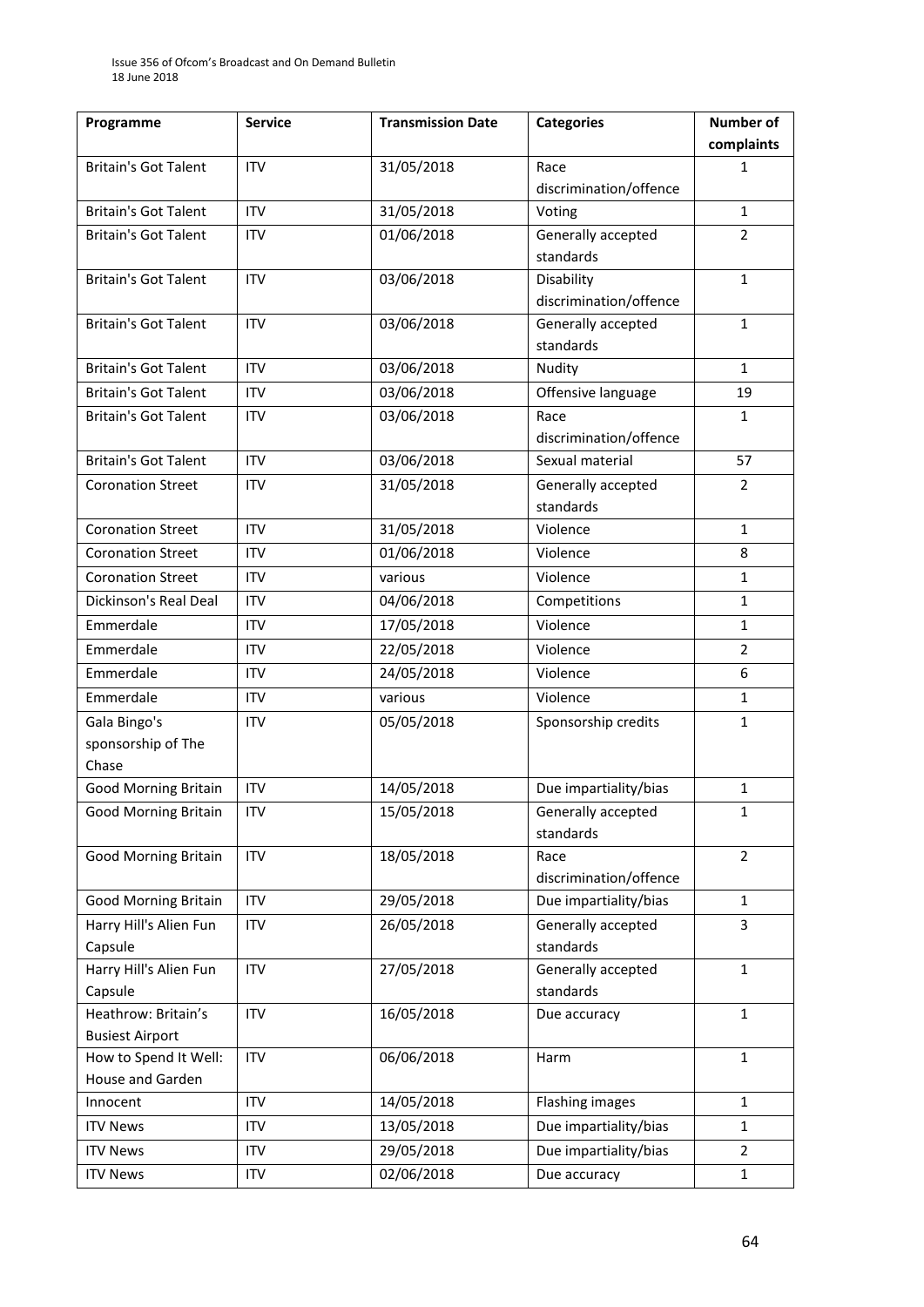| Programme | Service | Transmission Date | Categories | Number of complaints |
|---|---|---|---|---|
| Britain's Got Talent | ITV | 31/05/2018 | Race discrimination/offence | 1 |
| Britain's Got Talent | ITV | 31/05/2018 | Voting | 1 |
| Britain's Got Talent | ITV | 01/06/2018 | Generally accepted standards | 2 |
| Britain's Got Talent | ITV | 03/06/2018 | Disability discrimination/offence | 1 |
| Britain's Got Talent | ITV | 03/06/2018 | Generally accepted standards | 1 |
| Britain's Got Talent | ITV | 03/06/2018 | Nudity | 1 |
| Britain's Got Talent | ITV | 03/06/2018 | Offensive language | 19 |
| Britain's Got Talent | ITV | 03/06/2018 | Race discrimination/offence | 1 |
| Britain's Got Talent | ITV | 03/06/2018 | Sexual material | 57 |
| Coronation Street | ITV | 31/05/2018 | Generally accepted standards | 2 |
| Coronation Street | ITV | 31/05/2018 | Violence | 1 |
| Coronation Street | ITV | 01/06/2018 | Violence | 8 |
| Coronation Street | ITV | various | Violence | 1 |
| Dickinson's Real Deal | ITV | 04/06/2018 | Competitions | 1 |
| Emmerdale | ITV | 17/05/2018 | Violence | 1 |
| Emmerdale | ITV | 22/05/2018 | Violence | 2 |
| Emmerdale | ITV | 24/05/2018 | Violence | 6 |
| Emmerdale | ITV | various | Violence | 1 |
| Gala Bingo's sponsorship of The Chase | ITV | 05/05/2018 | Sponsorship credits | 1 |
| Good Morning Britain | ITV | 14/05/2018 | Due impartiality/bias | 1 |
| Good Morning Britain | ITV | 15/05/2018 | Generally accepted standards | 1 |
| Good Morning Britain | ITV | 18/05/2018 | Race discrimination/offence | 2 |
| Good Morning Britain | ITV | 29/05/2018 | Due impartiality/bias | 1 |
| Harry Hill's Alien Fun Capsule | ITV | 26/05/2018 | Generally accepted standards | 3 |
| Harry Hill's Alien Fun Capsule | ITV | 27/05/2018 | Generally accepted standards | 1 |
| Heathrow: Britain's Busiest Airport | ITV | 16/05/2018 | Due accuracy | 1 |
| How to Spend It Well: House and Garden | ITV | 06/06/2018 | Harm | 1 |
| Innocent | ITV | 14/05/2018 | Flashing images | 1 |
| ITV News | ITV | 13/05/2018 | Due impartiality/bias | 1 |
| ITV News | ITV | 29/05/2018 | Due impartiality/bias | 2 |
| ITV News | ITV | 02/06/2018 | Due accuracy | 1 |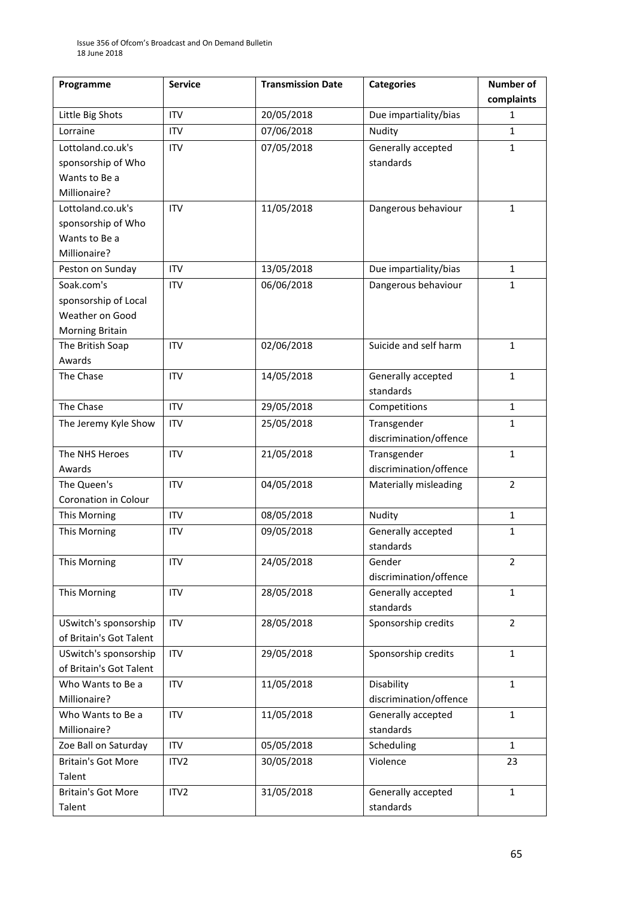| Programme | Service | Transmission Date | Categories | Number of complaints |
|---|---|---|---|---|
| Little Big Shots | ITV | 20/05/2018 | Due impartiality/bias | 1 |
| Lorraine | ITV | 07/06/2018 | Nudity | 1 |
| Lottoland.co.uk's sponsorship of Who Wants to Be a Millionaire? | ITV | 07/05/2018 | Generally accepted standards | 1 |
| Lottoland.co.uk's sponsorship of Who Wants to Be a Millionaire? | ITV | 11/05/2018 | Dangerous behaviour | 1 |
| Peston on Sunday | ITV | 13/05/2018 | Due impartiality/bias | 1 |
| Soak.com's sponsorship of Local Weather on Good Morning Britain | ITV | 06/06/2018 | Dangerous behaviour | 1 |
| The British Soap Awards | ITV | 02/06/2018 | Suicide and self harm | 1 |
| The Chase | ITV | 14/05/2018 | Generally accepted standards | 1 |
| The Chase | ITV | 29/05/2018 | Competitions | 1 |
| The Jeremy Kyle Show | ITV | 25/05/2018 | Transgender discrimination/offence | 1 |
| The NHS Heroes Awards | ITV | 21/05/2018 | Transgender discrimination/offence | 1 |
| The Queen's Coronation in Colour | ITV | 04/05/2018 | Materially misleading | 2 |
| This Morning | ITV | 08/05/2018 | Nudity | 1 |
| This Morning | ITV | 09/05/2018 | Generally accepted standards | 1 |
| This Morning | ITV | 24/05/2018 | Gender discrimination/offence | 2 |
| This Morning | ITV | 28/05/2018 | Generally accepted standards | 1 |
| USwitch's sponsorship of Britain's Got Talent | ITV | 28/05/2018 | Sponsorship credits | 2 |
| USwitch's sponsorship of Britain's Got Talent | ITV | 29/05/2018 | Sponsorship credits | 1 |
| Who Wants to Be a Millionaire? | ITV | 11/05/2018 | Disability discrimination/offence | 1 |
| Who Wants to Be a Millionaire? | ITV | 11/05/2018 | Generally accepted standards | 1 |
| Zoe Ball on Saturday | ITV | 05/05/2018 | Scheduling | 1 |
| Britain's Got More Talent | ITV2 | 30/05/2018 | Violence | 23 |
| Britain's Got More Talent | ITV2 | 31/05/2018 | Generally accepted standards | 1 |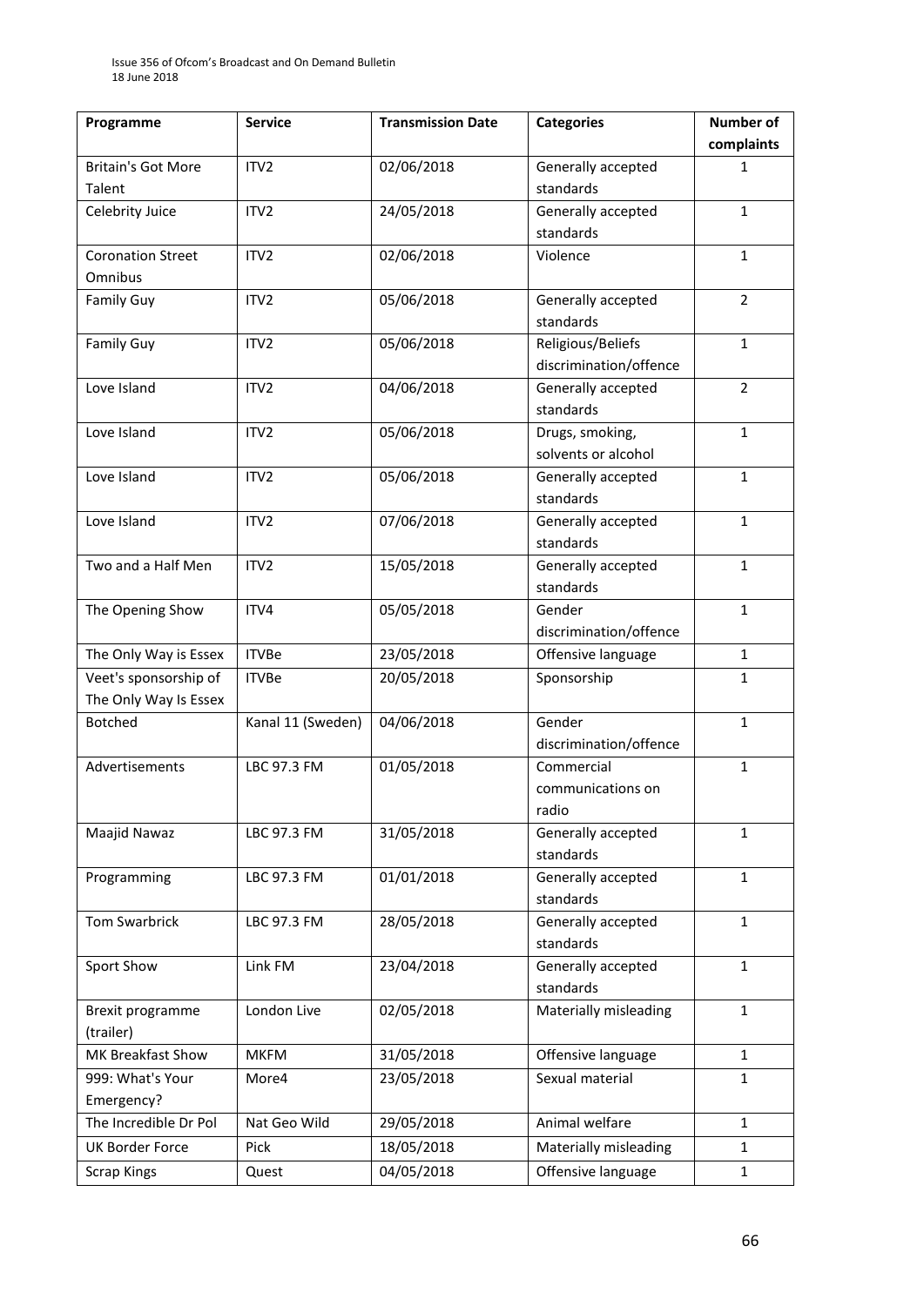| Programme | Service | Transmission Date | Categories | Number of complaints |
|---|---|---|---|---|
| Britain's Got More Talent | ITV2 | 02/06/2018 | Generally accepted standards | 1 |
| Celebrity Juice | ITV2 | 24/05/2018 | Generally accepted standards | 1 |
| Coronation Street Omnibus | ITV2 | 02/06/2018 | Violence | 1 |
| Family Guy | ITV2 | 05/06/2018 | Generally accepted standards | 2 |
| Family Guy | ITV2 | 05/06/2018 | Religious/Beliefs discrimination/offence | 1 |
| Love Island | ITV2 | 04/06/2018 | Generally accepted standards | 2 |
| Love Island | ITV2 | 05/06/2018 | Drugs, smoking, solvents or alcohol | 1 |
| Love Island | ITV2 | 05/06/2018 | Generally accepted standards | 1 |
| Love Island | ITV2 | 07/06/2018 | Generally accepted standards | 1 |
| Two and a Half Men | ITV2 | 15/05/2018 | Generally accepted standards | 1 |
| The Opening Show | ITV4 | 05/05/2018 | Gender discrimination/offence | 1 |
| The Only Way is Essex | ITVBe | 23/05/2018 | Offensive language | 1 |
| Veet's sponsorship of The Only Way Is Essex | ITVBe | 20/05/2018 | Sponsorship | 1 |
| Botched | Kanal 11 (Sweden) | 04/06/2018 | Gender discrimination/offence | 1 |
| Advertisements | LBC 97.3 FM | 01/05/2018 | Commercial communications on radio | 1 |
| Maajid Nawaz | LBC 97.3 FM | 31/05/2018 | Generally accepted standards | 1 |
| Programming | LBC 97.3 FM | 01/01/2018 | Generally accepted standards | 1 |
| Tom Swarbrick | LBC 97.3 FM | 28/05/2018 | Generally accepted standards | 1 |
| Sport Show | Link FM | 23/04/2018 | Generally accepted standards | 1 |
| Brexit programme (trailer) | London Live | 02/05/2018 | Materially misleading | 1 |
| MK Breakfast Show | MKFM | 31/05/2018 | Offensive language | 1 |
| 999: What's Your Emergency? | More4 | 23/05/2018 | Sexual material | 1 |
| The Incredible Dr Pol | Nat Geo Wild | 29/05/2018 | Animal welfare | 1 |
| UK Border Force | Pick | 18/05/2018 | Materially misleading | 1 |
| Scrap Kings | Quest | 04/05/2018 | Offensive language | 1 |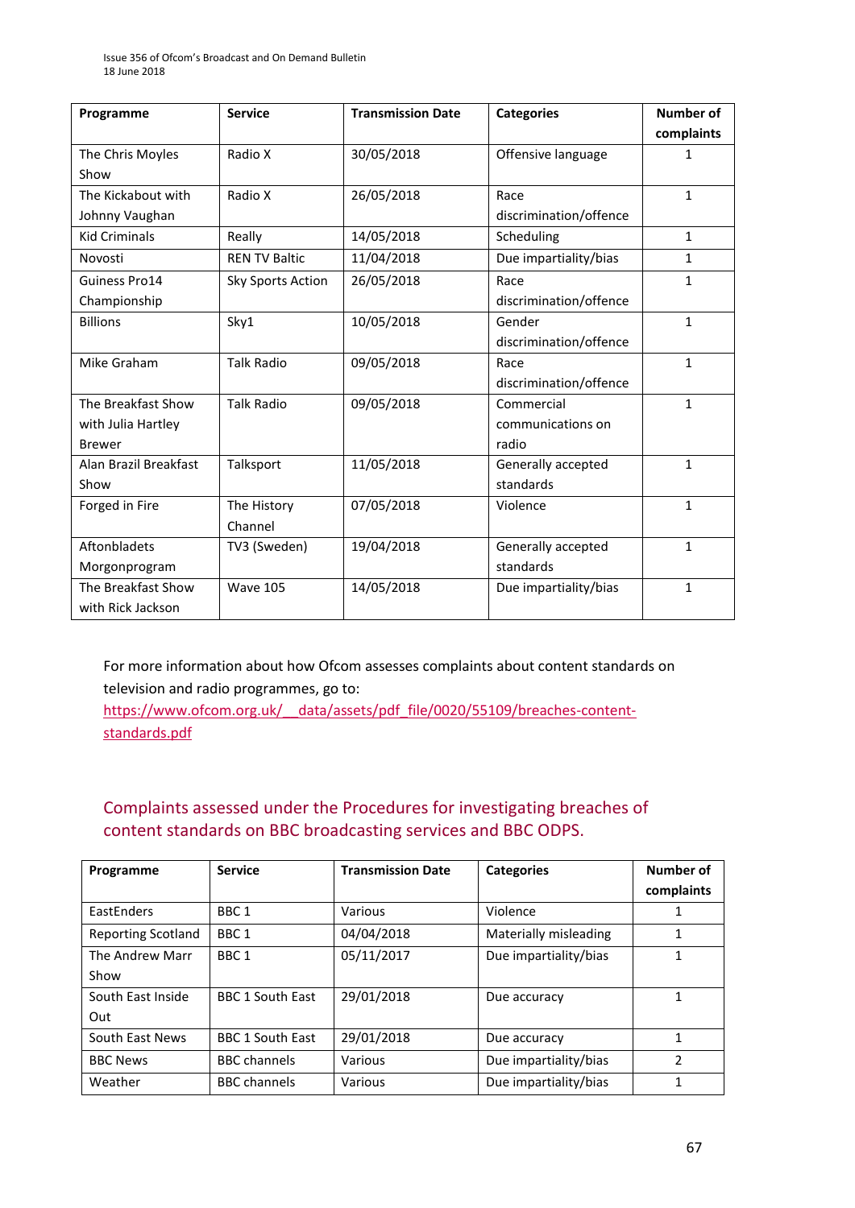| Programme | Service | Transmission Date | Categories | Number of complaints |
|---|---|---|---|---|
| The Chris Moyles Show | Radio X | 30/05/2018 | Offensive language | 1 |
| The Kickabout with Johnny Vaughan | Radio X | 26/05/2018 | Race discrimination/offence | 1 |
| Kid Criminals | Really | 14/05/2018 | Scheduling | 1 |
| Novosti | REN TV Baltic | 11/04/2018 | Due impartiality/bias | 1 |
| Guiness Pro14 Championship | Sky Sports Action | 26/05/2018 | Race discrimination/offence | 1 |
| Billions | Sky1 | 10/05/2018 | Gender discrimination/offence | 1 |
| Mike Graham | Talk Radio | 09/05/2018 | Race discrimination/offence | 1 |
| The Breakfast Show with Julia Hartley Brewer | Talk Radio | 09/05/2018 | Commercial communications on radio | 1 |
| Alan Brazil Breakfast Show | Talksport | 11/05/2018 | Generally accepted standards | 1 |
| Forged in Fire | The History Channel | 07/05/2018 | Violence | 1 |
| Aftonbladets Morgonprogram | TV3 (Sweden) | 19/04/2018 | Generally accepted standards | 1 |
| The Breakfast Show with Rick Jackson | Wave 105 | 14/05/2018 | Due impartiality/bias | 1 |

For more information about how Ofcom assesses complaints about content standards on television and radio programmes, go to:
https://www.ofcom.org.uk/__data/assets/pdf_file/0020/55109/breaches-content-standards.pdf

## Complaints assessed under the Procedures for investigating breaches of content standards on BBC broadcasting services and BBC ODPS.

| Programme | Service | Transmission Date | Categories | Number of complaints |
|---|---|---|---|---|
| EastEnders | BBC 1 | Various | Violence | 1 |
| Reporting Scotland | BBC 1 | 04/04/2018 | Materially misleading | 1 |
| The Andrew Marr Show | BBC 1 | 05/11/2017 | Due impartiality/bias | 1 |
| South East Inside Out | BBC 1 South East | 29/01/2018 | Due accuracy | 1 |
| South East News | BBC 1 South East | 29/01/2018 | Due accuracy | 1 |
| BBC News | BBC channels | Various | Due impartiality/bias | 2 |
| Weather | BBC channels | Various | Due impartiality/bias | 1 |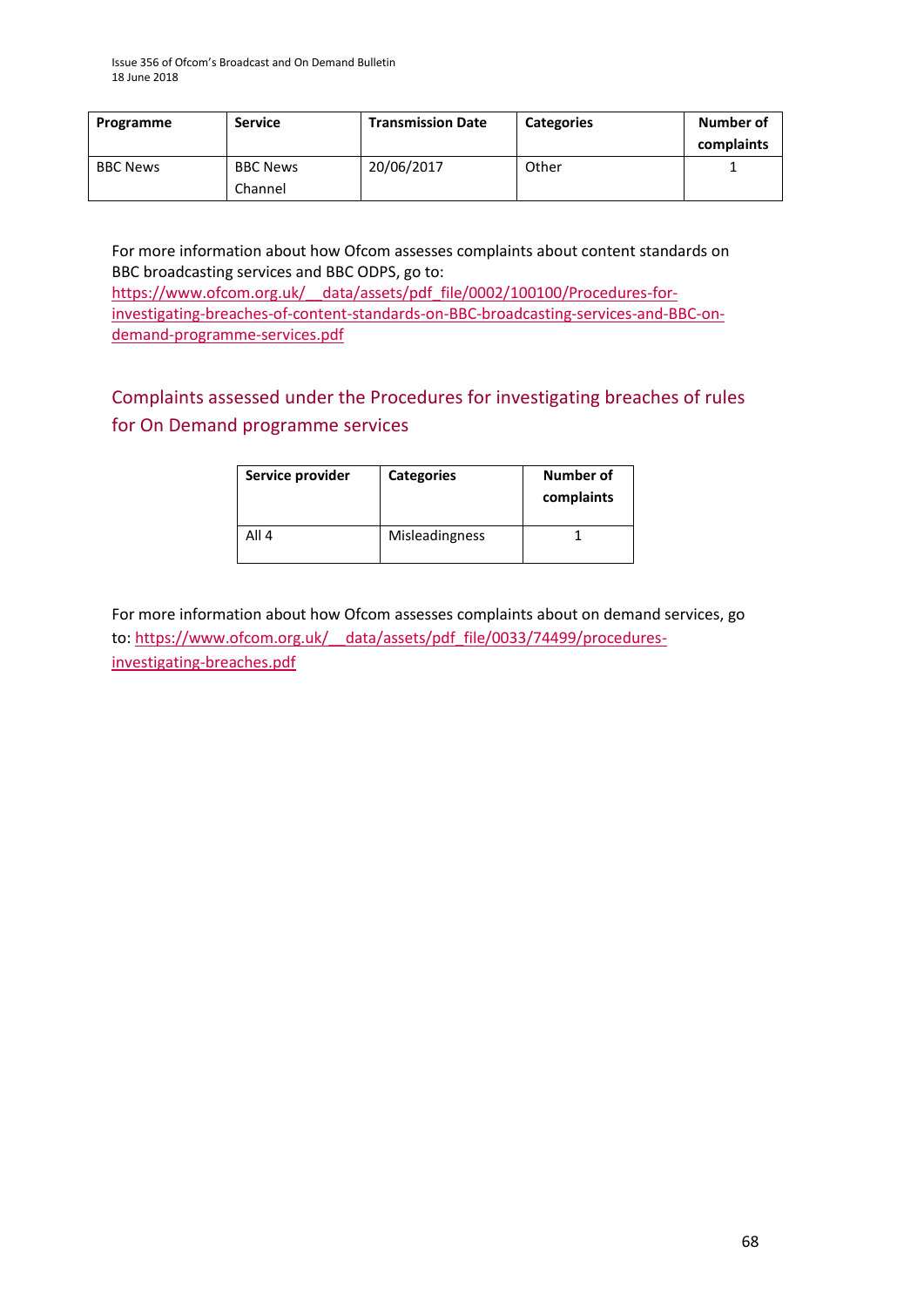| Programme | Service | Transmission Date | Categories | Number of complaints |
|---|---|---|---|---|
| BBC News | BBC News Channel | 20/06/2017 | Other | 1 |

For more information about how Ofcom assesses complaints about content standards on BBC broadcasting services and BBC ODPS, go to:
https://www.ofcom.org.uk/__data/assets/pdf_file/0002/100100/Procedures-for-investigating-breaches-of-content-standards-on-BBC-broadcasting-services-and-BBC-on-demand-programme-services.pdf

## Complaints assessed under the Procedures for investigating breaches of rules for On Demand programme services

| Service provider | Categories | Number of complaints |
|---|---|---|
| All 4 | Misleadingness | 1 |

For more information about how Ofcom assesses complaints about on demand services, go to: https://www.ofcom.org.uk/__data/assets/pdf_file/0033/74499/procedures-investigating-breaches.pdf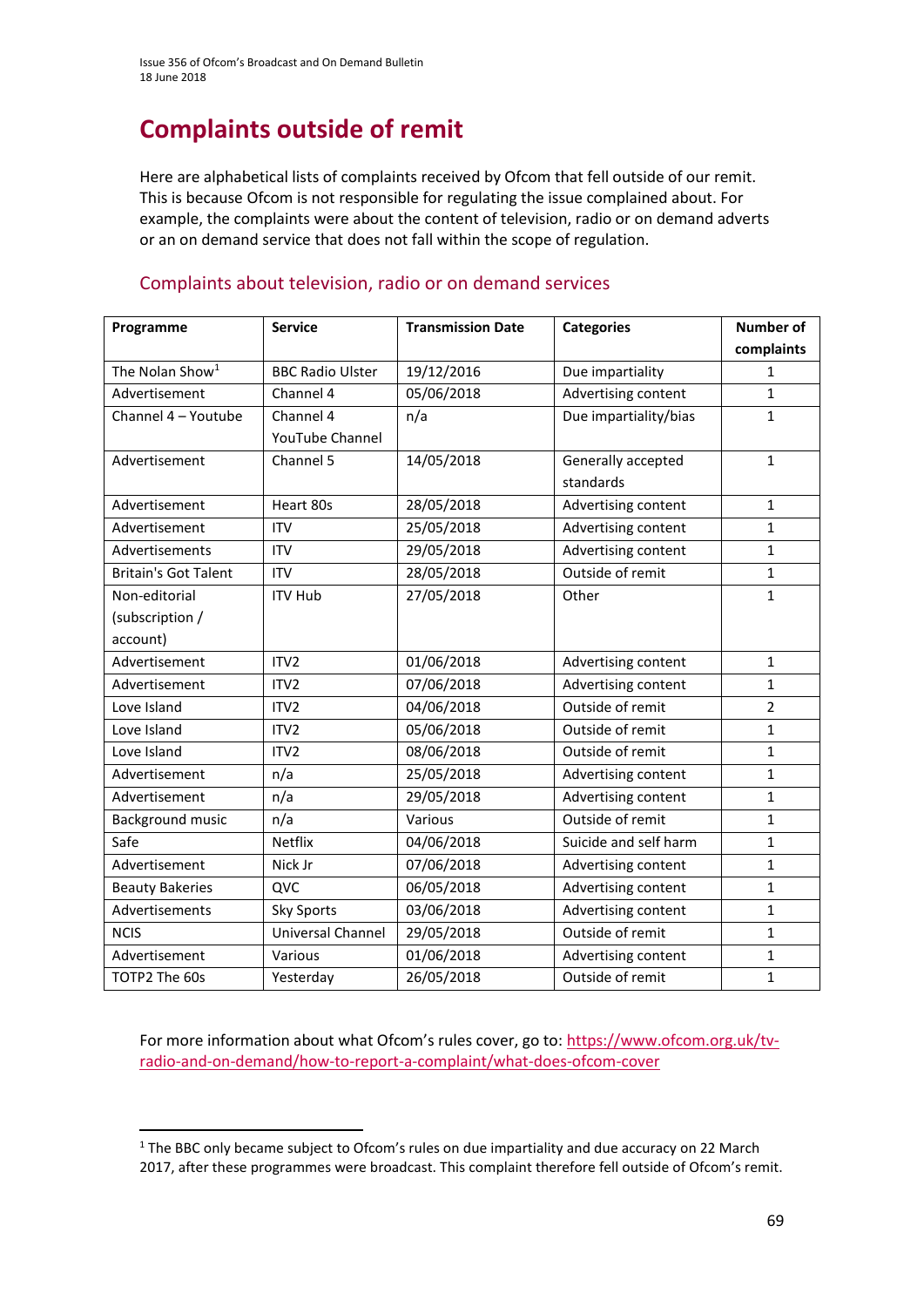# Complaints outside of remit

Here are alphabetical lists of complaints received by Ofcom that fell outside of our remit. This is because Ofcom is not responsible for regulating the issue complained about. For example, the complaints were about the content of television, radio or on demand adverts or an on demand service that does not fall within the scope of regulation.

## Complaints about television, radio or on demand services

| Programme | Service | Transmission Date | Categories | Number of complaints |
|---|---|---|---|---|
| The Nolan Show[1] | BBC Radio Ulster | 19/12/2016 | Due impartiality | 1 |
| Advertisement | Channel 4 | 05/06/2018 | Advertising content | 1 |
| Channel 4 – Youtube | Channel 4 YouTube Channel | n/a | Due impartiality/bias | 1 |
| Advertisement | Channel 5 | 14/05/2018 | Generally accepted standards | 1 |
| Advertisement | Heart 80s | 28/05/2018 | Advertising content | 1 |
| Advertisement | ITV | 25/05/2018 | Advertising content | 1 |
| Advertisements | ITV | 29/05/2018 | Advertising content | 1 |
| Britain's Got Talent | ITV | 28/05/2018 | Outside of remit | 1 |
| Non-editorial (subscription / account) | ITV Hub | 27/05/2018 | Other | 1 |
| Advertisement | ITV2 | 01/06/2018 | Advertising content | 1 |
| Advertisement | ITV2 | 07/06/2018 | Advertising content | 1 |
| Love Island | ITV2 | 04/06/2018 | Outside of remit | 2 |
| Love Island | ITV2 | 05/06/2018 | Outside of remit | 1 |
| Love Island | ITV2 | 08/06/2018 | Outside of remit | 1 |
| Advertisement | n/a | 25/05/2018 | Advertising content | 1 |
| Advertisement | n/a | 29/05/2018 | Advertising content | 1 |
| Background music | n/a | Various | Outside of remit | 1 |
| Safe | Netflix | 04/06/2018 | Suicide and self harm | 1 |
| Advertisement | Nick Jr | 07/06/2018 | Advertising content | 1 |
| Beauty Bakeries | QVC | 06/05/2018 | Advertising content | 1 |
| Advertisements | Sky Sports | 03/06/2018 | Advertising content | 1 |
| NCIS | Universal Channel | 29/05/2018 | Outside of remit | 1 |
| Advertisement | Various | 01/06/2018 | Advertising content | 1 |
| TOTP2 The 60s | Yesterday | 26/05/2018 | Outside of remit | 1 |

For more information about what Ofcom's rules cover, go to: https://www.ofcom.org.uk/tv-radio-and-on-demand/how-to-report-a-complaint/what-does-ofcom-cover

[1] The BBC only became subject to Ofcom's rules on due impartiality and due accuracy on 22 March 2017, after these programmes were broadcast. This complaint therefore fell outside of Ofcom's remit.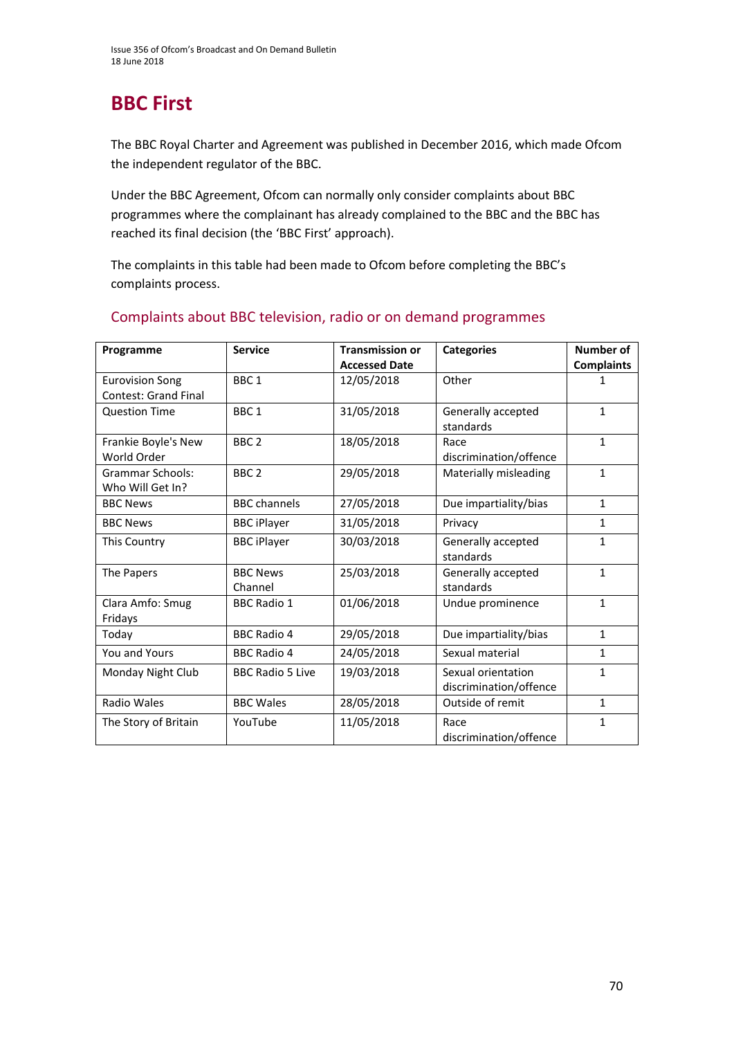# BBC First

The BBC Royal Charter and Agreement was published in December 2016, which made Ofcom the independent regulator of the BBC.

Under the BBC Agreement, Ofcom can normally only consider complaints about BBC programmes where the complainant has already complained to the BBC and the BBC has reached its final decision (the 'BBC First' approach).

The complaints in this table had been made to Ofcom before completing the BBC's complaints process.

## Complaints about BBC television, radio or on demand programmes

| Programme | Service | Transmission or Accessed Date | Categories | Number of Complaints |
|---|---|---|---|---|
| Eurovision Song Contest: Grand Final | BBC 1 | 12/05/2018 | Other | 1 |
| Question Time | BBC 1 | 31/05/2018 | Generally accepted standards | 1 |
| Frankie Boyle's New World Order | BBC 2 | 18/05/2018 | Race discrimination/offence | 1 |
| Grammar Schools: Who Will Get In? | BBC 2 | 29/05/2018 | Materially misleading | 1 |
| BBC News | BBC channels | 27/05/2018 | Due impartiality/bias | 1 |
| BBC News | BBC iPlayer | 31/05/2018 | Privacy | 1 |
| This Country | BBC iPlayer | 30/03/2018 | Generally accepted standards | 1 |
| The Papers | BBC News Channel | 25/03/2018 | Generally accepted standards | 1 |
| Clara Amfo: Smug Fridays | BBC Radio 1 | 01/06/2018 | Undue prominence | 1 |
| Today | BBC Radio 4 | 29/05/2018 | Due impartiality/bias | 1 |
| You and Yours | BBC Radio 4 | 24/05/2018 | Sexual material | 1 |
| Monday Night Club | BBC Radio 5 Live | 19/03/2018 | Sexual orientation discrimination/offence | 1 |
| Radio Wales | BBC Wales | 28/05/2018 | Outside of remit | 1 |
| The Story of Britain | YouTube | 11/05/2018 | Race discrimination/offence | 1 |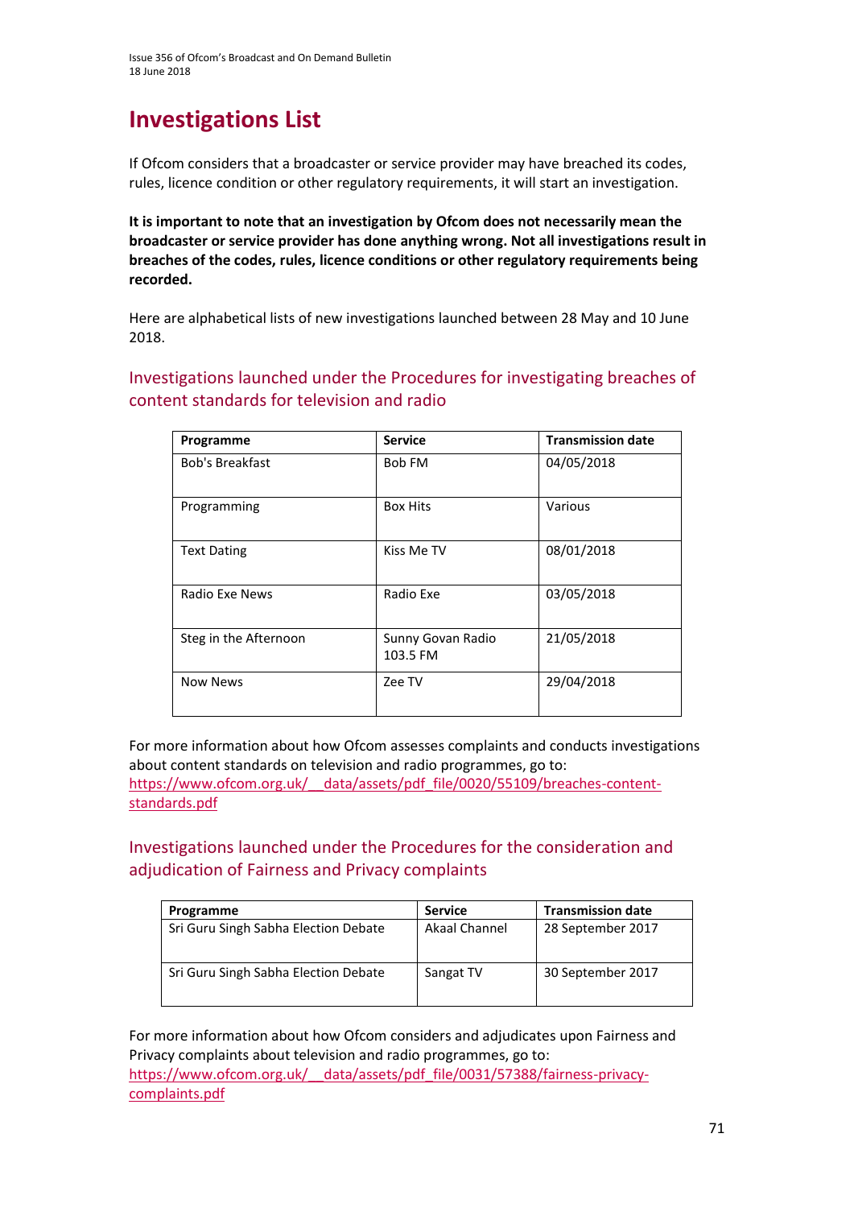# Investigations List

If Ofcom considers that a broadcaster or service provider may have breached its codes, rules, licence condition or other regulatory requirements, it will start an investigation.

**It is important to note that an investigation by Ofcom does not necessarily mean the broadcaster or service provider has done anything wrong. Not all investigations result in breaches of the codes, rules, licence conditions or other regulatory requirements being recorded.**

Here are alphabetical lists of new investigations launched between 28 May and 10 June 2018.

## Investigations launched under the Procedures for investigating breaches of content standards for television and radio

| Programme | Service | Transmission date |
|---|---|---|
| Bob's Breakfast | Bob FM | 04/05/2018 |
| Programming | Box Hits | Various |
| Text Dating | Kiss Me TV | 08/01/2018 |
| Radio Exe News | Radio Exe | 03/05/2018 |
| Steg in the Afternoon | Sunny Govan Radio 103.5 FM | 21/05/2018 |
| Now News | Zee TV | 29/04/2018 |

For more information about how Ofcom assesses complaints and conducts investigations about content standards on television and radio programmes, go to: https://www.ofcom.org.uk/__data/assets/pdf_file/0020/55109/breaches-content-standards.pdf

## Investigations launched under the Procedures for the consideration and adjudication of Fairness and Privacy complaints

| Programme | Service | Transmission date |
|---|---|---|
| Sri Guru Singh Sabha Election Debate | Akaal Channel | 28 September 2017 |
| Sri Guru Singh Sabha Election Debate | Sangat TV | 30 September 2017 |

For more information about how Ofcom considers and adjudicates upon Fairness and Privacy complaints about television and radio programmes, go to: https://www.ofcom.org.uk/__data/assets/pdf_file/0031/57388/fairness-privacy-complaints.pdf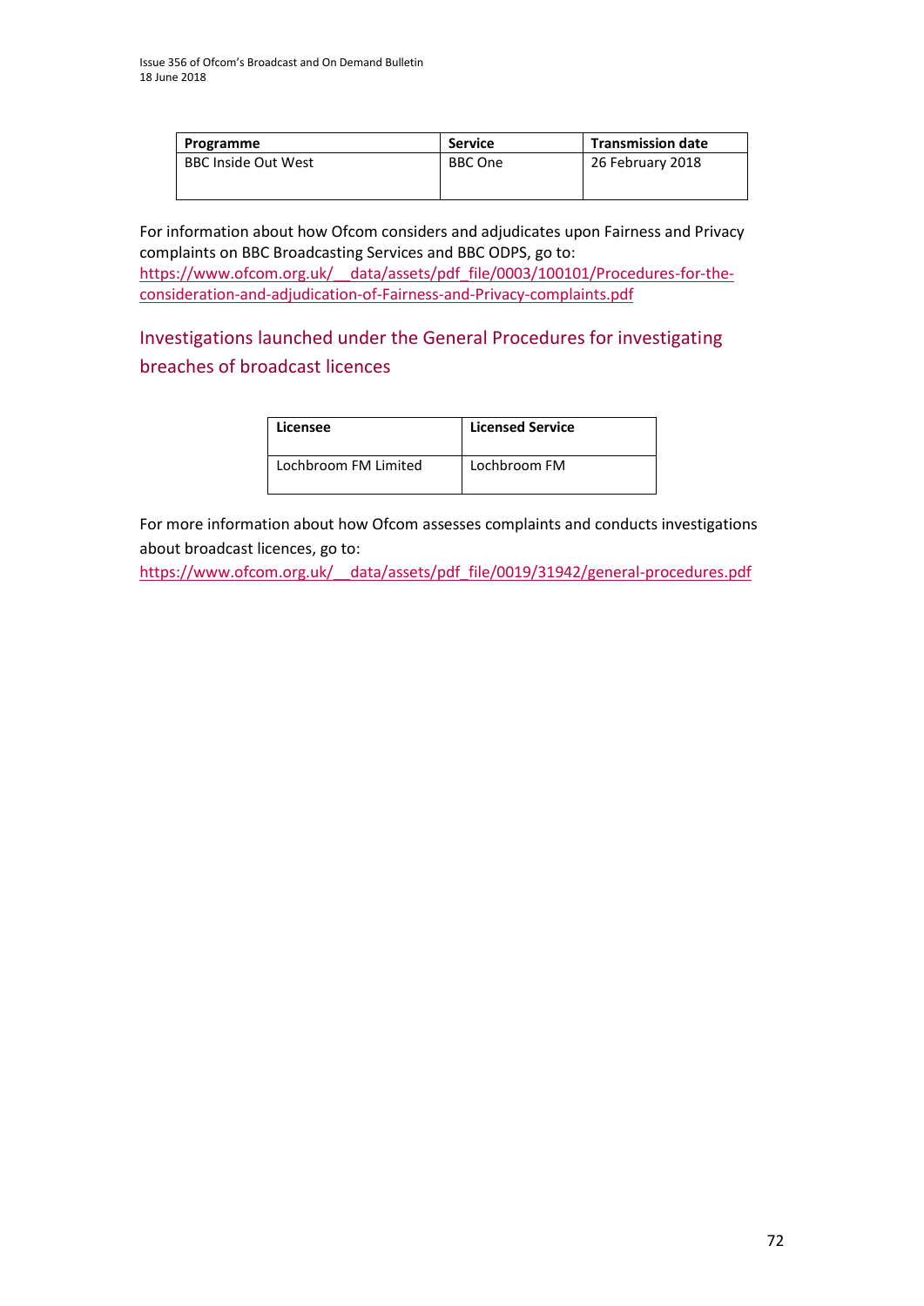| Programme | Service | Transmission date |
| --- | --- | --- |
| BBC Inside Out West | BBC One | 26 February 2018 |

For information about how Ofcom considers and adjudicates upon Fairness and Privacy complaints on BBC Broadcasting Services and BBC ODPS, go to: https://www.ofcom.org.uk/__data/assets/pdf_file/0003/100101/Procedures-for-the-consideration-and-adjudication-of-Fairness-and-Privacy-complaints.pdf

## Investigations launched under the General Procedures for investigating breaches of broadcast licences

| Licensee | Licensed Service |
| --- | --- |
| Lochbroom FM Limited | Lochbroom FM |

For more information about how Ofcom assesses complaints and conducts investigations about broadcast licences, go to:
https://www.ofcom.org.uk/__data/assets/pdf_file/0019/31942/general-procedures.pdf